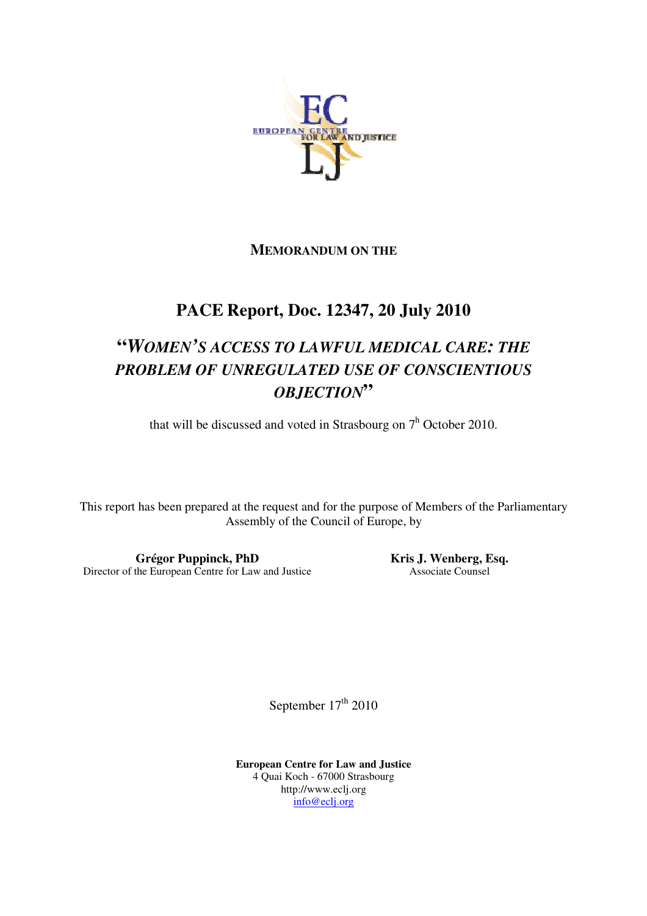EUROPEAN CENTRE FOR LAW AND JUSTICE

**MEMORANDUM ON THE**

# PACE Report, Doc. 12347, 20 July 2010

## "*WOMEN'S ACCESS TO LAWFUL MEDICAL CARE: THE PROBLEM OF UNREGULATED USE OF CONSCIENTIOUS OBJECTION*"

that will be discussed and voted in Strasbourg on 7th October 2010.

This report has been prepared at the request and for the purpose of Members of the Parliamentary Assembly of the Council of Europe, by

**Grégor Puppinck, PhD**
Director of the European Centre for Law and Justice

**Kris J. Wenberg, Esq.**
Associate Counsel

September 17th 2010

**European Centre for Law and Justice**
4 Quai Koch - 67000 Strasbourg
http://www.eclj.org
info@eclj.org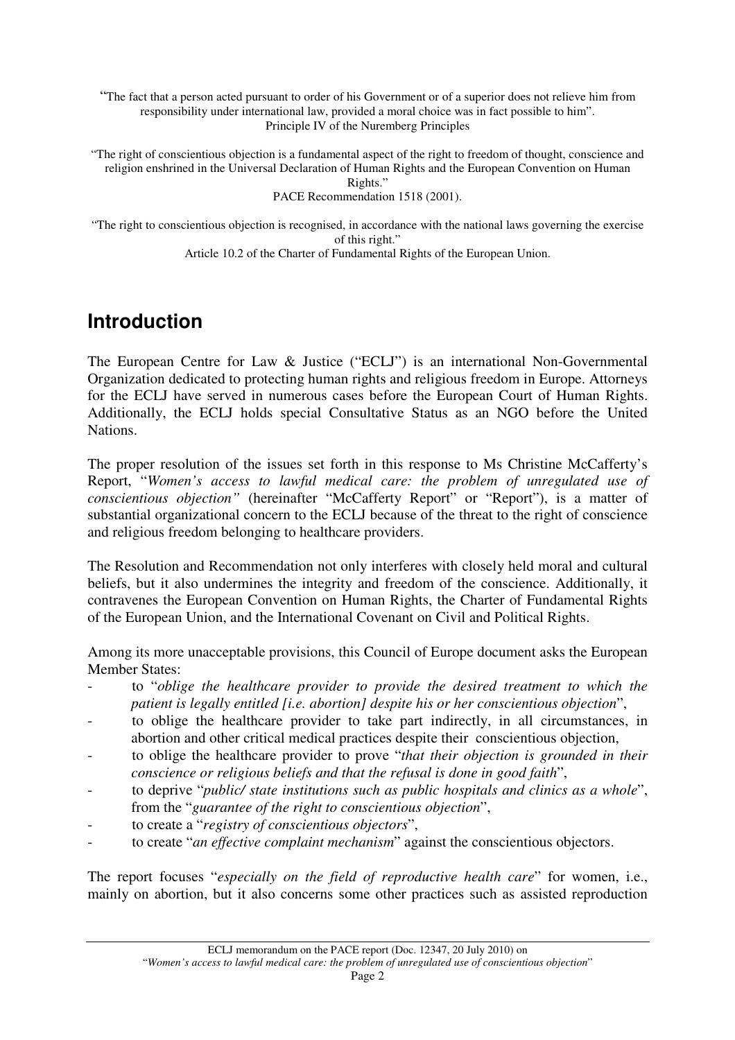"The fact that a person acted pursuant to order of his Government or of a superior does not relieve him from responsibility under international law, provided a moral choice was in fact possible to him".
Principle IV of the Nuremberg Principles

"The right of conscientious objection is a fundamental aspect of the right to freedom of thought, conscience and religion enshrined in the Universal Declaration of Human Rights and the European Convention on Human Rights."
PACE Recommendation 1518 (2001).

"The right to conscientious objection is recognised, in accordance with the national laws governing the exercise of this right."
Article 10.2 of the Charter of Fundamental Rights of the European Union.

## Introduction

The European Centre for Law & Justice ("ECLJ") is an international Non-Governmental Organization dedicated to protecting human rights and religious freedom in Europe. Attorneys for the ECLJ have served in numerous cases before the European Court of Human Rights. Additionally, the ECLJ holds special Consultative Status as an NGO before the United Nations.

The proper resolution of the issues set forth in this response to Ms Christine McCafferty's Report, "*Women's access to lawful medical care: the problem of unregulated use of conscientious objection"* (hereinafter "McCafferty Report" or "Report"), is a matter of substantial organizational concern to the ECLJ because of the threat to the right of conscience and religious freedom belonging to healthcare providers.

The Resolution and Recommendation not only interferes with closely held moral and cultural beliefs, but it also undermines the integrity and freedom of the conscience. Additionally, it contravenes the European Convention on Human Rights, the Charter of Fundamental Rights of the European Union, and the International Covenant on Civil and Political Rights.

Among its more unacceptable provisions, this Council of Europe document asks the European Member States:

- to "*oblige the healthcare provider to provide the desired treatment to which the patient is legally entitled [i.e. abortion] despite his or her conscientious objection*",
- to oblige the healthcare provider to take part indirectly, in all circumstances, in abortion and other critical medical practices despite their conscientious objection,
- to oblige the healthcare provider to prove "*that their objection is grounded in their conscience or religious beliefs and that the refusal is done in good faith*",
- to deprive "*public/ state institutions such as public hospitals and clinics as a whole*", from the "*guarantee of the right to conscientious objection*",
- to create a "*registry of conscientious objectors*",
- to create "*an effective complaint mechanism*" against the conscientious objectors.

The report focuses "*especially on the field of reproductive health care*" for women, i.e., mainly on abortion, but it also concerns some other practices such as assisted reproduction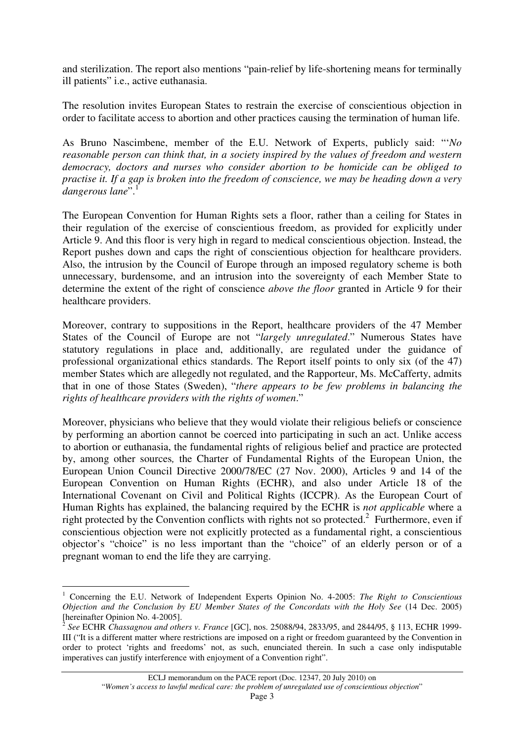and sterilization. The report also mentions "pain-relief by life-shortening means for terminally ill patients" i.e., active euthanasia.

The resolution invites European States to restrain the exercise of conscientious objection in order to facilitate access to abortion and other practices causing the termination of human life.

As Bruno Nascimbene, member of the E.U. Network of Experts, publicly said: "'*No reasonable person can think that, in a society inspired by the values of freedom and western democracy, doctors and nurses who consider abortion to be homicide can be obliged to practise it. If a gap is broken into the freedom of conscience, we may be heading down a very dangerous lane*".[1]

The European Convention for Human Rights sets a floor, rather than a ceiling for States in their regulation of the exercise of conscientious freedom, as provided for explicitly under Article 9. And this floor is very high in regard to medical conscientious objection. Instead, the Report pushes down and caps the right of conscientious objection for healthcare providers. Also, the intrusion by the Council of Europe through an imposed regulatory scheme is both unnecessary, burdensome, and an intrusion into the sovereignty of each Member State to determine the extent of the right of conscience *above the floor* granted in Article 9 for their healthcare providers.

Moreover, contrary to suppositions in the Report, healthcare providers of the 47 Member States of the Council of Europe are not "*largely unregulated*." Numerous States have statutory regulations in place and, additionally, are regulated under the guidance of professional organizational ethics standards. The Report itself points to only six (of the 47) member States which are allegedly not regulated, and the Rapporteur, Ms. McCafferty, admits that in one of those States (Sweden), "*there appears to be few problems in balancing the rights of healthcare providers with the rights of women*."

Moreover, physicians who believe that they would violate their religious beliefs or conscience by performing an abortion cannot be coerced into participating in such an act. Unlike access to abortion or euthanasia, the fundamental rights of religious belief and practice are protected by, among other sources*,* the Charter of Fundamental Rights of the European Union, the European Union Council Directive 2000/78/EC (27 Nov. 2000), Articles 9 and 14 of the European Convention on Human Rights (ECHR), and also under Article 18 of the International Covenant on Civil and Political Rights (ICCPR). As the European Court of Human Rights has explained, the balancing required by the ECHR is *not applicable* where a right protected by the Convention conflicts with rights not so protected.[2] Furthermore, even if conscientious objection were not explicitly protected as a fundamental right, a conscientious objector's "choice" is no less important than the "choice" of an elderly person or of a pregnant woman to end the life they are carrying.

---

[1] Concerning the E.U. Network of Independent Experts Opinion No. 4-2005: *The Right to Conscientious Objection and the Conclusion by EU Member States of the Concordats with the Holy See* (14 Dec. 2005) [hereinafter Opinion No. 4-2005].

[2] *See* ECHR *Chassagnou and others v. France* [GC], nos. 25088/94, 2833/95, and 2844/95, § 113, ECHR 1999-III ("It is a different matter where restrictions are imposed on a right or freedom guaranteed by the Convention in order to protect 'rights and freedoms' not, as such, enunciated therein. In such a case only indisputable imperatives can justify interference with enjoyment of a Convention right".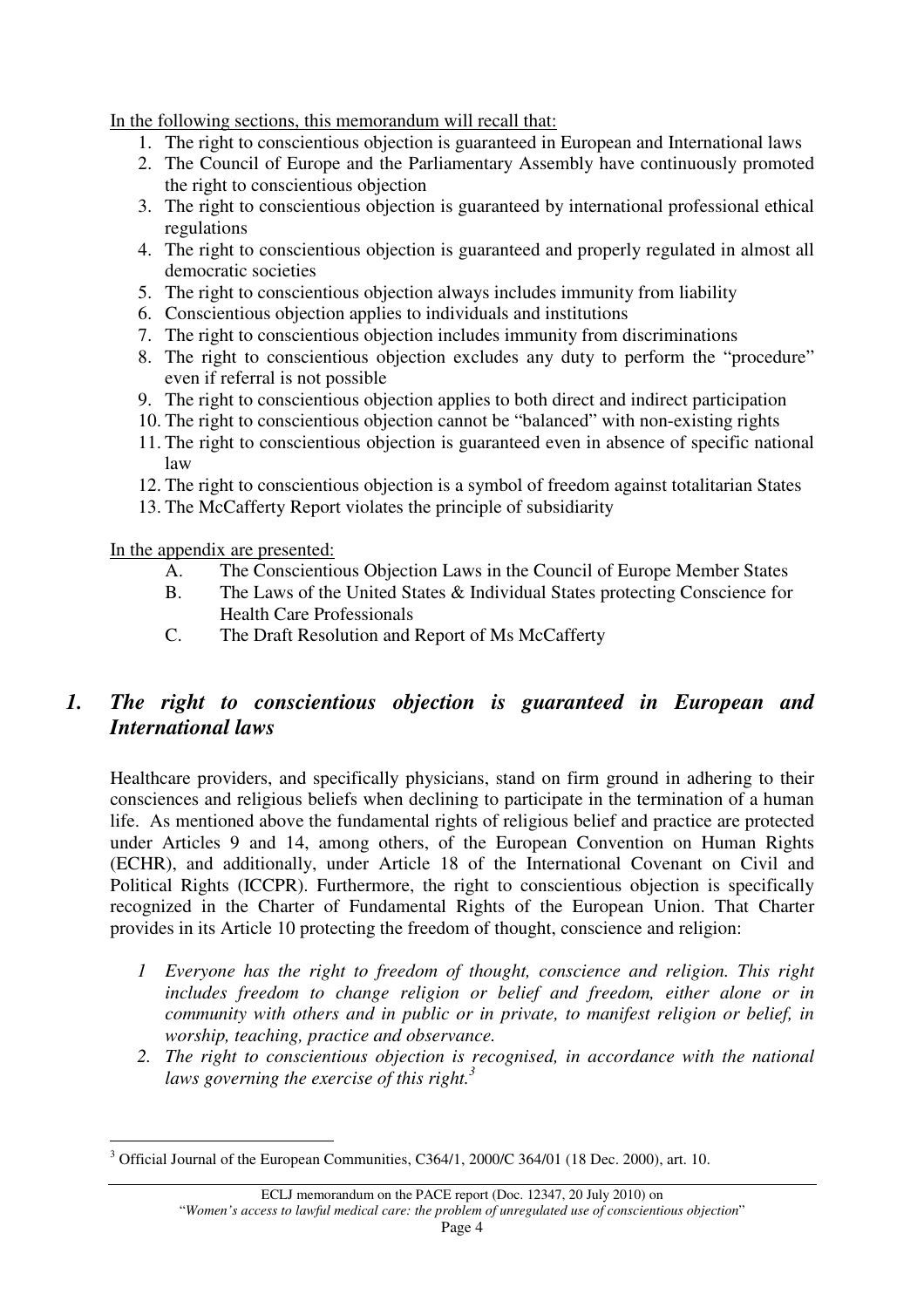In the following sections, this memorandum will recall that:

1. The right to conscientious objection is guaranteed in European and International laws
2. The Council of Europe and the Parliamentary Assembly have continuously promoted the right to conscientious objection
3. The right to conscientious objection is guaranteed by international professional ethical regulations
4. The right to conscientious objection is guaranteed and properly regulated in almost all democratic societies
5. The right to conscientious objection always includes immunity from liability
6. Conscientious objection applies to individuals and institutions
7. The right to conscientious objection includes immunity from discriminations
8. The right to conscientious objection excludes any duty to perform the "procedure" even if referral is not possible
9. The right to conscientious objection applies to both direct and indirect participation
10. The right to conscientious objection cannot be "balanced" with non-existing rights
11. The right to conscientious objection is guaranteed even in absence of specific national law
12. The right to conscientious objection is a symbol of freedom against totalitarian States
13. The McCafferty Report violates the principle of subsidiarity

In the appendix are presented:

A. The Conscientious Objection Laws in the Council of Europe Member States
B. The Laws of the United States & Individual States protecting Conscience for Health Care Professionals
C. The Draft Resolution and Report of Ms McCafferty

## *1. The right to conscientious objection is guaranteed in European and International laws*

Healthcare providers, and specifically physicians, stand on firm ground in adhering to their consciences and religious beliefs when declining to participate in the termination of a human life. As mentioned above the fundamental rights of religious belief and practice are protected under Articles 9 and 14, among others, of the European Convention on Human Rights (ECHR), and additionally, under Article 18 of the International Covenant on Civil and Political Rights (ICCPR). Furthermore, the right to conscientious objection is specifically recognized in the Charter of Fundamental Rights of the European Union. That Charter provides in its Article 10 protecting the freedom of thought, conscience and religion:

> *1 Everyone has the right to freedom of thought, conscience and religion. This right includes freedom to change religion or belief and freedom, either alone or in community with others and in public or in private, to manifest religion or belief, in worship, teaching, practice and observance.*
>
> *2. The right to conscientious objection is recognised, in accordance with the national laws governing the exercise of this right.*[3]

---

[3] Official Journal of the European Communities, C364/1, 2000/C 364/01 (18 Dec. 2000), art. 10.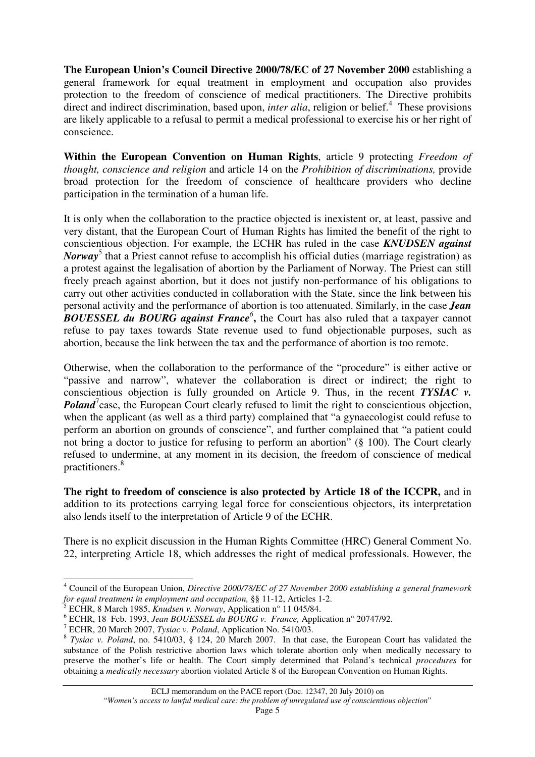**The European Union's Council Directive 2000/78/EC of 27 November 2000** establishing a general framework for equal treatment in employment and occupation also provides protection to the freedom of conscience of medical practitioners. The Directive prohibits direct and indirect discrimination, based upon, *inter alia*, religion or belief.[4] These provisions are likely applicable to a refusal to permit a medical professional to exercise his or her right of conscience.

**Within the European Convention on Human Rights**, article 9 protecting *Freedom of thought, conscience and religion* and article 14 on the *Prohibition of discriminations,* provide broad protection for the freedom of conscience of healthcare providers who decline participation in the termination of a human life.

It is only when the collaboration to the practice objected is inexistent or, at least, passive and very distant, that the European Court of Human Rights has limited the benefit of the right to conscientious objection. For example, the ECHR has ruled in the case ***KNUDSEN against Norway***[5] that a Priest cannot refuse to accomplish his official duties (marriage registration) as a protest against the legalisation of abortion by the Parliament of Norway. The Priest can still freely preach against abortion, but it does not justify non-performance of his obligations to carry out other activities conducted in collaboration with the State, since the link between his personal activity and the performance of abortion is too attenuated. Similarly, in the case ***Jean BOUESSEL du BOURG against France***[6]**,** the Court has also ruled that a taxpayer cannot refuse to pay taxes towards State revenue used to fund objectionable purposes, such as abortion, because the link between the tax and the performance of abortion is too remote.

Otherwise, when the collaboration to the performance of the "procedure" is either active or "passive and narrow", whatever the collaboration is direct or indirect; the right to conscientious objection is fully grounded on Article 9. Thus, in the recent ***TYSIAC v. Poland***[7] case, the European Court clearly refused to limit the right to conscientious objection, when the applicant (as well as a third party) complained that "a gynaecologist could refuse to perform an abortion on grounds of conscience", and further complained that "a patient could not bring a doctor to justice for refusing to perform an abortion" (§ 100). The Court clearly refused to undermine, at any moment in its decision, the freedom of conscience of medical practitioners.[8]

**The right to freedom of conscience is also protected by Article 18 of the ICCPR,** and in addition to its protections carrying legal force for conscientious objectors, its interpretation also lends itself to the interpretation of Article 9 of the ECHR.

There is no explicit discussion in the Human Rights Committee (HRC) General Comment No. 22, interpreting Article 18, which addresses the right of medical professionals. However, the

---

[4] Council of the European Union, *Directive 2000/78/EC of 27 November 2000 establishing a general framework for equal treatment in employment and occupation,* §§ 11-12, Articles 1-2.

[5] ECHR, 8 March 1985, *Knudsen v. Norway*, Application n° 11 045/84.

[6] ECHR, 18 Feb. 1993, *Jean BOUESSEL du BOURG v. France,* Application n° 20747/92.

[7] ECHR, 20 March 2007, *Tysiac v. Poland*, Application No. 5410/03.

[8] *Tysiac v. Poland*, no. 5410/03, § 124, 20 March 2007. In that case, the European Court has validated the substance of the Polish restrictive abortion laws which tolerate abortion only when medically necessary to preserve the mother's life or health. The Court simply determined that Poland's technical *procedures* for obtaining a *medically necessary* abortion violated Article 8 of the European Convention on Human Rights.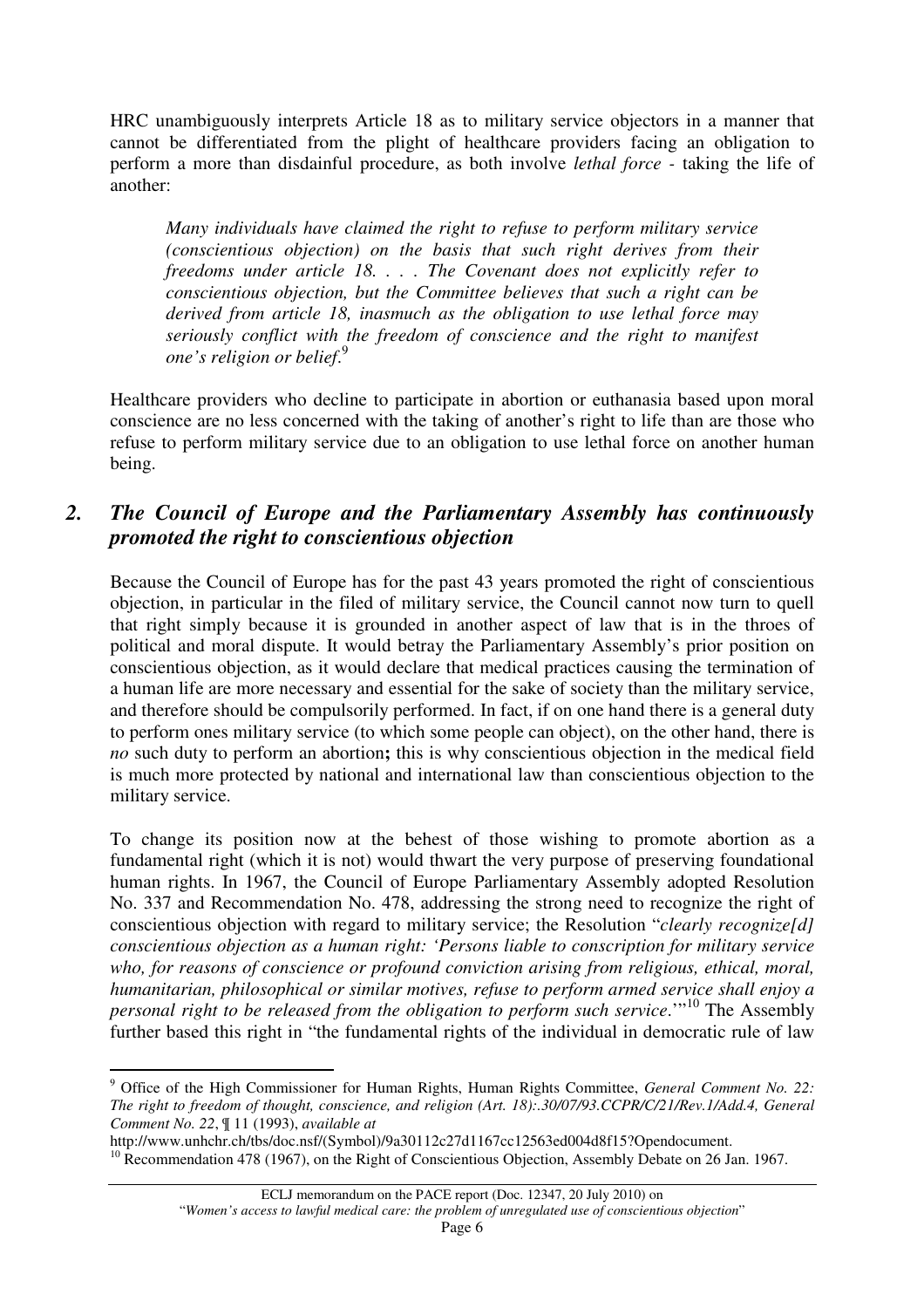HRC unambiguously interprets Article 18 as to military service objectors in a manner that cannot be differentiated from the plight of healthcare providers facing an obligation to perform a more than disdainful procedure, as both involve *lethal force* - taking the life of another:

> *Many individuals have claimed the right to refuse to perform military service (conscientious objection) on the basis that such right derives from their freedoms under article 18. . . . The Covenant does not explicitly refer to conscientious objection, but the Committee believes that such a right can be derived from article 18, inasmuch as the obligation to use lethal force may seriously conflict with the freedom of conscience and the right to manifest one's religion or belief.*[9]

Healthcare providers who decline to participate in abortion or euthanasia based upon moral conscience are no less concerned with the taking of another's right to life than are those who refuse to perform military service due to an obligation to use lethal force on another human being.

## *2. The Council of Europe and the Parliamentary Assembly has continuously promoted the right to conscientious objection*

Because the Council of Europe has for the past 43 years promoted the right of conscientious objection, in particular in the filed of military service, the Council cannot now turn to quell that right simply because it is grounded in another aspect of law that is in the throes of political and moral dispute. It would betray the Parliamentary Assembly's prior position on conscientious objection, as it would declare that medical practices causing the termination of a human life are more necessary and essential for the sake of society than the military service, and therefore should be compulsorily performed. In fact, if on one hand there is a general duty to perform ones military service (to which some people can object), on the other hand, there is *no* such duty to perform an abortion**;** this is why conscientious objection in the medical field is much more protected by national and international law than conscientious objection to the military service.

To change its position now at the behest of those wishing to promote abortion as a fundamental right (which it is not) would thwart the very purpose of preserving foundational human rights. In 1967, the Council of Europe Parliamentary Assembly adopted Resolution No. 337 and Recommendation No. 478, addressing the strong need to recognize the right of conscientious objection with regard to military service; the Resolution "*clearly recognize[d] conscientious objection as a human right: 'Persons liable to conscription for military service who, for reasons of conscience or profound conviction arising from religious, ethical, moral, humanitarian, philosophical or similar motives, refuse to perform armed service shall enjoy a personal right to be released from the obligation to perform such service*.'"[10] The Assembly further based this right in "the fundamental rights of the individual in democratic rule of law

---

[9] Office of the High Commissioner for Human Rights, Human Rights Committee, *General Comment No. 22: The right to freedom of thought, conscience, and religion (Art. 18):.30/07/93.CCPR/C/21/Rev.1/Add.4, General Comment No. 22*, ¶ 11 (1993), *available at* http://www.unhchr.ch/tbs/doc.nsf/(Symbol)/9a30112c27d1167cc12563ed004d8f15?Opendocument.

[10] Recommendation 478 (1967), on the Right of Conscientious Objection, Assembly Debate on 26 Jan. 1967.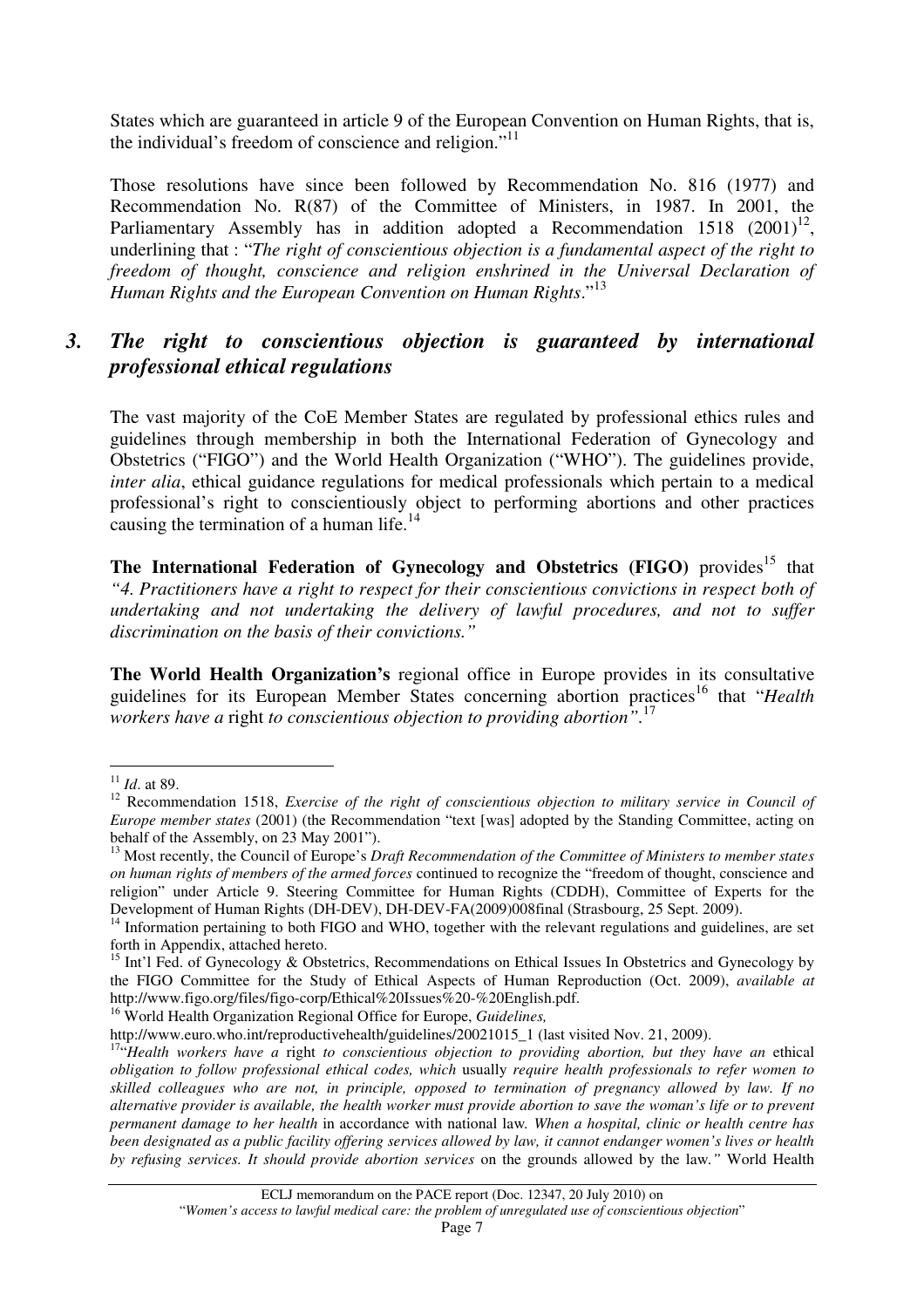States which are guaranteed in article 9 of the European Convention on Human Rights, that is, the individual's freedom of conscience and religion."[11]

Those resolutions have since been followed by Recommendation No. 816 (1977) and Recommendation No. R(87) of the Committee of Ministers, in 1987. In 2001, the Parliamentary Assembly has in addition adopted a Recommendation 1518 (2001)[12], underlining that : "*The right of conscientious objection is a fundamental aspect of the right to freedom of thought, conscience and religion enshrined in the Universal Declaration of Human Rights and the European Convention on Human Rights*."[13]

### *3. The right to conscientious objection is guaranteed by international professional ethical regulations*

The vast majority of the CoE Member States are regulated by professional ethics rules and guidelines through membership in both the International Federation of Gynecology and Obstetrics ("FIGO") and the World Health Organization ("WHO"). The guidelines provide, *inter alia*, ethical guidance regulations for medical professionals which pertain to a medical professional's right to conscientiously object to performing abortions and other practices causing the termination of a human life.[14]

**The International Federation of Gynecology and Obstetrics (FIGO)** provides[15] that *"4. Practitioners have a right to respect for their conscientious convictions in respect both of undertaking and not undertaking the delivery of lawful procedures, and not to suffer discrimination on the basis of their convictions."*

**The World Health Organization's** regional office in Europe provides in its consultative guidelines for its European Member States concerning abortion practices[16] that "*Health workers have a* right *to conscientious objection to providing abortion"*.[17]

---

[11] *Id*. at 89.

[12] Recommendation 1518, *Exercise of the right of conscientious objection to military service in Council of Europe member states* (2001) (the Recommendation "text [was] adopted by the Standing Committee, acting on behalf of the Assembly, on 23 May 2001").

[13] Most recently, the Council of Europe's *Draft Recommendation of the Committee of Ministers to member states on human rights of members of the armed forces* continued to recognize the "freedom of thought, conscience and religion" under Article 9. Steering Committee for Human Rights (CDDH), Committee of Experts for the Development of Human Rights (DH-DEV), DH-DEV-FA(2009)008final (Strasbourg, 25 Sept. 2009).

[14] Information pertaining to both FIGO and WHO, together with the relevant regulations and guidelines, are set forth in Appendix, attached hereto.

[15] Int'l Fed. of Gynecology & Obstetrics, Recommendations on Ethical Issues In Obstetrics and Gynecology by the FIGO Committee for the Study of Ethical Aspects of Human Reproduction (Oct. 2009), *available at* http://www.figo.org/files/figo-corp/Ethical%20Issues%20-%20English.pdf.

[16] World Health Organization Regional Office for Europe, *Guidelines,* http://www.euro.who.int/reproductivehealth/guidelines/20021015_1 (last visited Nov. 21, 2009).

[17] "*Health workers have a* right *to conscientious objection to providing abortion, but they have an* ethical *obligation to follow professional ethical codes, which* usually *require health professionals to refer women to skilled colleagues who are not, in principle, opposed to termination of pregnancy allowed by law. If no alternative provider is available, the health worker must provide abortion to save the woman's life or to prevent permanent damage to her health* in accordance with national law. *When a hospital, clinic or health centre has been designated as a public facility offering services allowed by law, it cannot endanger women's lives or health by refusing services. It should provide abortion services* on the grounds allowed by the law.*"* World Health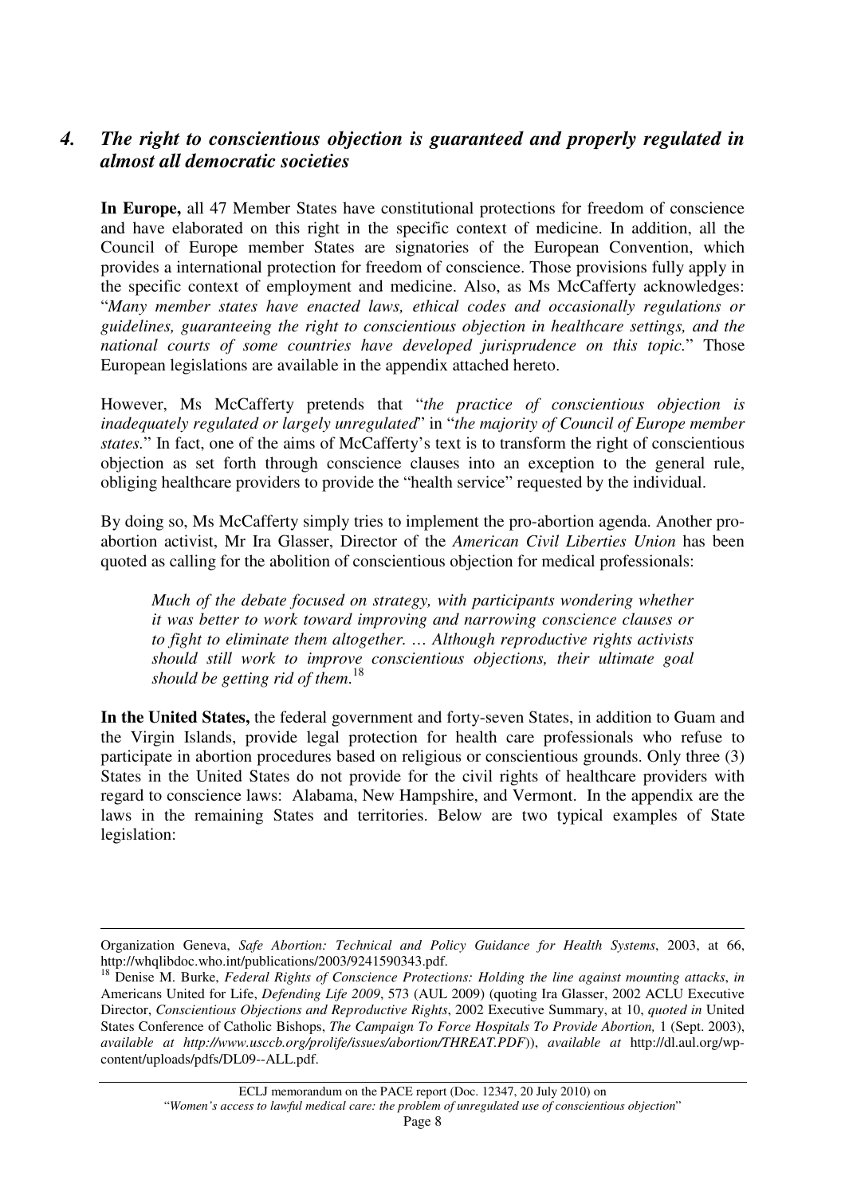## *4. The right to conscientious objection is guaranteed and properly regulated in almost all democratic societies*

**In Europe,** all 47 Member States have constitutional protections for freedom of conscience and have elaborated on this right in the specific context of medicine. In addition, all the Council of Europe member States are signatories of the European Convention, which provides a international protection for freedom of conscience. Those provisions fully apply in the specific context of employment and medicine. Also, as Ms McCafferty acknowledges: "*Many member states have enacted laws, ethical codes and occasionally regulations or guidelines, guaranteeing the right to conscientious objection in healthcare settings, and the national courts of some countries have developed jurisprudence on this topic.*" Those European legislations are available in the appendix attached hereto.

However, Ms McCafferty pretends that "*the practice of conscientious objection is inadequately regulated or largely unregulated*" in "*the majority of Council of Europe member states.*" In fact, one of the aims of McCafferty's text is to transform the right of conscientious objection as set forth through conscience clauses into an exception to the general rule, obliging healthcare providers to provide the "health service" requested by the individual.

By doing so, Ms McCafferty simply tries to implement the pro-abortion agenda. Another pro-abortion activist, Mr Ira Glasser, Director of the *American Civil Liberties Union* has been quoted as calling for the abolition of conscientious objection for medical professionals:

> *Much of the debate focused on strategy, with participants wondering whether it was better to work toward improving and narrowing conscience clauses or to fight to eliminate them altogether. … Although reproductive rights activists should still work to improve conscientious objections, their ultimate goal should be getting rid of them.*[18]

**In the United States,** the federal government and forty-seven States, in addition to Guam and the Virgin Islands, provide legal protection for health care professionals who refuse to participate in abortion procedures based on religious or conscientious grounds. Only three (3) States in the United States do not provide for the civil rights of healthcare providers with regard to conscience laws: Alabama, New Hampshire, and Vermont. In the appendix are the laws in the remaining States and territories. Below are two typical examples of State legislation:

---

Organization Geneva, *Safe Abortion: Technical and Policy Guidance for Health Systems*, 2003, at 66, http://whqlibdoc.who.int/publications/2003/9241590343.pdf.

[18] Denise M. Burke, *Federal Rights of Conscience Protections: Holding the line against mounting attacks*, *in* Americans United for Life, *Defending Life 2009*, 573 (AUL 2009) (quoting Ira Glasser, 2002 ACLU Executive Director, *Conscientious Objections and Reproductive Rights*, 2002 Executive Summary, at 10, *quoted in* United States Conference of Catholic Bishops, *The Campaign To Force Hospitals To Provide Abortion,* 1 (Sept. 2003), *available at http://www.usccb.org/prolife/issues/abortion/THREAT.PDF*)), *available at* http://dl.aul.org/wp-content/uploads/pdfs/DL09--ALL.pdf.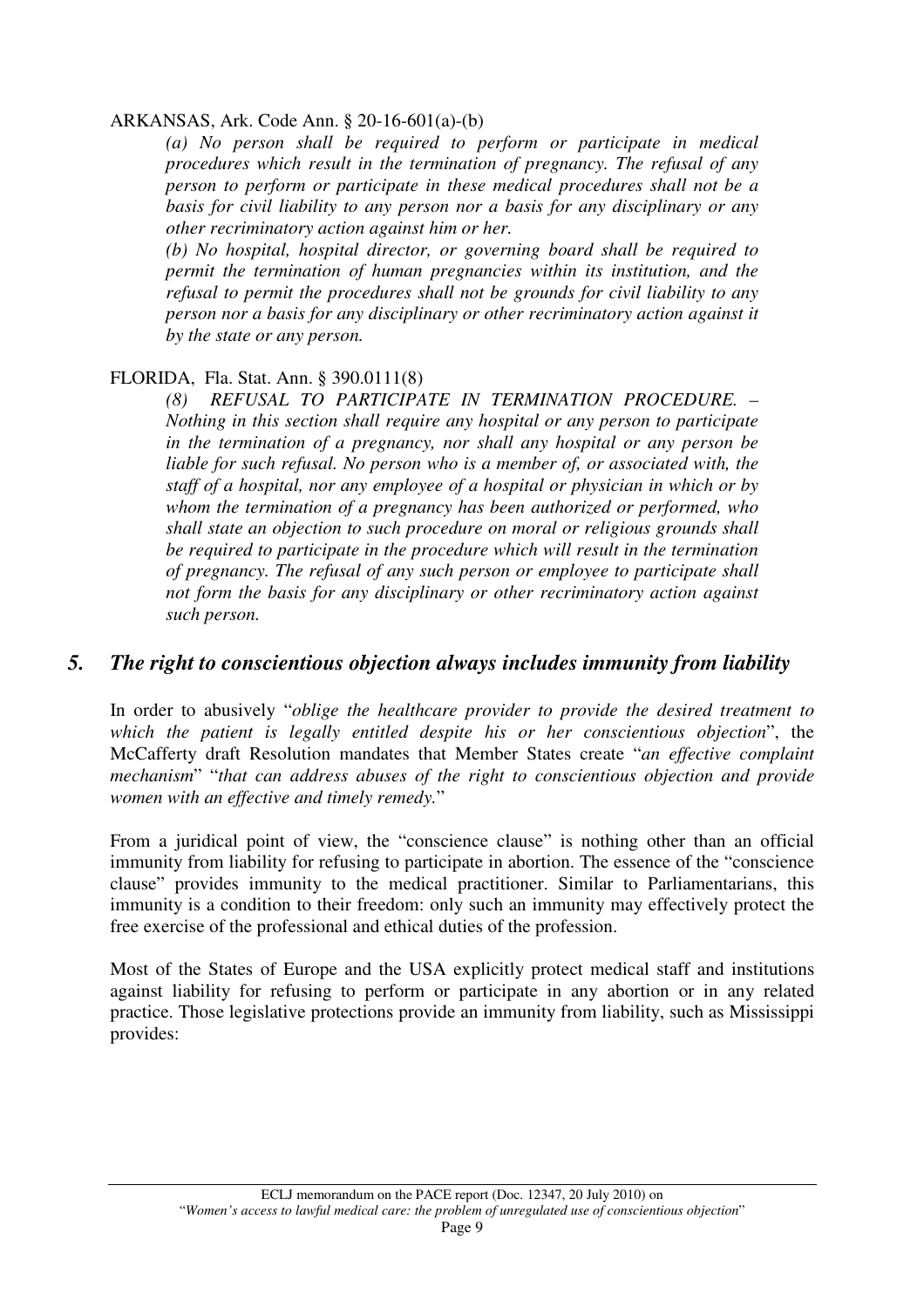ARKANSAS, Ark. Code Ann. § 20-16-601(a)-(b)

> *(a) No person shall be required to perform or participate in medical procedures which result in the termination of pregnancy. The refusal of any person to perform or participate in these medical procedures shall not be a basis for civil liability to any person nor a basis for any disciplinary or any other recriminatory action against him or her.*
>
> *(b) No hospital, hospital director, or governing board shall be required to permit the termination of human pregnancies within its institution, and the refusal to permit the procedures shall not be grounds for civil liability to any person nor a basis for any disciplinary or other recriminatory action against it by the state or any person.*

FLORIDA, Fla. Stat. Ann. § 390.0111(8)

> *(8) REFUSAL TO PARTICIPATE IN TERMINATION PROCEDURE. – Nothing in this section shall require any hospital or any person to participate in the termination of a pregnancy, nor shall any hospital or any person be liable for such refusal. No person who is a member of, or associated with, the staff of a hospital, nor any employee of a hospital or physician in which or by whom the termination of a pregnancy has been authorized or performed, who shall state an objection to such procedure on moral or religious grounds shall be required to participate in the procedure which will result in the termination of pregnancy. The refusal of any such person or employee to participate shall not form the basis for any disciplinary or other recriminatory action against such person.*

## *5. The right to conscientious objection always includes immunity from liability*

In order to abusively "*oblige the healthcare provider to provide the desired treatment to which the patient is legally entitled despite his or her conscientious objection*", the McCafferty draft Resolution mandates that Member States create "*an effective complaint mechanism*" "*that can address abuses of the right to conscientious objection and provide women with an effective and timely remedy.*"

From a juridical point of view, the "conscience clause" is nothing other than an official immunity from liability for refusing to participate in abortion. The essence of the "conscience clause" provides immunity to the medical practitioner. Similar to Parliamentarians, this immunity is a condition to their freedom: only such an immunity may effectively protect the free exercise of the professional and ethical duties of the profession.

Most of the States of Europe and the USA explicitly protect medical staff and institutions against liability for refusing to perform or participate in any abortion or in any related practice. Those legislative protections provide an immunity from liability, such as Mississippi provides: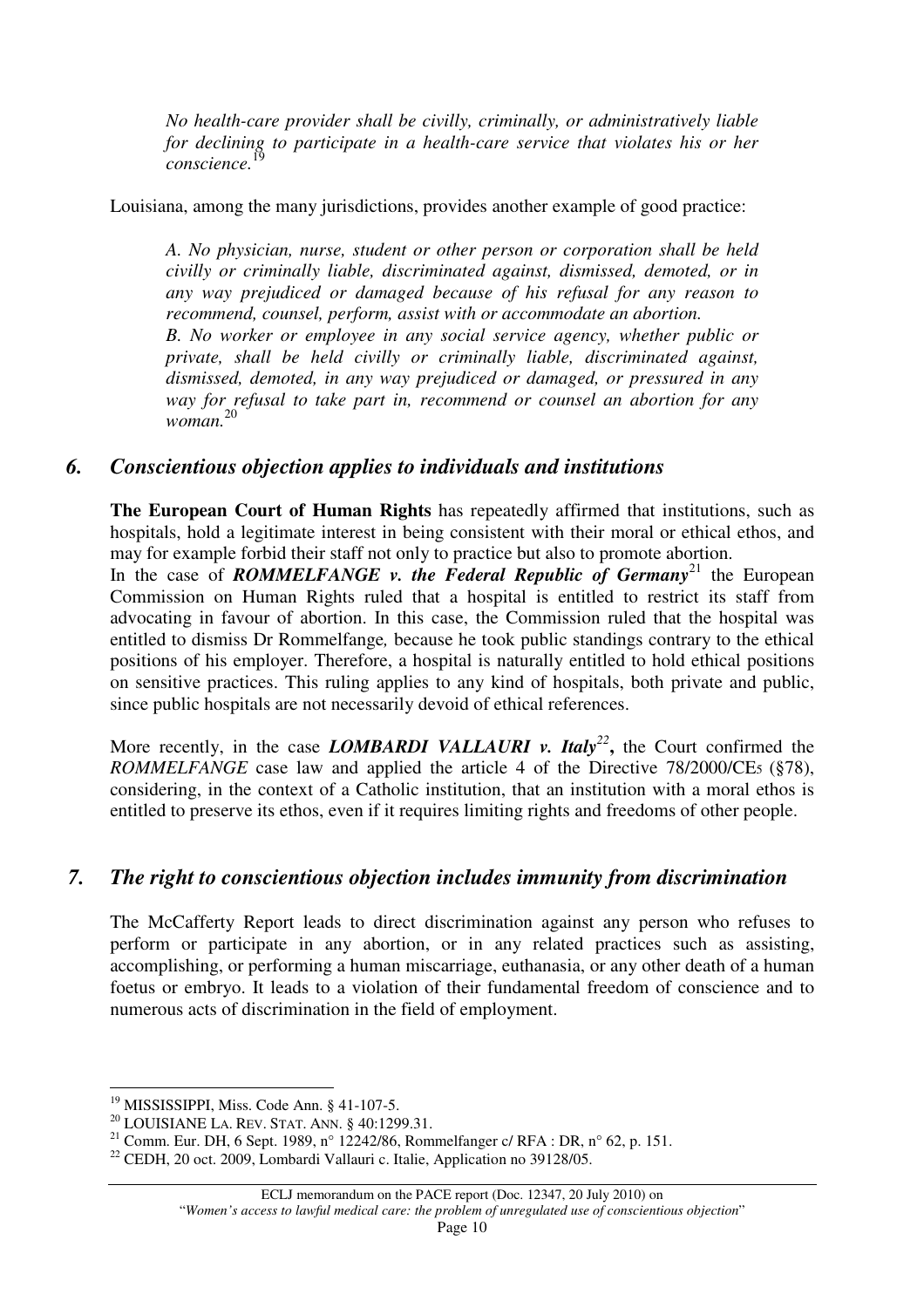> *No health-care provider shall be civilly, criminally, or administratively liable for declining to participate in a health-care service that violates his or her conscience.*[19]

Louisiana, among the many jurisdictions, provides another example of good practice:

> *A. No physician, nurse, student or other person or corporation shall be held civilly or criminally liable, discriminated against, dismissed, demoted, or in any way prejudiced or damaged because of his refusal for any reason to recommend, counsel, perform, assist with or accommodate an abortion.*
> *B. No worker or employee in any social service agency, whether public or private, shall be held civilly or criminally liable, discriminated against, dismissed, demoted, in any way prejudiced or damaged, or pressured in any way for refusal to take part in, recommend or counsel an abortion for any woman.*[20]

## *6. Conscientious objection applies to individuals and institutions*

**The European Court of Human Rights** has repeatedly affirmed that institutions, such as hospitals, hold a legitimate interest in being consistent with their moral or ethical ethos, and may for example forbid their staff not only to practice but also to promote abortion.

In the case of ***ROMMELFANGE v. the Federal Republic of Germany***[21] the European Commission on Human Rights ruled that a hospital is entitled to restrict its staff from advocating in favour of abortion. In this case, the Commission ruled that the hospital was entitled to dismiss Dr Rommelfange*,* because he took public standings contrary to the ethical positions of his employer. Therefore, a hospital is naturally entitled to hold ethical positions on sensitive practices. This ruling applies to any kind of hospitals, both private and public, since public hospitals are not necessarily devoid of ethical references.

More recently, in the case ***LOMBARDI VALLAURI v. Italy***[22]**,** the Court confirmed the *ROMMELFANGE* case law and applied the article 4 of the Directive 78/2000/CE5 (§78), considering, in the context of a Catholic institution, that an institution with a moral ethos is entitled to preserve its ethos, even if it requires limiting rights and freedoms of other people.

## *7. The right to conscientious objection includes immunity from discrimination*

The McCafferty Report leads to direct discrimination against any person who refuses to perform or participate in any abortion, or in any related practices such as assisting, accomplishing, or performing a human miscarriage, euthanasia, or any other death of a human foetus or embryo. It leads to a violation of their fundamental freedom of conscience and to numerous acts of discrimination in the field of employment.

---

[19] MISSISSIPPI, Miss. Code Ann. § 41-107-5.
[20] LOUISIANE LA. REV. STAT. ANN. § 40:1299.31.
[21] Comm. Eur. DH, 6 Sept. 1989, n° 12242/86, Rommelfanger c/ RFA : DR, n° 62, p. 151.
[22] CEDH, 20 oct. 2009, Lombardi Vallauri c. Italie, Application no 39128/05.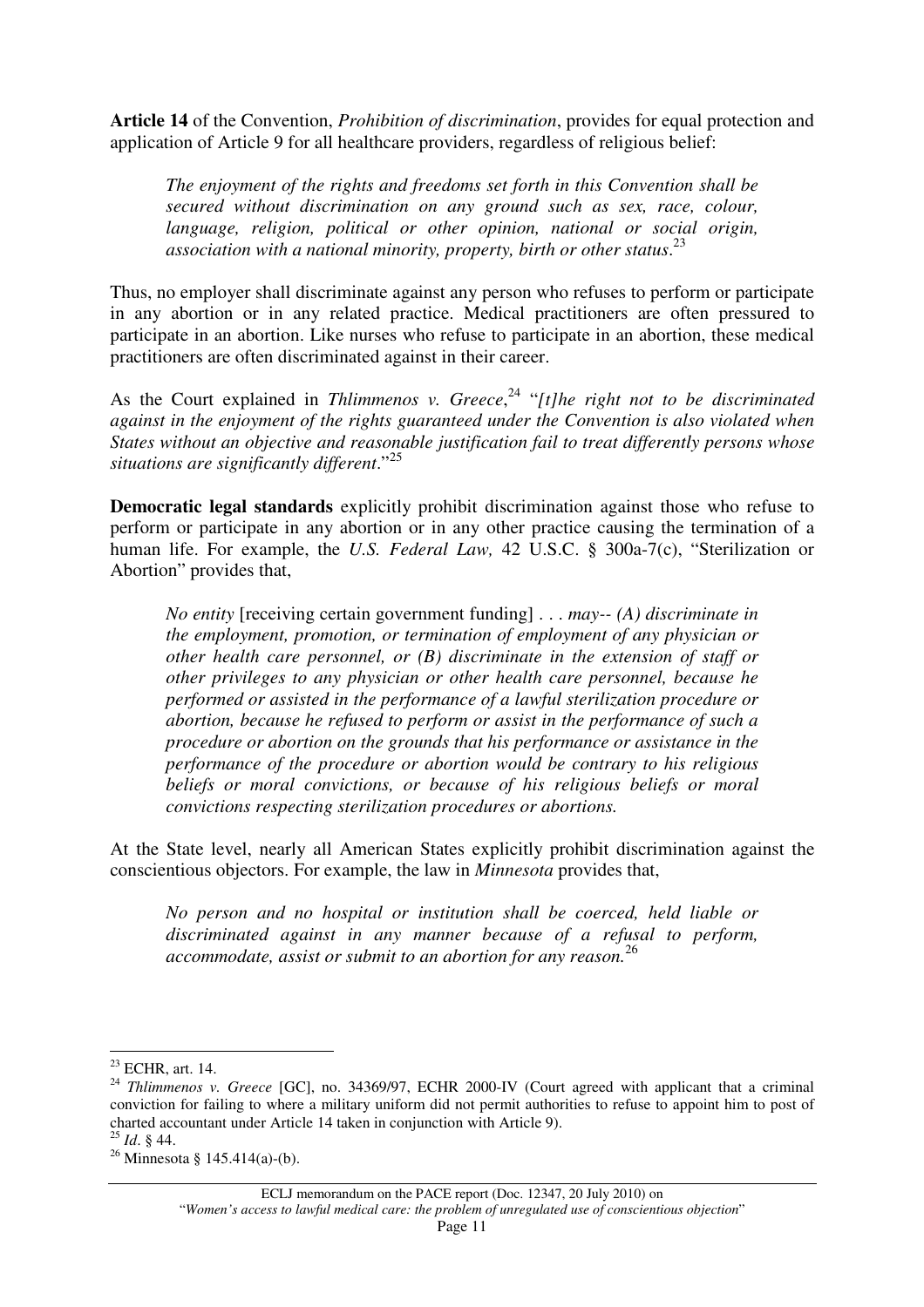**Article 14** of the Convention, *Prohibition of discrimination*, provides for equal protection and application of Article 9 for all healthcare providers, regardless of religious belief:

> *The enjoyment of the rights and freedoms set forth in this Convention shall be secured without discrimination on any ground such as sex, race, colour, language, religion, political or other opinion, national or social origin, association with a national minority, property, birth or other status*.[23]

Thus, no employer shall discriminate against any person who refuses to perform or participate in any abortion or in any related practice. Medical practitioners are often pressured to participate in an abortion. Like nurses who refuse to participate in an abortion, these medical practitioners are often discriminated against in their career.

As the Court explained in *Thlimmenos v. Greece*,[24] "*[t]he right not to be discriminated against in the enjoyment of the rights guaranteed under the Convention is also violated when States without an objective and reasonable justification fail to treat differently persons whose situations are significantly different*."[25]

**Democratic legal standards** explicitly prohibit discrimination against those who refuse to perform or participate in any abortion or in any other practice causing the termination of a human life. For example, the *U.S. Federal Law,* 42 U.S.C. § 300a-7(c), "Sterilization or Abortion" provides that,

> *No entity* [receiving certain government funding] . . . *may-- (A) discriminate in the employment, promotion, or termination of employment of any physician or other health care personnel, or (B) discriminate in the extension of staff or other privileges to any physician or other health care personnel, because he performed or assisted in the performance of a lawful sterilization procedure or abortion, because he refused to perform or assist in the performance of such a procedure or abortion on the grounds that his performance or assistance in the performance of the procedure or abortion would be contrary to his religious beliefs or moral convictions, or because of his religious beliefs or moral convictions respecting sterilization procedures or abortions.*

At the State level, nearly all American States explicitly prohibit discrimination against the conscientious objectors. For example, the law in *Minnesota* provides that,

> *No person and no hospital or institution shall be coerced, held liable or discriminated against in any manner because of a refusal to perform, accommodate, assist or submit to an abortion for any reason.*[26]

---

[23] ECHR, art. 14.

[24] *Thlimmenos v. Greece* [GC], no. 34369/97, ECHR 2000-IV (Court agreed with applicant that a criminal conviction for failing to where a military uniform did not permit authorities to refuse to appoint him to post of charted accountant under Article 14 taken in conjunction with Article 9).

[25] *Id*. § 44.

[26] Minnesota § 145.414(a)-(b).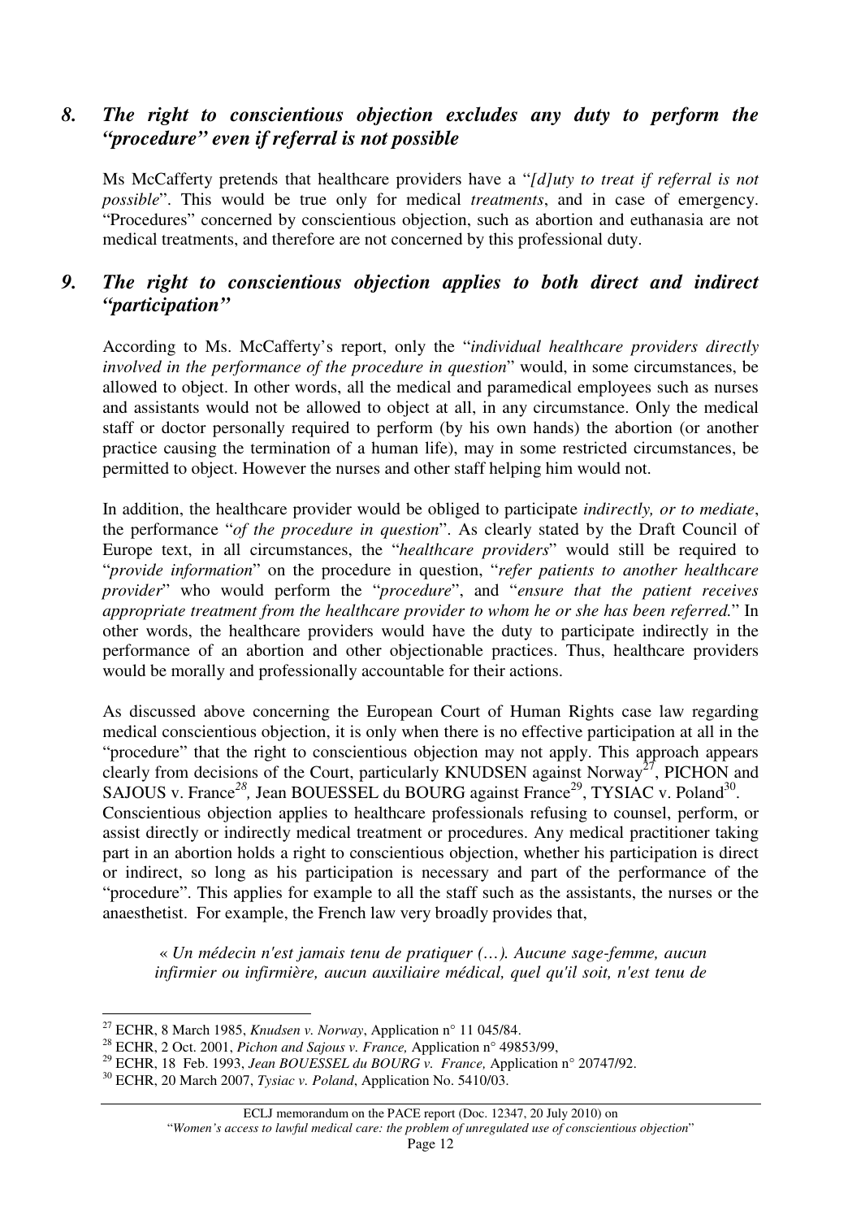## *8. The right to conscientious objection excludes any duty to perform the "procedure" even if referral is not possible*

Ms McCafferty pretends that healthcare providers have a "*[d]uty to treat if referral is not possible*". This would be true only for medical *treatments*, and in case of emergency. "Procedures" concerned by conscientious objection, such as abortion and euthanasia are not medical treatments, and therefore are not concerned by this professional duty.

## *9. The right to conscientious objection applies to both direct and indirect "participation"*

According to Ms. McCafferty's report, only the "*individual healthcare providers directly involved in the performance of the procedure in question*" would, in some circumstances, be allowed to object. In other words, all the medical and paramedical employees such as nurses and assistants would not be allowed to object at all, in any circumstance. Only the medical staff or doctor personally required to perform (by his own hands) the abortion (or another practice causing the termination of a human life), may in some restricted circumstances, be permitted to object. However the nurses and other staff helping him would not.

In addition, the healthcare provider would be obliged to participate *indirectly, or to mediate*, the performance "*of the procedure in question*". As clearly stated by the Draft Council of Europe text, in all circumstances, the "*healthcare providers*" would still be required to "*provide information*" on the procedure in question, "*refer patients to another healthcare provider*" who would perform the "*procedure*", and "*ensure that the patient receives appropriate treatment from the healthcare provider to whom he or she has been referred.*" In other words, the healthcare providers would have the duty to participate indirectly in the performance of an abortion and other objectionable practices. Thus, healthcare providers would be morally and professionally accountable for their actions.

As discussed above concerning the European Court of Human Rights case law regarding medical conscientious objection, it is only when there is no effective participation at all in the "procedure" that the right to conscientious objection may not apply. This approach appears clearly from decisions of the Court, particularly KNUDSEN against Norway[27], PICHON and SAJOUS v. France[28], Jean BOUESSEL du BOURG against France[29], TYSIAC v. Poland[30].
Conscientious objection applies to healthcare professionals refusing to counsel, perform, or assist directly or indirectly medical treatment or procedures. Any medical practitioner taking part in an abortion holds a right to conscientious objection, whether his participation is direct or indirect, so long as his participation is necessary and part of the performance of the "procedure". This applies for example to all the staff such as the assistants, the nurses or the anaesthetist. For example, the French law very broadly provides that,

> « *Un médecin n'est jamais tenu de pratiquer (…). Aucune sage-femme, aucun infirmier ou infirmière, aucun auxiliaire médical, quel qu'il soit, n'est tenu de*

---

[27] ECHR, 8 March 1985, *Knudsen v. Norway*, Application n° 11 045/84.

[28] ECHR, 2 Oct. 2001, *Pichon and Sajous v. France,* Application n° 49853/99,

[29] ECHR, 18 Feb. 1993, *Jean BOUESSEL du BOURG v. France,* Application n° 20747/92.

[30] ECHR, 20 March 2007, *Tysiac v. Poland*, Application No. 5410/03.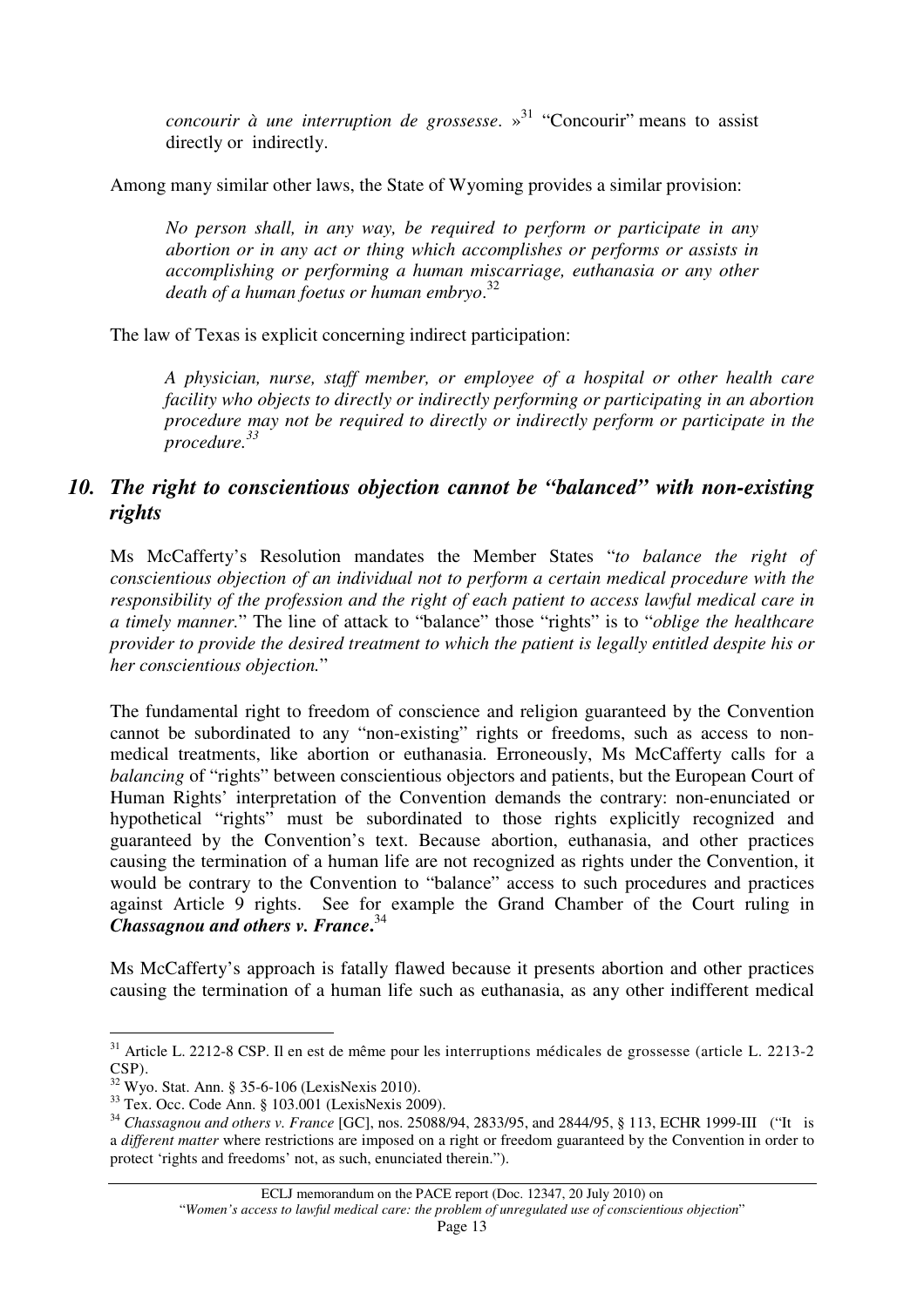*concourir à une interruption de grossesse*. »[31] "Concourir" means to assist directly or indirectly.

Among many similar other laws, the State of Wyoming provides a similar provision:

> *No person shall, in any way, be required to perform or participate in any abortion or in any act or thing which accomplishes or performs or assists in accomplishing or performing a human miscarriage, euthanasia or any other death of a human foetus or human embryo*.[32]

The law of Texas is explicit concerning indirect participation:

> *A physician, nurse, staff member, or employee of a hospital or other health care facility who objects to directly or indirectly performing or participating in an abortion procedure may not be required to directly or indirectly perform or participate in the procedure.*[33]

## *10. The right to conscientious objection cannot be "balanced" with non-existing rights*

Ms McCafferty's Resolution mandates the Member States "*to balance the right of conscientious objection of an individual not to perform a certain medical procedure with the responsibility of the profession and the right of each patient to access lawful medical care in a timely manner.*" The line of attack to "balance" those "rights" is to "*oblige the healthcare provider to provide the desired treatment to which the patient is legally entitled despite his or her conscientious objection.*"

The fundamental right to freedom of conscience and religion guaranteed by the Convention cannot be subordinated to any "non-existing" rights or freedoms, such as access to non-medical treatments, like abortion or euthanasia. Erroneously, Ms McCafferty calls for a *balancing* of "rights" between conscientious objectors and patients, but the European Court of Human Rights' interpretation of the Convention demands the contrary: non-enunciated or hypothetical "rights" must be subordinated to those rights explicitly recognized and guaranteed by the Convention's text. Because abortion, euthanasia, and other practices causing the termination of a human life are not recognized as rights under the Convention, it would be contrary to the Convention to "balance" access to such procedures and practices against Article 9 rights. See for example the Grand Chamber of the Court ruling in ***Chassagnou and others v. France***.[34]

Ms McCafferty's approach is fatally flawed because it presents abortion and other practices causing the termination of a human life such as euthanasia, as any other indifferent medical

---

[31] Article L. 2212-8 CSP. Il en est de même pour les interruptions médicales de grossesse (article L. 2213-2 CSP).

[32] Wyo. Stat. Ann. § 35-6-106 (LexisNexis 2010).

[33] Tex. Occ. Code Ann. § 103.001 (LexisNexis 2009).

[34] *Chassagnou and others v. France* [GC], nos. 25088/94, 2833/95, and 2844/95, § 113, ECHR 1999-III ("It is a *different matter* where restrictions are imposed on a right or freedom guaranteed by the Convention in order to protect 'rights and freedoms' not, as such, enunciated therein.").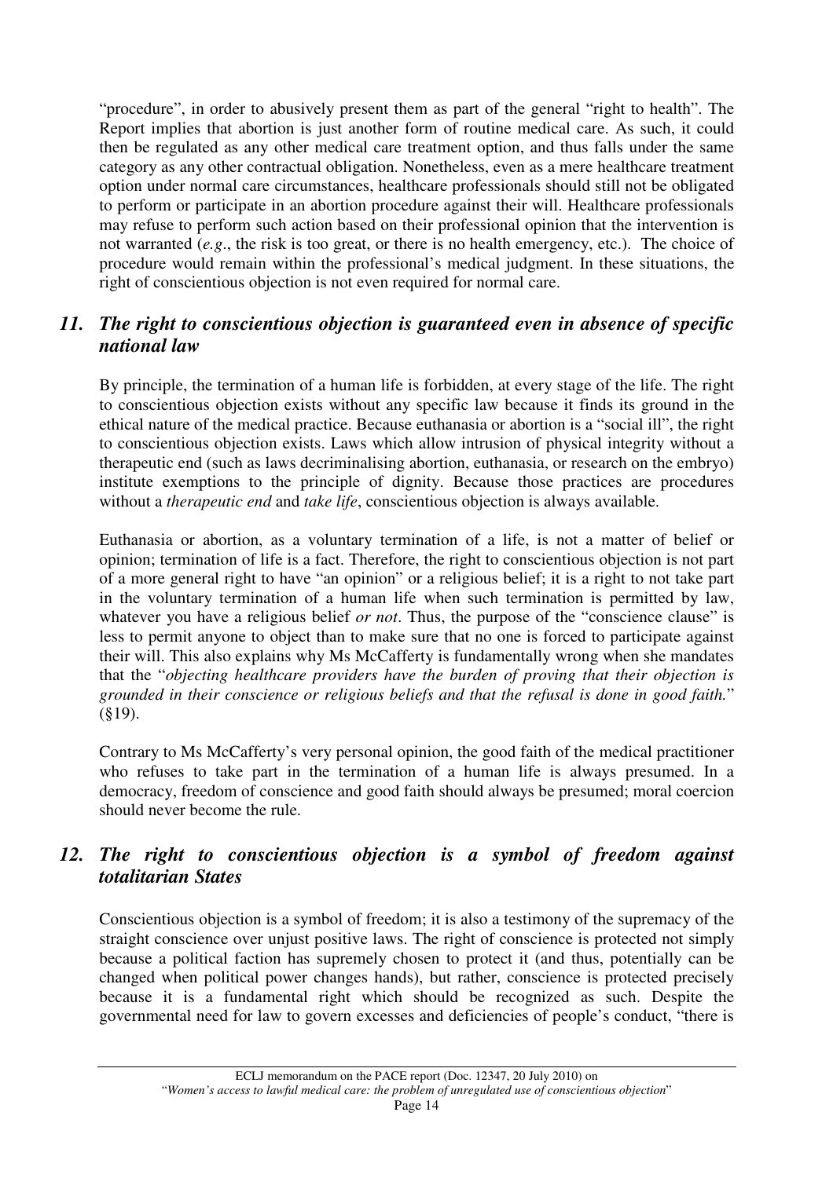"procedure", in order to abusively present them as part of the general "right to health". The Report implies that abortion is just another form of routine medical care. As such, it could then be regulated as any other medical care treatment option, and thus falls under the same category as any other contractual obligation. Nonetheless, even as a mere healthcare treatment option under normal care circumstances, healthcare professionals should still not be obligated to perform or participate in an abortion procedure against their will. Healthcare professionals may refuse to perform such action based on their professional opinion that the intervention is not warranted (*e.g*., the risk is too great, or there is no health emergency, etc.). The choice of procedure would remain within the professional's medical judgment. In these situations, the right of conscientious objection is not even required for normal care.

## *11. The right to conscientious objection is guaranteed even in absence of specific national law*

By principle, the termination of a human life is forbidden, at every stage of the life. The right to conscientious objection exists without any specific law because it finds its ground in the ethical nature of the medical practice. Because euthanasia or abortion is a "social ill", the right to conscientious objection exists. Laws which allow intrusion of physical integrity without a therapeutic end (such as laws decriminalising abortion, euthanasia, or research on the embryo) institute exemptions to the principle of dignity. Because those practices are procedures without a *therapeutic end* and *take life*, conscientious objection is always available.

Euthanasia or abortion, as a voluntary termination of a life, is not a matter of belief or opinion; termination of life is a fact. Therefore, the right to conscientious objection is not part of a more general right to have "an opinion" or a religious belief; it is a right to not take part in the voluntary termination of a human life when such termination is permitted by law, whatever you have a religious belief *or not*. Thus, the purpose of the "conscience clause" is less to permit anyone to object than to make sure that no one is forced to participate against their will. This also explains why Ms McCafferty is fundamentally wrong when she mandates that the "*objecting healthcare providers have the burden of proving that their objection is grounded in their conscience or religious beliefs and that the refusal is done in good faith.*" (§19).

Contrary to Ms McCafferty's very personal opinion, the good faith of the medical practitioner who refuses to take part in the termination of a human life is always presumed. In a democracy, freedom of conscience and good faith should always be presumed; moral coercion should never become the rule.

## *12. The right to conscientious objection is a symbol of freedom against totalitarian States*

Conscientious objection is a symbol of freedom; it is also a testimony of the supremacy of the straight conscience over unjust positive laws. The right of conscience is protected not simply because a political faction has supremely chosen to protect it (and thus, potentially can be changed when political power changes hands), but rather, conscience is protected precisely because it is a fundamental right which should be recognized as such. Despite the governmental need for law to govern excesses and deficiencies of people's conduct, "there is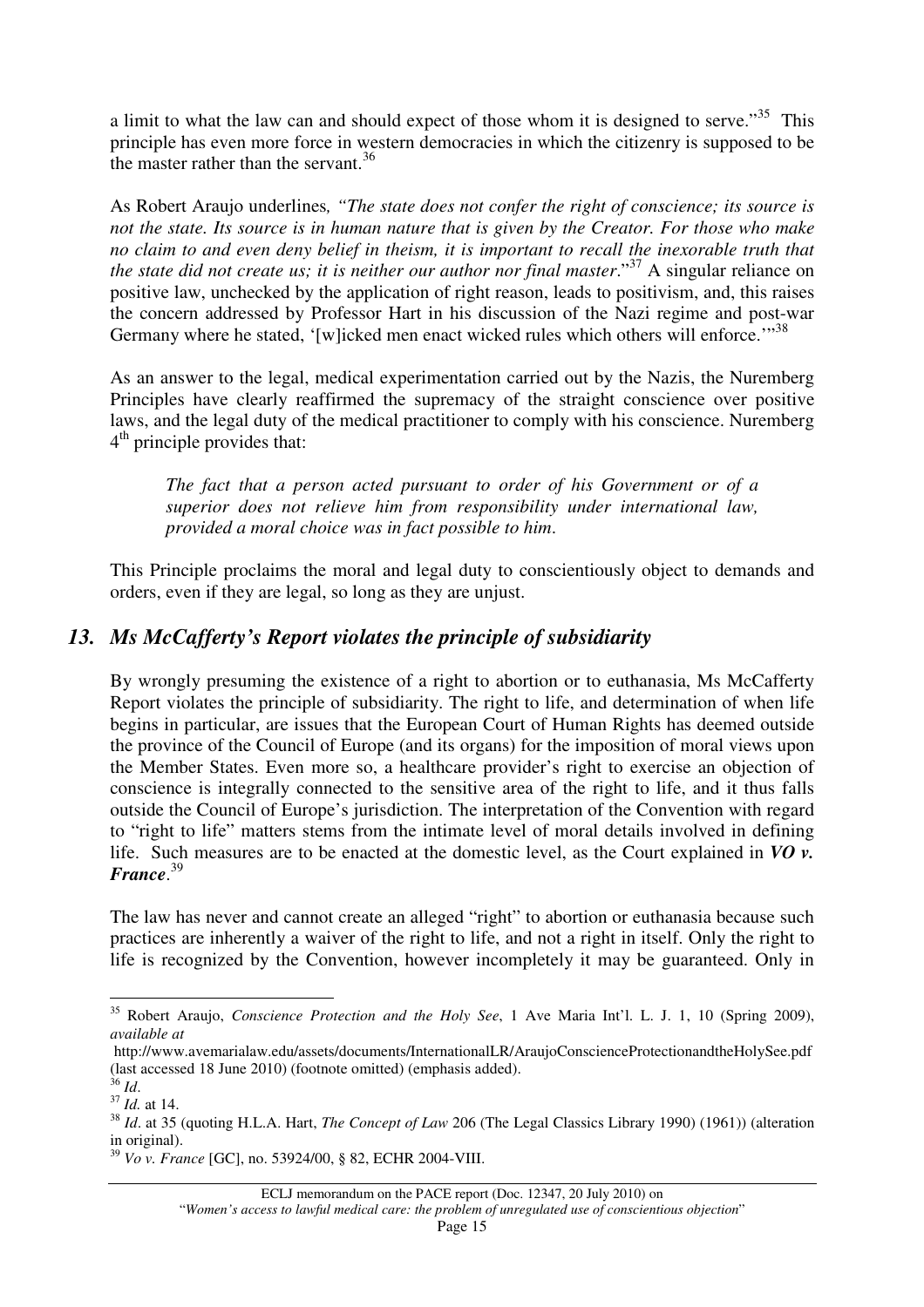a limit to what the law can and should expect of those whom it is designed to serve."[35] This principle has even more force in western democracies in which the citizenry is supposed to be the master rather than the servant.[36]

As Robert Araujo underlines*, "The state does not confer the right of conscience; its source is not the state. Its source is in human nature that is given by the Creator. For those who make no claim to and even deny belief in theism, it is important to recall the inexorable truth that the state did not create us; it is neither our author nor final master*."[37] A singular reliance on positive law, unchecked by the application of right reason, leads to positivism, and, this raises the concern addressed by Professor Hart in his discussion of the Nazi regime and post-war Germany where he stated, '[w]icked men enact wicked rules which others will enforce.'"[38]

As an answer to the legal, medical experimentation carried out by the Nazis, the Nuremberg Principles have clearly reaffirmed the supremacy of the straight conscience over positive laws, and the legal duty of the medical practitioner to comply with his conscience. Nuremberg 4th principle provides that:

> *The fact that a person acted pursuant to order of his Government or of a superior does not relieve him from responsibility under international law, provided a moral choice was in fact possible to him.*

This Principle proclaims the moral and legal duty to conscientiously object to demands and orders, even if they are legal, so long as they are unjust.

## *13. Ms McCafferty's Report violates the principle of subsidiarity*

By wrongly presuming the existence of a right to abortion or to euthanasia, Ms McCafferty Report violates the principle of subsidiarity. The right to life, and determination of when life begins in particular, are issues that the European Court of Human Rights has deemed outside the province of the Council of Europe (and its organs) for the imposition of moral views upon the Member States. Even more so, a healthcare provider's right to exercise an objection of conscience is integrally connected to the sensitive area of the right to life, and it thus falls outside the Council of Europe's jurisdiction. The interpretation of the Convention with regard to "right to life" matters stems from the intimate level of moral details involved in defining life. Such measures are to be enacted at the domestic level, as the Court explained in ***VO v. France***.[39]

The law has never and cannot create an alleged "right" to abortion or euthanasia because such practices are inherently a waiver of the right to life, and not a right in itself. Only the right to life is recognized by the Convention, however incompletely it may be guaranteed. Only in

---

[35] Robert Araujo, *Conscience Protection and the Holy See*, 1 Ave Maria Int'l. L. J. 1, 10 (Spring 2009), *available at* http://www.avemarialaw.edu/assets/documents/InternationalLR/AraujoConscienceProtectionandtheHolySee.pdf (last accessed 18 June 2010) (footnote omitted) (emphasis added).

[36] *Id*.

[37] *Id.* at 14.

[38] *Id*. at 35 (quoting H.L.A. Hart, *The Concept of Law* 206 (The Legal Classics Library 1990) (1961)) (alteration in original).

[39] *Vo v. France* [GC], no. 53924/00, § 82, ECHR 2004-VIII.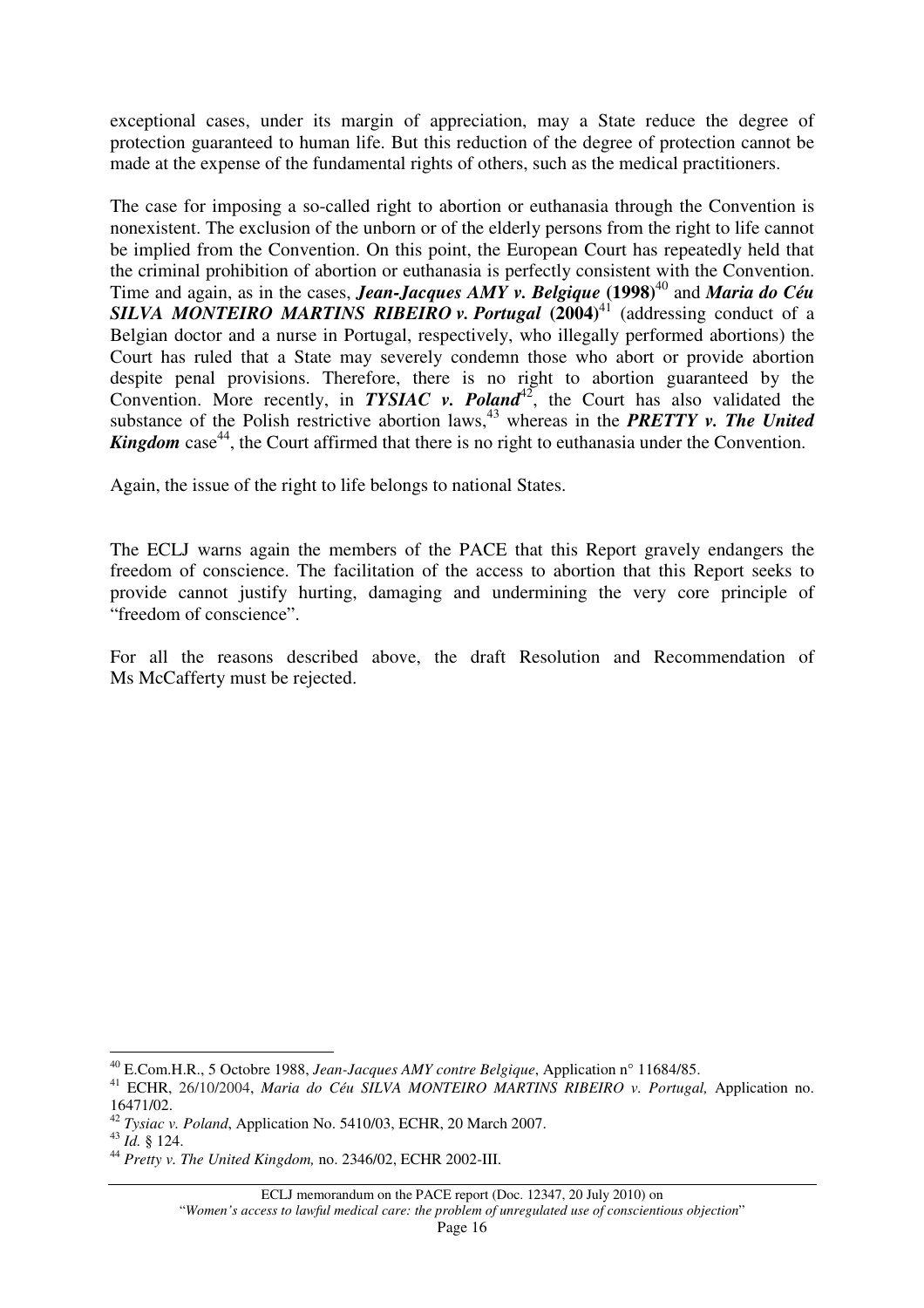exceptional cases, under its margin of appreciation, may a State reduce the degree of protection guaranteed to human life. But this reduction of the degree of protection cannot be made at the expense of the fundamental rights of others, such as the medical practitioners.

The case for imposing a so-called right to abortion or euthanasia through the Convention is nonexistent. The exclusion of the unborn or of the elderly persons from the right to life cannot be implied from the Convention. On this point, the European Court has repeatedly held that the criminal prohibition of abortion or euthanasia is perfectly consistent with the Convention. Time and again, as in the cases, ***Jean-Jacques AMY v. Belgique* (1998)**[40] and ***Maria do Céu SILVA MONTEIRO MARTINS RIBEIRO v. Portugal* (2004)**[41] (addressing conduct of a Belgian doctor and a nurse in Portugal, respectively, who illegally performed abortions) the Court has ruled that a State may severely condemn those who abort or provide abortion despite penal provisions. Therefore, there is no right to abortion guaranteed by the Convention. More recently, in ***TYSIAC v. Poland***[42], the Court has also validated the substance of the Polish restrictive abortion laws,[43] whereas in the ***PRETTY v. The United Kingdom*** case[44], the Court affirmed that there is no right to euthanasia under the Convention.

Again, the issue of the right to life belongs to national States.

The ECLJ warns again the members of the PACE that this Report gravely endangers the freedom of conscience. The facilitation of the access to abortion that this Report seeks to provide cannot justify hurting, damaging and undermining the very core principle of "freedom of conscience".

For all the reasons described above, the draft Resolution and Recommendation of Ms McCafferty must be rejected.

---

[40] E.Com.H.R., 5 Octobre 1988, *Jean-Jacques AMY contre Belgique*, Application n° 11684/85.

[41] ECHR, 26/10/2004, *Maria do Céu SILVA MONTEIRO MARTINS RIBEIRO v. Portugal,* Application no. 16471/02.

[42] *Tysiac v. Poland*, Application No. 5410/03, ECHR, 20 March 2007.

[43] *Id.* § 124.

[44] *Pretty v. The United Kingdom,* no. 2346/02, ECHR 2002-III.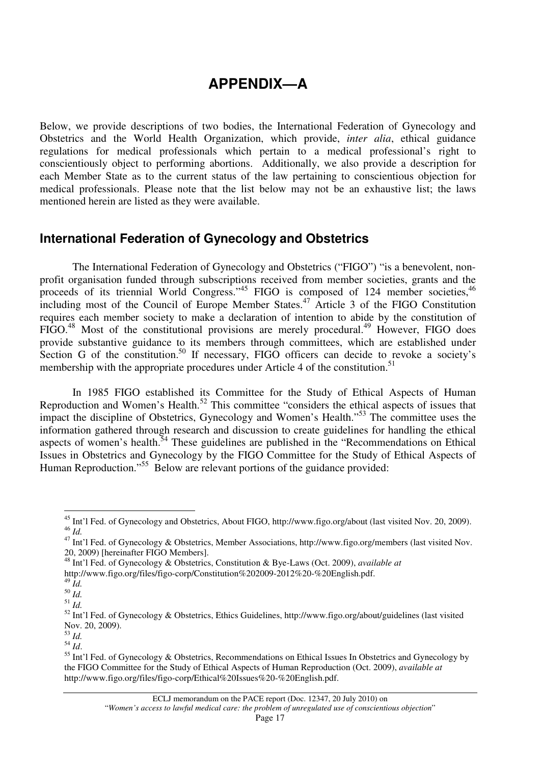# APPENDIX—A

Below, we provide descriptions of two bodies, the International Federation of Gynecology and Obstetrics and the World Health Organization, which provide, *inter alia*, ethical guidance regulations for medical professionals which pertain to a medical professional's right to conscientiously object to performing abortions. Additionally, we also provide a description for each Member State as to the current status of the law pertaining to conscientious objection for medical professionals. Please note that the list below may not be an exhaustive list; the laws mentioned herein are listed as they were available.

## International Federation of Gynecology and Obstetrics

The International Federation of Gynecology and Obstetrics ("FIGO") "is a benevolent, non-profit organisation funded through subscriptions received from member societies, grants and the proceeds of its triennial World Congress."[45] FIGO is composed of 124 member societies,[46] including most of the Council of Europe Member States.[47] Article 3 of the FIGO Constitution requires each member society to make a declaration of intention to abide by the constitution of FIGO.[48] Most of the constitutional provisions are merely procedural.[49] However, FIGO does provide substantive guidance to its members through committees, which are established under Section G of the constitution.[50] If necessary, FIGO officers can decide to revoke a society's membership with the appropriate procedures under Article 4 of the constitution.[51]

In 1985 FIGO established its Committee for the Study of Ethical Aspects of Human Reproduction and Women's Health.[52] This committee "considers the ethical aspects of issues that impact the discipline of Obstetrics, Gynecology and Women's Health."[53] The committee uses the information gathered through research and discussion to create guidelines for handling the ethical aspects of women's health.[54] These guidelines are published in the "Recommendations on Ethical Issues in Obstetrics and Gynecology by the FIGO Committee for the Study of Ethical Aspects of Human Reproduction."[55] Below are relevant portions of the guidance provided:

---

[45] Int'l Fed. of Gynecology and Obstetrics, About FIGO, http://www.figo.org/about (last visited Nov. 20, 2009).

[46] *Id.*

[47] Int'l Fed. of Gynecology & Obstetrics, Member Associations, http://www.figo.org/members (last visited Nov. 20, 2009) [hereinafter FIGO Members].

[48] Int'l Fed. of Gynecology & Obstetrics, Constitution & Bye-Laws (Oct. 2009), *available at* http://www.figo.org/files/figo-corp/Constitution%202009-2012%20-%20English.pdf.

[49] *Id.*

[50] *Id.*

[51] *Id.*

[52] Int'l Fed. of Gynecology & Obstetrics, Ethics Guidelines, http://www.figo.org/about/guidelines (last visited Nov. 20, 2009).

[53] *Id.*

[54] *Id.*

[55] Int'l Fed. of Gynecology & Obstetrics, Recommendations on Ethical Issues In Obstetrics and Gynecology by the FIGO Committee for the Study of Ethical Aspects of Human Reproduction (Oct. 2009), *available at* http://www.figo.org/files/figo-corp/Ethical%20Issues%20-%20English.pdf.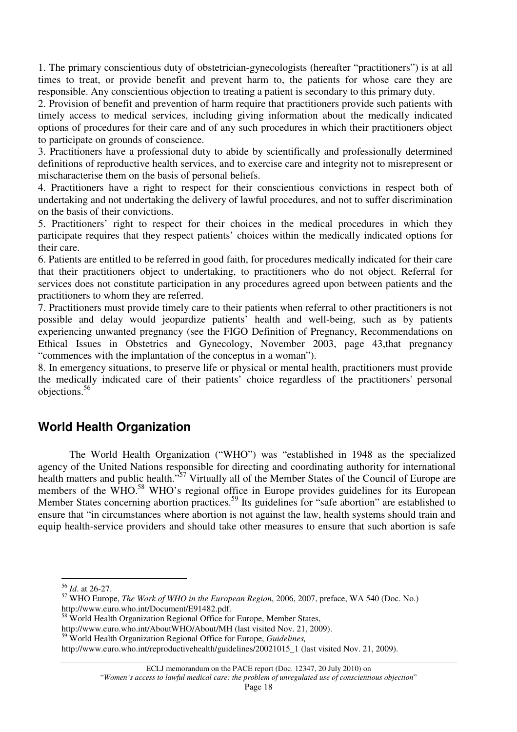1. The primary conscientious duty of obstetrician-gynecologists (hereafter "practitioners") is at all times to treat, or provide benefit and prevent harm to, the patients for whose care they are responsible. Any conscientious objection to treating a patient is secondary to this primary duty.
2. Provision of benefit and prevention of harm require that practitioners provide such patients with timely access to medical services, including giving information about the medically indicated options of procedures for their care and of any such procedures in which their practitioners object to participate on grounds of conscience.
3. Practitioners have a professional duty to abide by scientifically and professionally determined definitions of reproductive health services, and to exercise care and integrity not to misrepresent or mischaracterise them on the basis of personal beliefs.
4. Practitioners have a right to respect for their conscientious convictions in respect both of undertaking and not undertaking the delivery of lawful procedures, and not to suffer discrimination on the basis of their convictions.
5. Practitioners' right to respect for their choices in the medical procedures in which they participate requires that they respect patients' choices within the medically indicated options for their care.
6. Patients are entitled to be referred in good faith, for procedures medically indicated for their care that their practitioners object to undertaking, to practitioners who do not object. Referral for services does not constitute participation in any procedures agreed upon between patients and the practitioners to whom they are referred.
7. Practitioners must provide timely care to their patients when referral to other practitioners is not possible and delay would jeopardize patients' health and well-being, such as by patients experiencing unwanted pregnancy (see the FIGO Definition of Pregnancy, Recommendations on Ethical Issues in Obstetrics and Gynecology, November 2003, page 43,that pregnancy "commences with the implantation of the conceptus in a woman").
8. In emergency situations, to preserve life or physical or mental health, practitioners must provide the medically indicated care of their patients' choice regardless of the practitioners' personal objections.[56]

## World Health Organization

The World Health Organization ("WHO") was "established in 1948 as the specialized agency of the United Nations responsible for directing and coordinating authority for international health matters and public health."[57] Virtually all of the Member States of the Council of Europe are members of the WHO.[58] WHO's regional office in Europe provides guidelines for its European Member States concerning abortion practices.[59] Its guidelines for "safe abortion" are established to ensure that "in circumstances where abortion is not against the law, health systems should train and equip health-service providers and should take other measures to ensure that such abortion is safe

---

[56] *Id*. at 26-27.
[57] WHO Europe, *The Work of WHO in the European Region*, 2006, 2007, preface, WA 540 (Doc. No.) http://www.euro.who.int/Document/E91482.pdf.
[58] World Health Organization Regional Office for Europe, Member States, http://www.euro.who.int/AboutWHO/About/MH (last visited Nov. 21, 2009).
[59] World Health Organization Regional Office for Europe, *Guidelines,* http://www.euro.who.int/reproductivehealth/guidelines/20021015_1 (last visited Nov. 21, 2009).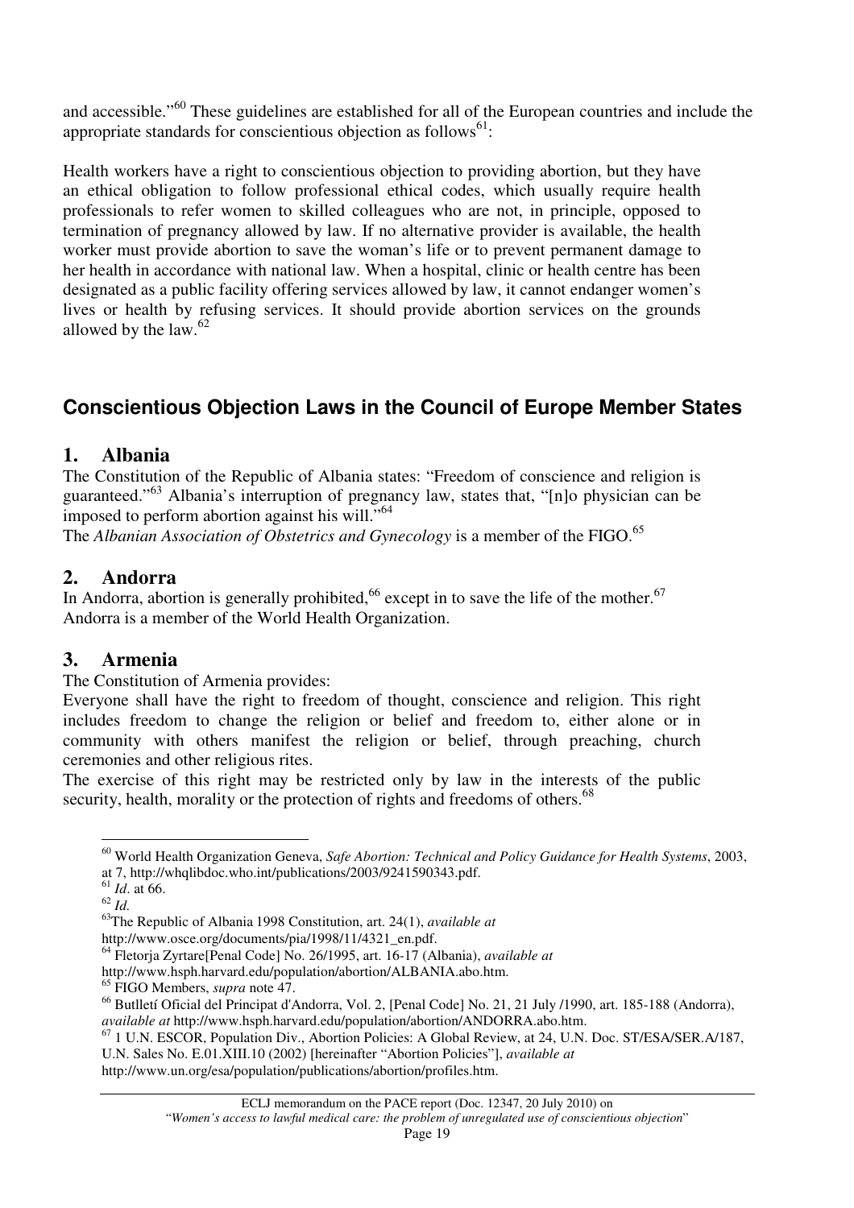and accessible."[60] These guidelines are established for all of the European countries and include the appropriate standards for conscientious objection as follows[61]:

> Health workers have a right to conscientious objection to providing abortion, but they have an ethical obligation to follow professional ethical codes, which usually require health professionals to refer women to skilled colleagues who are not, in principle, opposed to termination of pregnancy allowed by law. If no alternative provider is available, the health worker must provide abortion to save the woman's life or to prevent permanent damage to her health in accordance with national law. When a hospital, clinic or health centre has been designated as a public facility offering services allowed by law, it cannot endanger women's lives or health by refusing services. It should provide abortion services on the grounds allowed by the law.[62]

## Conscientious Objection Laws in the Council of Europe Member States

### 1. Albania

The Constitution of the Republic of Albania states: "Freedom of conscience and religion is guaranteed."[63] Albania's interruption of pregnancy law, states that, "[n]o physician can be imposed to perform abortion against his will."[64]

The *Albanian Association of Obstetrics and Gynecology* is a member of the FIGO.[65]

### 2. Andorra

In Andorra, abortion is generally prohibited,[66] except in to save the life of the mother.[67]

Andorra is a member of the World Health Organization.

### 3. Armenia

The Constitution of Armenia provides:

> Everyone shall have the right to freedom of thought, conscience and religion. This right includes freedom to change the religion or belief and freedom to, either alone or in community with others manifest the religion or belief, through preaching, church ceremonies and other religious rites.
>
> The exercise of this right may be restricted only by law in the interests of the public security, health, morality or the protection of rights and freedoms of others.[68]

---

[60] World Health Organization Geneva, *Safe Abortion: Technical and Policy Guidance for Health Systems*, 2003, at 7, http://whqlibdoc.who.int/publications/2003/9241590343.pdf.

[61] *Id*. at 66.

[62] *Id.*

[63] The Republic of Albania 1998 Constitution, art. 24(1), *available at* http://www.osce.org/documents/pia/1998/11/4321_en.pdf.

[64] Fletorja Zyrtare[Penal Code] No. 26/1995, art. 16-17 (Albania), *available at* http://www.hsph.harvard.edu/population/abortion/ALBANIA.abo.htm.

[65] FIGO Members, *supra* note 47.

[66] Butlletí Oficial del Principat d'Andorra, Vol. 2, [Penal Code] No. 21, 21 July /1990, art. 185-188 (Andorra), *available at* http://www.hsph.harvard.edu/population/abortion/ANDORRA.abo.htm.

[67] 1 U.N. ESCOR, Population Div., Abortion Policies: A Global Review, at 24, U.N. Doc. ST/ESA/SER.A/187, U.N. Sales No. E.01.XIII.10 (2002) [hereinafter "Abortion Policies"], *available at* http://www.un.org/esa/population/publications/abortion/profiles.htm.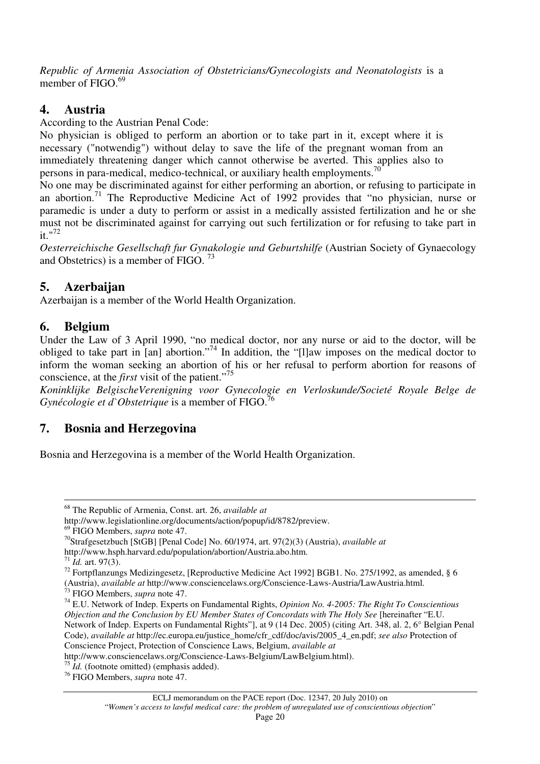*Republic of Armenia Association of Obstetricians/Gynecologists and Neonatologists* is a member of FIGO.[69]

## 4. Austria

According to the Austrian Penal Code:

No physician is obliged to perform an abortion or to take part in it, except where it is necessary ("notwendig") without delay to save the life of the pregnant woman from an immediately threatening danger which cannot otherwise be averted. This applies also to persons in para-medical, medico-technical, or auxiliary health employments.[70]

No one may be discriminated against for either performing an abortion, or refusing to participate in an abortion.[71] The Reproductive Medicine Act of 1992 provides that "no physician, nurse or paramedic is under a duty to perform or assist in a medically assisted fertilization and he or she must not be discriminated against for carrying out such fertilization or for refusing to take part in it."[72]

*Oesterreichische Gesellschaft fur Gynakologie und Geburtshilfe* (Austrian Society of Gynaecology and Obstetrics) is a member of FIGO.[73]

## 5. Azerbaijan

Azerbaijan is a member of the World Health Organization.

## 6. Belgium

Under the Law of 3 April 1990, "no medical doctor, nor any nurse or aid to the doctor, will be obliged to take part in [an] abortion."[74] In addition, the "[l]aw imposes on the medical doctor to inform the woman seeking an abortion of his or her refusal to perform abortion for reasons of conscience, at the *first* visit of the patient."[75]

*Koninklijke BelgischeVerenigning voor Gynecologie en Verloskunde/Societé Royale Belge de Gynécologie et d`Obstetrique* is a member of FIGO.[76]

## 7. Bosnia and Herzegovina

Bosnia and Herzegovina is a member of the World Health Organization.

---

[68] The Republic of Armenia, Const. art. 26, *available at* http://www.legislationline.org/documents/action/popup/id/8782/preview.

[69] FIGO Members, *supra* note 47.

[70] Strafgesetzbuch [StGB] [Penal Code] No. 60/1974, art. 97(2)(3) (Austria), *available at* http://www.hsph.harvard.edu/population/abortion/Austria.abo.htm.

[71] *Id.* art. 97(3).

[72] Fortpflanzungs Medizingesetz, [Reproductive Medicine Act 1992] BGB1. No. 275/1992, as amended, § 6 (Austria), *available at* http://www.consciencelaws.org/Conscience-Laws-Austria/LawAustria.html.

[73] FIGO Members, *supra* note 47.

[74] E.U. Network of Indep. Experts on Fundamental Rights, *Opinion No. 4-2005: The Right To Conscientious Objection and the Conclusion by EU Member States of Concordats with The Holy See* [hereinafter "E.U. Network of Indep. Experts on Fundamental Rights"], at 9 (14 Dec. 2005) (citing Art. 348, al. 2, 6° Belgian Penal Code), *available at* http://ec.europa.eu/justice_home/cfr_cdf/doc/avis/2005_4_en.pdf; *see also* Protection of Conscience Project, Protection of Conscience Laws, Belgium, *available at* http://www.consciencelaws.org/Conscience-Laws-Belgium/LawBelgium.html).

[75] *Id.* (footnote omitted) (emphasis added).

[76] FIGO Members, *supra* note 47.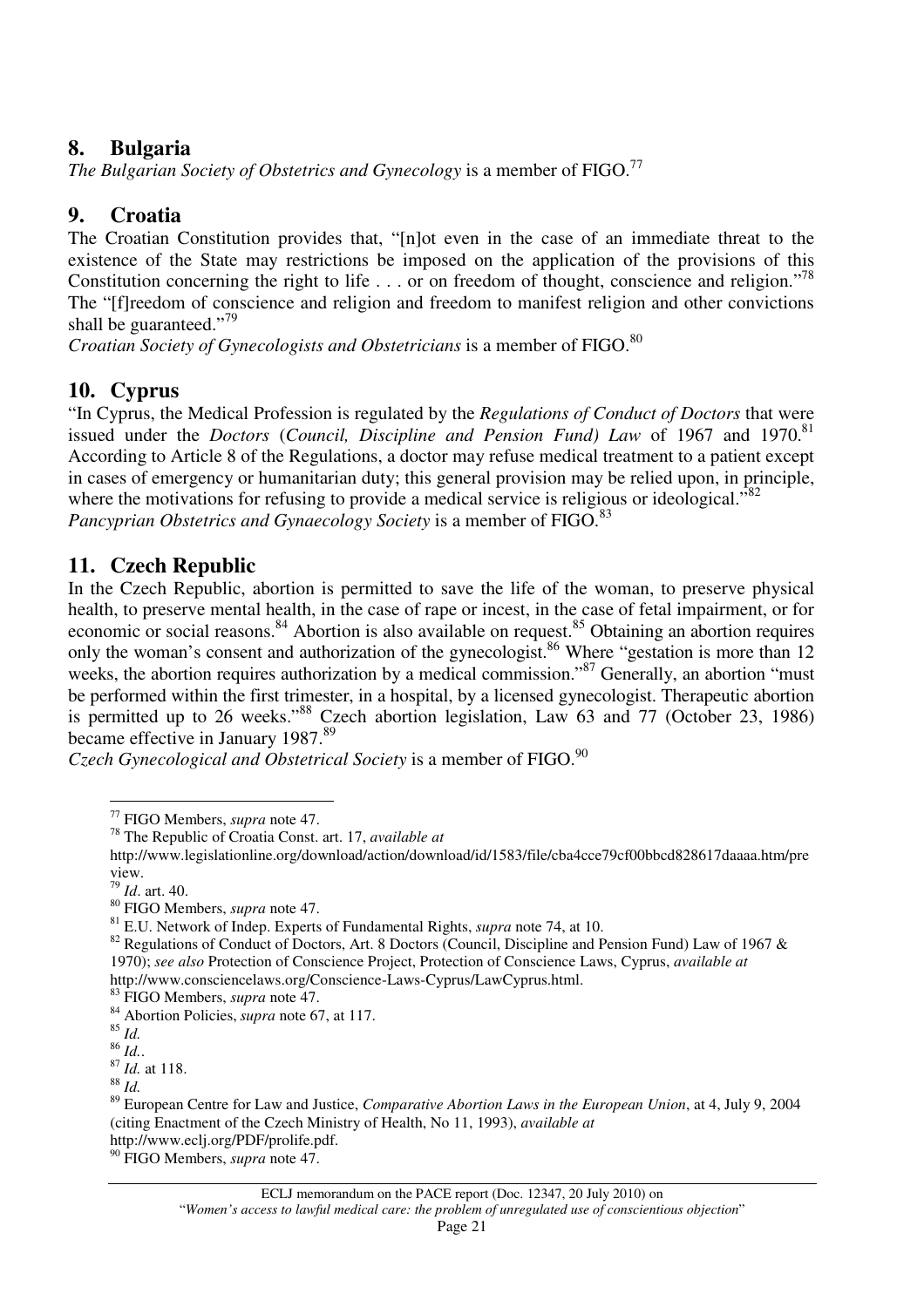## 8. Bulgaria

*The Bulgarian Society of Obstetrics and Gynecology* is a member of FIGO.[77]

## 9. Croatia

The Croatian Constitution provides that, "[n]ot even in the case of an immediate threat to the existence of the State may restrictions be imposed on the application of the provisions of this Constitution concerning the right to life . . . or on freedom of thought, conscience and religion."[78] The "[f]reedom of conscience and religion and freedom to manifest religion and other convictions shall be guaranteed."[79]

*Croatian Society of Gynecologists and Obstetricians* is a member of FIGO.[80]

## 10. Cyprus

"In Cyprus, the Medical Profession is regulated by the *Regulations of Conduct of Doctors* that were issued under the *Doctors* (*Council, Discipline and Pension Fund) Law* of 1967 and 1970.[81] According to Article 8 of the Regulations, a doctor may refuse medical treatment to a patient except in cases of emergency or humanitarian duty; this general provision may be relied upon, in principle, where the motivations for refusing to provide a medical service is religious or ideological."[82]

*Pancyprian Obstetrics and Gynaecology Society* is a member of FIGO.[83]

## 11. Czech Republic

In the Czech Republic, abortion is permitted to save the life of the woman, to preserve physical health, to preserve mental health, in the case of rape or incest, in the case of fetal impairment, or for economic or social reasons.[84] Abortion is also available on request.[85] Obtaining an abortion requires only the woman's consent and authorization of the gynecologist.[86] Where "gestation is more than 12 weeks, the abortion requires authorization by a medical commission."[87] Generally, an abortion "must be performed within the first trimester, in a hospital, by a licensed gynecologist. Therapeutic abortion is permitted up to 26 weeks."[88] Czech abortion legislation, Law 63 and 77 (October 23, 1986) became effective in January 1987.[89]

*Czech Gynecological and Obstetrical Society* is a member of FIGO.[90]

---

[77] FIGO Members, *supra* note 47.

[78] The Republic of Croatia Const. art. 17, *available at* http://www.legislationline.org/download/action/download/id/1583/file/cba4cce79cf00bbcd828617daaaa.htm/preview.

[79] *Id*. art. 40.

[80] FIGO Members, *supra* note 47.

[81] E.U. Network of Indep. Experts of Fundamental Rights, *supra* note 74, at 10.

[82] Regulations of Conduct of Doctors, Art. 8 Doctors (Council, Discipline and Pension Fund) Law of 1967 & 1970); *see also* Protection of Conscience Project, Protection of Conscience Laws, Cyprus, *available at* http://www.consciencelaws.org/Conscience-Laws-Cyprus/LawCyprus.html.

[83] FIGO Members, *supra* note 47.

[84] Abortion Policies, *supra* note 67, at 117.

[85] *Id.*

[86] *Id.*.

[87] *Id.* at 118.

[88] *Id.*

[89] European Centre for Law and Justice, *Comparative Abortion Laws in the European Union*, at 4, July 9, 2004 (citing Enactment of the Czech Ministry of Health, No 11, 1993), *available at* http://www.eclj.org/PDF/prolife.pdf.

[90] FIGO Members, *supra* note 47.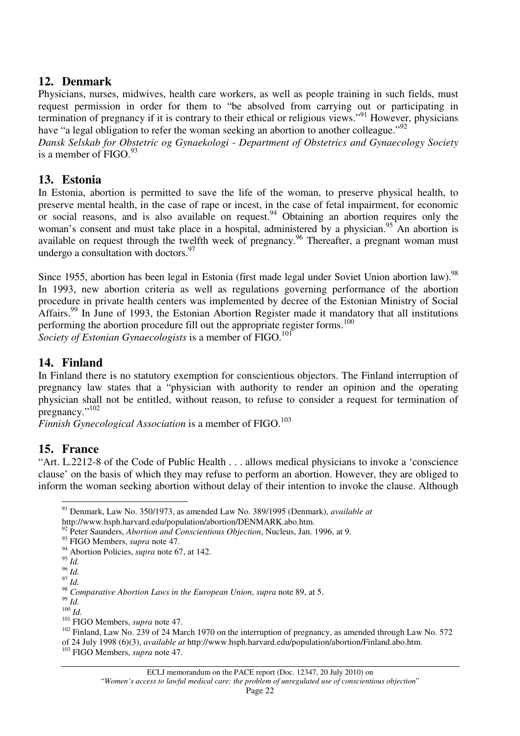## 12. Denmark

Physicians, nurses, midwives, health care workers, as well as people training in such fields, must request permission in order for them to "be absolved from carrying out or participating in termination of pregnancy if it is contrary to their ethical or religious views."[91] However, physicians have "a legal obligation to refer the woman seeking an abortion to another colleague."[92]

*Dansk Selskab for Obstetric og Gynaekologi - Department of Obstetrics and Gynaecology Society* is a member of FIGO.[93]

## 13. Estonia

In Estonia, abortion is permitted to save the life of the woman, to preserve physical health, to preserve mental health, in the case of rape or incest, in the case of fetal impairment, for economic or social reasons, and is also available on request.[94] Obtaining an abortion requires only the woman's consent and must take place in a hospital, administered by a physician.[95] An abortion is available on request through the twelfth week of pregnancy.[96] Thereafter, a pregnant woman must undergo a consultation with doctors.[97]

Since 1955, abortion has been legal in Estonia (first made legal under Soviet Union abortion law).[98] In 1993, new abortion criteria as well as regulations governing performance of the abortion procedure in private health centers was implemented by decree of the Estonian Ministry of Social Affairs.[99] In June of 1993, the Estonian Abortion Register made it mandatory that all institutions performing the abortion procedure fill out the appropriate register forms.[100]

*Society of Estonian Gynaecologists* is a member of FIGO.[101]

## 14. Finland

In Finland there is no statutory exemption for conscientious objectors. The Finland interruption of pregnancy law states that a "physician with authority to render an opinion and the operating physician shall not be entitled, without reason, to refuse to consider a request for termination of pregnancy."[102]

*Finnish Gynecological Association* is a member of FIGO.[103]

## 15. France

"Art. L.2212-8 of the Code of Public Health . . . allows medical physicians to invoke a 'conscience clause' on the basis of which they may refuse to perform an abortion. However, they are obliged to inform the woman seeking abortion without delay of their intention to invoke the clause. Although

---

[91] Denmark, Law No. 350/1973, as amended Law No. 389/1995 (Denmark), *available at* http://www.hsph.harvard.edu/population/abortion/DENMARK.abo.htm.

[92] Peter Saunders, *Abortion and Conscientious Objection*, Nucleus, Jan. 1996, at 9.

[93] FIGO Members, *supra* note 47.

[94] Abortion Policies, *supra* note 67, at 142.

[95] *Id.*

[96] *Id.*

[97] *Id.*

[98] *Comparative Abortion Laws in the European Union*, *supra* note 89, at 5.

[99] *Id.*

[100] *Id.*

[101] FIGO Members, *supra* note 47.

[102] Finland, Law No. 239 of 24 March 1970 on the interruption of pregnancy, as amended through Law No. 572 of 24 July 1998 (6)(3), *available at* http://www.hsph.harvard.edu/population/abortion/Finland.abo.htm.

[103] FIGO Members, *supra* note 47.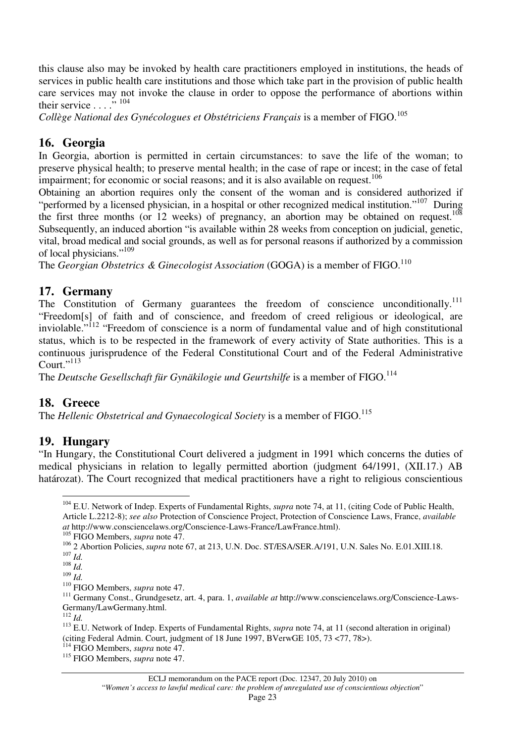this clause also may be invoked by health care practitioners employed in institutions, the heads of services in public health care institutions and those which take part in the provision of public health care services may not invoke the clause in order to oppose the performance of abortions within their service . . . ."[104]

*Collège National des Gynécologues et Obstétriciens Français* is a member of FIGO.[105]

## 16. Georgia

In Georgia, abortion is permitted in certain circumstances: to save the life of the woman; to preserve physical health; to preserve mental health; in the case of rape or incest; in the case of fetal impairment; for economic or social reasons; and it is also available on request.[106]

Obtaining an abortion requires only the consent of the woman and is considered authorized if "performed by a licensed physician, in a hospital or other recognized medical institution."[107] During the first three months (or 12 weeks) of pregnancy, an abortion may be obtained on request.[108] Subsequently, an induced abortion "is available within 28 weeks from conception on judicial, genetic, vital, broad medical and social grounds, as well as for personal reasons if authorized by a commission of local physicians."[109]

The *Georgian Obstetrics & Ginecologist Association* (GOGA) is a member of FIGO.[110]

## 17. Germany

The Constitution of Germany guarantees the freedom of conscience unconditionally.[111] "Freedom[s] of faith and of conscience, and freedom of creed religious or ideological, are inviolable."[112] "Freedom of conscience is a norm of fundamental value and of high constitutional status, which is to be respected in the framework of every activity of State authorities. This is a continuous jurisprudence of the Federal Constitutional Court and of the Federal Administrative Court."[113]

The *Deutsche Gesellschaft für Gynäkilogie und Geurtshilfe* is a member of FIGO.[114]

## 18. Greece

The *Hellenic Obstetrical and Gynaecological Society* is a member of FIGO.[115]

## 19. Hungary

"In Hungary, the Constitutional Court delivered a judgment in 1991 which concerns the duties of medical physicians in relation to legally permitted abortion (judgment 64/1991, (XII.17.) AB határozat). The Court recognized that medical practitioners have a right to religious conscientious

---

[104] E.U. Network of Indep. Experts of Fundamental Rights, *supra* note 74, at 11, (citing Code of Public Health, Article L.2212-8); *see also* Protection of Conscience Project, Protection of Conscience Laws, France, *available at* http://www.consciencelaws.org/Conscience-Laws-France/LawFrance.html).

[105] FIGO Members, *supra* note 47.

[106] 2 Abortion Policies, *supra* note 67, at 213, U.N. Doc. ST/ESA/SER.A/191, U.N. Sales No. E.01.XIII.18.

[107] *Id.*

[108] *Id.*

[109] *Id.*

[110] FIGO Members, *supra* note 47.

[111] Germany Const., Grundgesetz, art. 4, para. 1, *available at* http://www.consciencelaws.org/Conscience-Laws-Germany/LawGermany.html.

[112] *Id.*

[113] E.U. Network of Indep. Experts of Fundamental Rights, *supra* note 74, at 11 (second alteration in original) (citing Federal Admin. Court, judgment of 18 June 1997, BVerwGE 105, 73 <77, 78>).

[114] FIGO Members, *supra* note 47.

[115] FIGO Members, *supra* note 47.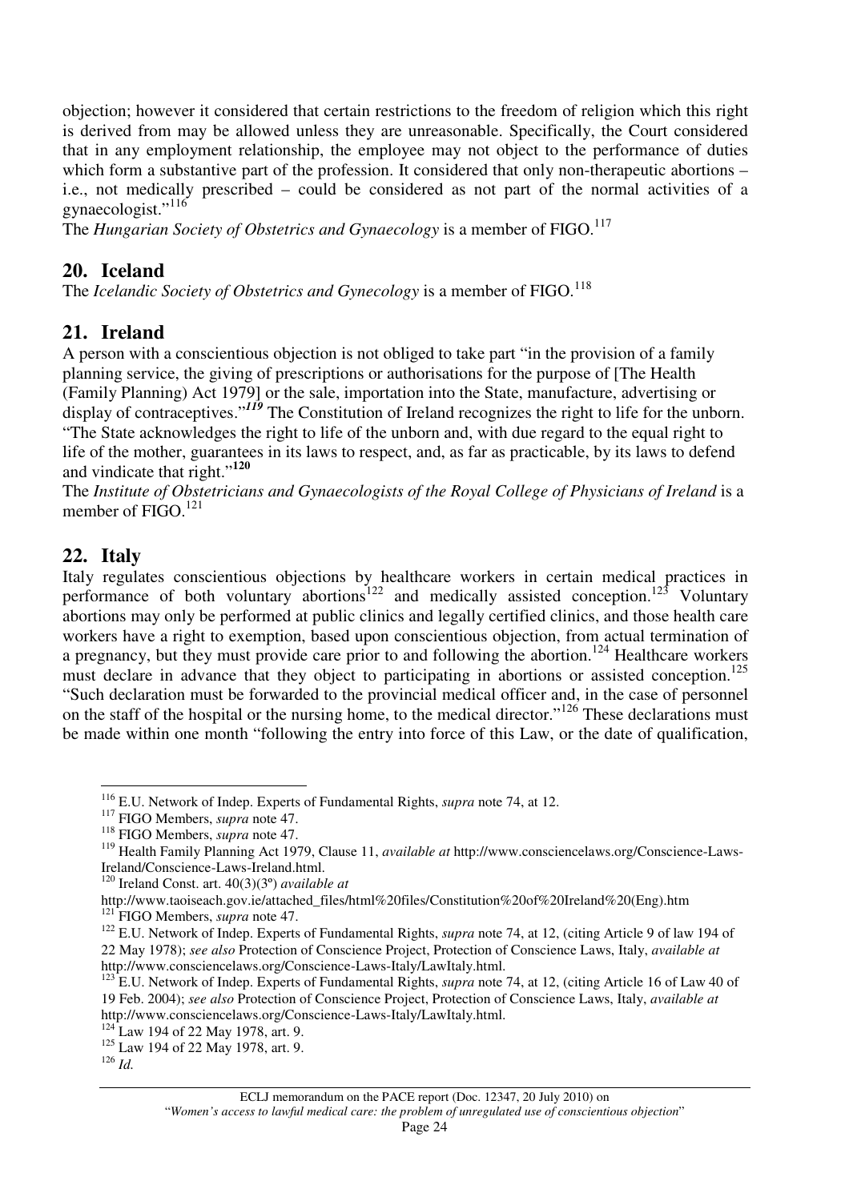objection; however it considered that certain restrictions to the freedom of religion which this right is derived from may be allowed unless they are unreasonable. Specifically, the Court considered that in any employment relationship, the employee may not object to the performance of duties which form a substantive part of the profession. It considered that only non-therapeutic abortions – i.e., not medically prescribed – could be considered as not part of the normal activities of a gynaecologist."[116]

The *Hungarian Society of Obstetrics and Gynaecology* is a member of FIGO.[117]

## 20. Iceland

The *Icelandic Society of Obstetrics and Gynecology* is a member of FIGO.[118]

## 21. Ireland

A person with a conscientious objection is not obliged to take part "in the provision of a family planning service, the giving of prescriptions or authorisations for the purpose of [The Health (Family Planning) Act 1979] or the sale, importation into the State, manufacture, advertising or display of contraceptives."[119] The Constitution of Ireland recognizes the right to life for the unborn. "The State acknowledges the right to life of the unborn and, with due regard to the equal right to life of the mother, guarantees in its laws to respect, and, as far as practicable, by its laws to defend and vindicate that right."[120]

The *Institute of Obstetricians and Gynaecologists of the Royal College of Physicians of Ireland* is a member of FIGO.[121]

## 22. Italy

Italy regulates conscientious objections by healthcare workers in certain medical practices in performance of both voluntary abortions[122] and medically assisted conception.[123] Voluntary abortions may only be performed at public clinics and legally certified clinics, and those health care workers have a right to exemption, based upon conscientious objection, from actual termination of a pregnancy, but they must provide care prior to and following the abortion.[124] Healthcare workers must declare in advance that they object to participating in abortions or assisted conception.[125] "Such declaration must be forwarded to the provincial medical officer and, in the case of personnel on the staff of the hospital or the nursing home, to the medical director."[126] These declarations must be made within one month "following the entry into force of this Law, or the date of qualification,

---

[116] E.U. Network of Indep. Experts of Fundamental Rights, *supra* note 74, at 12.

[117] FIGO Members, *supra* note 47.

[118] FIGO Members, *supra* note 47.

[119] Health Family Planning Act 1979, Clause 11, *available at* http://www.consciencelaws.org/Conscience-Laws-Ireland/Conscience-Laws-Ireland.html.

[120] Ireland Const. art. 40(3)(3º) *available at* http://www.taoiseach.gov.ie/attached_files/html%20files/Constitution%20of%20Ireland%20(Eng).htm

[121] FIGO Members, *supra* note 47.

[122] E.U. Network of Indep. Experts of Fundamental Rights, *supra* note 74, at 12, (citing Article 9 of law 194 of 22 May 1978); *see also* Protection of Conscience Project, Protection of Conscience Laws, Italy, *available at* http://www.consciencelaws.org/Conscience-Laws-Italy/LawItaly.html.

[123] E.U. Network of Indep. Experts of Fundamental Rights, *supra* note 74, at 12, (citing Article 16 of Law 40 of 19 Feb. 2004); *see also* Protection of Conscience Project, Protection of Conscience Laws, Italy, *available at* http://www.consciencelaws.org/Conscience-Laws-Italy/LawItaly.html.

[124] Law 194 of 22 May 1978, art. 9.

[125] Law 194 of 22 May 1978, art. 9.

[126] *Id.*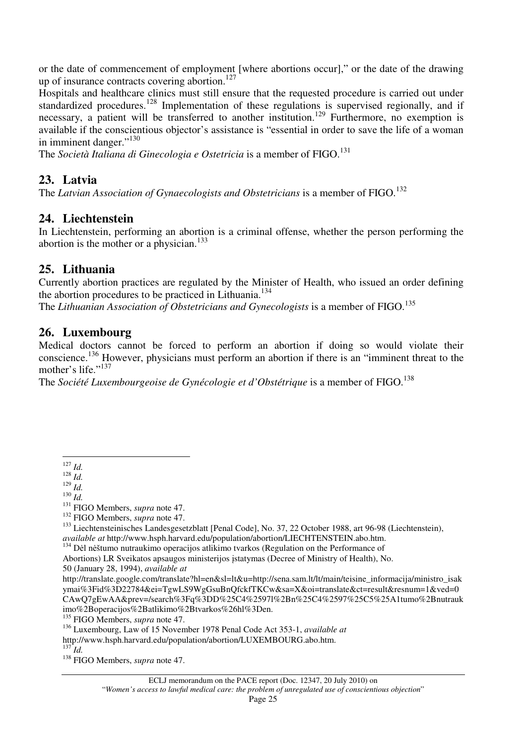or the date of commencement of employment [where abortions occur]," or the date of the drawing up of insurance contracts covering abortion.[127]

Hospitals and healthcare clinics must still ensure that the requested procedure is carried out under standardized procedures.[128] Implementation of these regulations is supervised regionally, and if necessary, a patient will be transferred to another institution.[129] Furthermore, no exemption is available if the conscientious objector's assistance is "essential in order to save the life of a woman in imminent danger."[130]

The *Società Italiana di Ginecologia e Ostetricia* is a member of FIGO.[131]

## 23. Latvia

The *Latvian Association of Gynaecologists and Obstetricians* is a member of FIGO.[132]

## 24. Liechtenstein

In Liechtenstein, performing an abortion is a criminal offense, whether the person performing the abortion is the mother or a physician.[133]

## 25. Lithuania

Currently abortion practices are regulated by the Minister of Health, who issued an order defining the abortion procedures to be practiced in Lithuania.[134]

The *Lithuanian Association of Obstetricians and Gynecologists* is a member of FIGO.[135]

## 26. Luxembourg

Medical doctors cannot be forced to perform an abortion if doing so would violate their conscience.[136] However, physicians must perform an abortion if there is an "imminent threat to the mother's life."[137]

The *Société Luxembourgeoise de Gynécologie et d'Obstétrique* is a member of FIGO.[138]

---

[127] *Id.*

[128] *Id.*

[129] *Id.*

[130] *Id.*

[131] FIGO Members, *supra* note 47.

[132] FIGO Members, *supra* note 47.

[133] Liechtensteinisches Landesgesetzblatt [Penal Code], No. 37, 22 October 1988, art 96-98 (Liechtenstein), *available at* http://www.hsph.harvard.edu/population/abortion/LIECHTENSTEIN.abo.htm.

[134] Dėl nėštumo nutraukimo operacijos atlikimo tvarkos (Regulation on the Performance of Abortions) LR Sveikatos apsaugos ministerijos įstatymas (Decree of Ministry of Health), No. 50 (January 28, 1994), *available at* http://translate.google.com/translate?hl=en&sl=lt&u=http://sena.sam.lt/lt/main/teisine_informacija/ministro_isakymai%3Fid%3D22784&ei=TgwLS9WgGsuBnQfckfTKCw&sa=X&oi=translate&ct=result&resnum=1&ved=0CAwQ7gEwAA&prev=/search%3Fq%3DD%25C4%2597l%2Bn%25C4%2597%25C5%25A1tumo%2Bnutraukimo%2Boperacijos%2Batlikimo%2Btvarkos%26hl%3Den.

[135] FIGO Members, *supra* note 47.

[136] Luxembourg, Law of 15 November 1978 Penal Code Act 353-1, *available at* http://www.hsph.harvard.edu/population/abortion/LUXEMBOURG.abo.htm.

[137] *Id.*

[138] FIGO Members, *supra* note 47.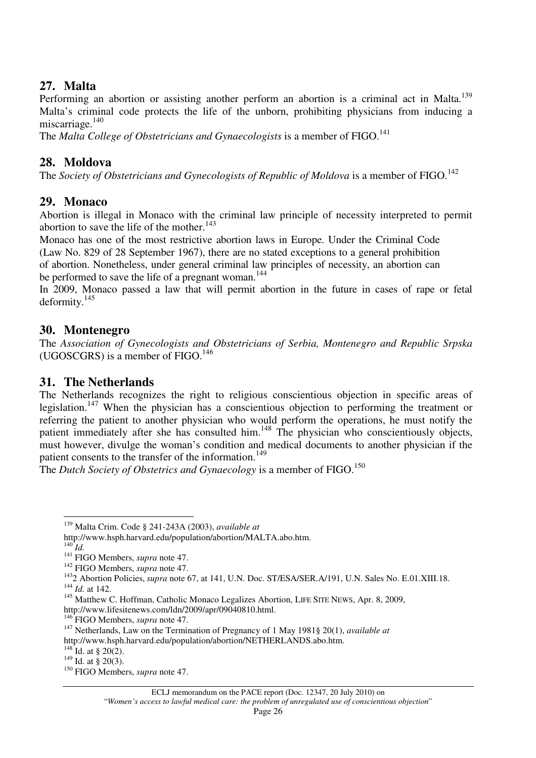## 27. Malta

Performing an abortion or assisting another perform an abortion is a criminal act in Malta.[139] Malta's criminal code protects the life of the unborn, prohibiting physicians from inducing a miscarriage.[140]

The *Malta College of Obstetricians and Gynaecologists* is a member of FIGO.[141]

## 28. Moldova

The *Society of Obstetricians and Gynecologists of Republic of Moldova* is a member of FIGO.[142]

## 29. Monaco

Abortion is illegal in Monaco with the criminal law principle of necessity interpreted to permit abortion to save the life of the mother.[143]

Monaco has one of the most restrictive abortion laws in Europe. Under the Criminal Code (Law No. 829 of 28 September 1967), there are no stated exceptions to a general prohibition of abortion. Nonetheless, under general criminal law principles of necessity, an abortion can be performed to save the life of a pregnant woman.[144]

In 2009, Monaco passed a law that will permit abortion in the future in cases of rape or fetal deformity.[145]

## 30. Montenegro

The *Association of Gynecologists and Obstetricians of Serbia, Montenegro and Republic Srpska* (UGOSCGRS) is a member of FIGO.[146]

## 31. The Netherlands

The Netherlands recognizes the right to religious conscientious objection in specific areas of legislation.[147] When the physician has a conscientious objection to performing the treatment or referring the patient to another physician who would perform the operations, he must notify the patient immediately after she has consulted him.[148] The physician who conscientiously objects, must however, divulge the woman's condition and medical documents to another physician if the patient consents to the transfer of the information.[149]

The *Dutch Society of Obstetrics and Gynaecology* is a member of FIGO.[150]

---

[139] Malta Crim. Code § 241-243A (2003), *available at* http://www.hsph.harvard.edu/population/abortion/MALTA.abo.htm.

[140] *Id.*

[141] FIGO Members, *supra* note 47.

[142] FIGO Members, *supra* note 47.

[143] 2 Abortion Policies, *supra* note 67, at 141, U.N. Doc. ST/ESA/SER.A/191, U.N. Sales No. E.01.XIII.18.

[144] *Id.* at 142.

[145] Matthew C. Hoffman, Catholic Monaco Legalizes Abortion, LIFE SITE NEWS, Apr. 8, 2009, http://www.lifesitenews.com/ldn/2009/apr/09040810.html.

[146] FIGO Members, *supra* note 47.

[147] Netherlands, Law on the Termination of Pregnancy of 1 May 1981§ 20(1), *available at* http://www.hsph.harvard.edu/population/abortion/NETHERLANDS.abo.htm.

[148] Id. at § 20(2).

[149] Id. at § 20(3).

[150] FIGO Members, *supra* note 47.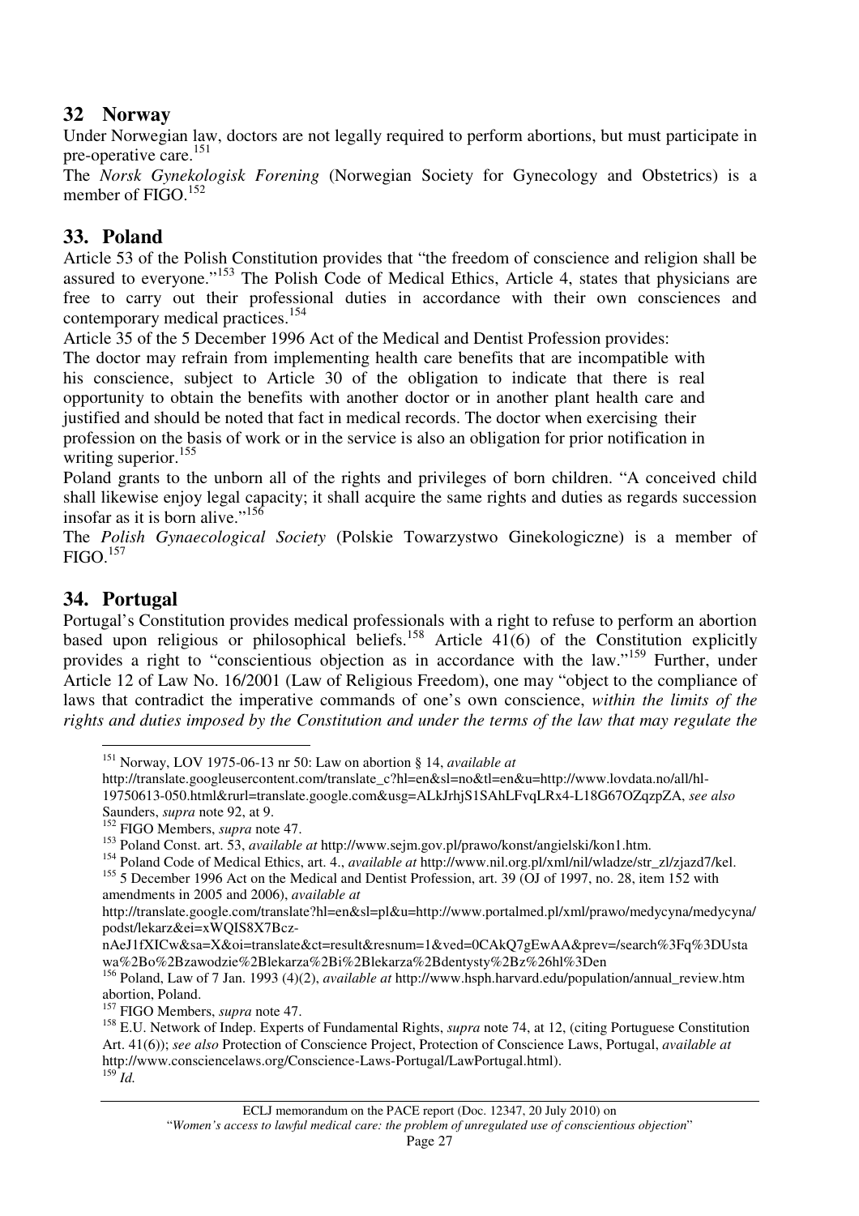## 32 Norway

Under Norwegian law, doctors are not legally required to perform abortions, but must participate in pre-operative care.[151]

The *Norsk Gynekologisk Forening* (Norwegian Society for Gynecology and Obstetrics) is a member of FIGO.[152]

## 33. Poland

Article 53 of the Polish Constitution provides that "the freedom of conscience and religion shall be assured to everyone."[153] The Polish Code of Medical Ethics, Article 4, states that physicians are free to carry out their professional duties in accordance with their own consciences and contemporary medical practices.[154]

Article 35 of the 5 December 1996 Act of the Medical and Dentist Profession provides:

The doctor may refrain from implementing health care benefits that are incompatible with his conscience, subject to Article 30 of the obligation to indicate that there is real opportunity to obtain the benefits with another doctor or in another plant health care and justified and should be noted that fact in medical records. The doctor when exercising their profession on the basis of work or in the service is also an obligation for prior notification in writing superior.[155]

Poland grants to the unborn all of the rights and privileges of born children. "A conceived child shall likewise enjoy legal capacity; it shall acquire the same rights and duties as regards succession insofar as it is born alive."[156]

The *Polish Gynaecological Society* (Polskie Towarzystwo Ginekologiczne) is a member of FIGO.[157]

## 34. Portugal

Portugal's Constitution provides medical professionals with a right to refuse to perform an abortion based upon religious or philosophical beliefs.[158] Article 41(6) of the Constitution explicitly provides a right to "conscientious objection as in accordance with the law."[159] Further, under Article 12 of Law No. 16/2001 (Law of Religious Freedom), one may "object to the compliance of laws that contradict the imperative commands of one's own conscience, *within the limits of the rights and duties imposed by the Constitution and under the terms of the law that may regulate the*

---

[151] Norway, LOV 1975-06-13 nr 50: Law on abortion § 14, *available at* http://translate.googleusercontent.com/translate_c?hl=en&sl=no&tl=en&u=http://www.lovdata.no/all/hl-19750613-050.html&rurl=translate.google.com&usg=ALkJrhjS1SAhLFvqLRx4-L18G67OZqzpZA, *see also* Saunders, *supra* note 92, at 9.

[152] FIGO Members, *supra* note 47.

[153] Poland Const. art. 53, *available at* http://www.sejm.gov.pl/prawo/konst/angielski/kon1.htm.

[154] Poland Code of Medical Ethics, art. 4., *available at* http://www.nil.org.pl/xml/nil/wladze/str_zl/zjazd7/kel.

[155] 5 December 1996 Act on the Medical and Dentist Profession, art. 39 (OJ of 1997, no. 28, item 152 with amendments in 2005 and 2006), *available at* http://translate.google.com/translate?hl=en&sl=pl&u=http://www.portalmed.pl/xml/prawo/medycyna/medycyna/podst/lekarz&ei=xWQIS8X7Bcz-nAeJ1fXICw&sa=X&oi=translate&ct=result&resnum=1&ved=0CAkQ7gEwAA&prev=/search%3Fq%3DUstawa%2Bo%2Bzawodzie%2Blekarza%2Bi%2Blekarza%2Bdentysty%2Bz%26hl%3Den

[156] Poland, Law of 7 Jan. 1993 (4)(2), *available at* http://www.hsph.harvard.edu/population/annual_review.htm abortion, Poland.

[157] FIGO Members, *supra* note 47.

[158] E.U. Network of Indep. Experts of Fundamental Rights, *supra* note 74, at 12, (citing Portuguese Constitution Art. 41(6)); *see also* Protection of Conscience Project, Protection of Conscience Laws, Portugal, *available at* http://www.consciencelaws.org/Conscience-Laws-Portugal/LawPortugal.html).

[159] *Id.*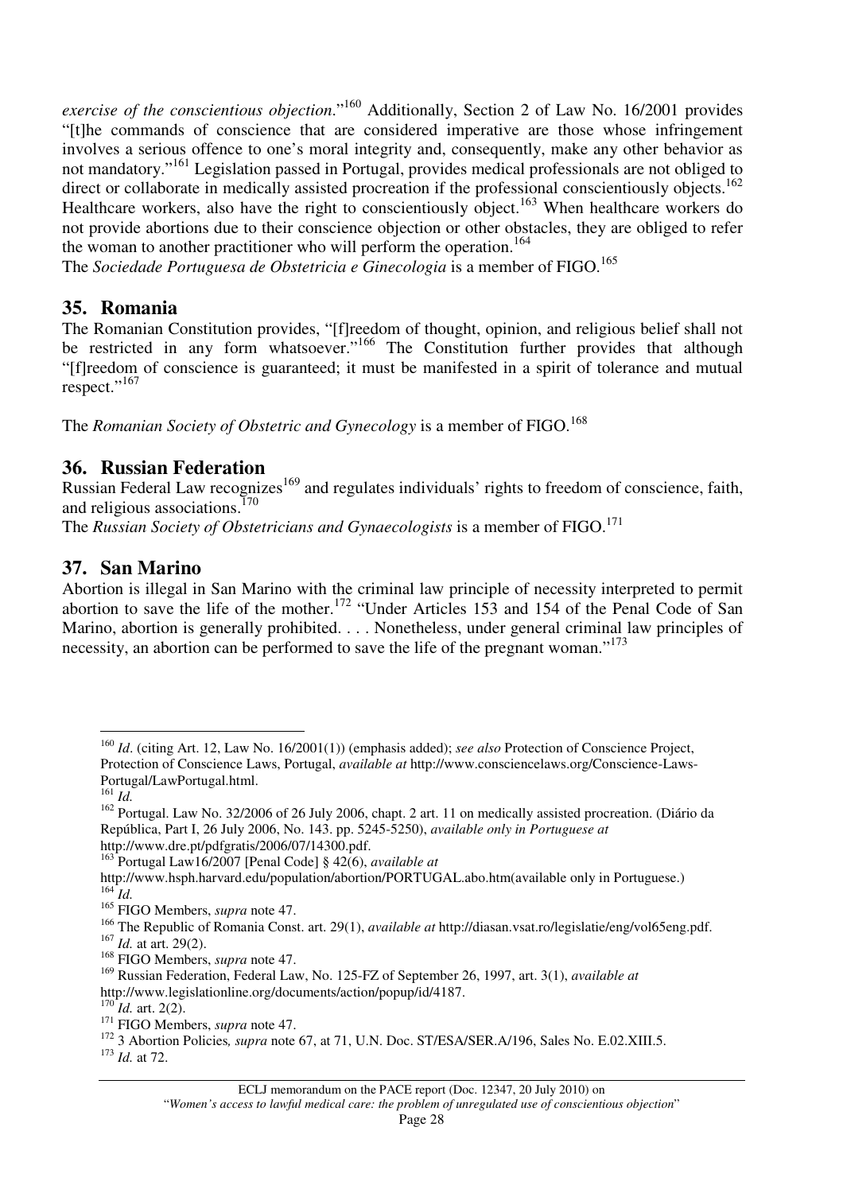*exercise of the conscientious objection*."[160] Additionally, Section 2 of Law No. 16/2001 provides "[t]he commands of conscience that are considered imperative are those whose infringement involves a serious offence to one's moral integrity and, consequently, make any other behavior as not mandatory."[161] Legislation passed in Portugal, provides medical professionals are not obliged to direct or collaborate in medically assisted procreation if the professional conscientiously objects.[162] Healthcare workers, also have the right to conscientiously object.[163] When healthcare workers do not provide abortions due to their conscience objection or other obstacles, they are obliged to refer the woman to another practitioner who will perform the operation.[164]

The *Sociedade Portuguesa de Obstetricia e Ginecologia* is a member of FIGO.[165]

## 35. Romania

The Romanian Constitution provides, "[f]reedom of thought, opinion, and religious belief shall not be restricted in any form whatsoever."[166] The Constitution further provides that although "[f]reedom of conscience is guaranteed; it must be manifested in a spirit of tolerance and mutual respect."[167]

The *Romanian Society of Obstetric and Gynecology* is a member of FIGO.[168]

## 36. Russian Federation

Russian Federal Law recognizes[169] and regulates individuals' rights to freedom of conscience, faith, and religious associations.[170]

The *Russian Society of Obstetricians and Gynaecologists* is a member of FIGO.[171]

## 37. San Marino

Abortion is illegal in San Marino with the criminal law principle of necessity interpreted to permit abortion to save the life of the mother.[172] "Under Articles 153 and 154 of the Penal Code of San Marino, abortion is generally prohibited. . . . Nonetheless, under general criminal law principles of necessity, an abortion can be performed to save the life of the pregnant woman."[173]

---

[160] *Id*. (citing Art. 12, Law No. 16/2001(1)) (emphasis added); *see also* Protection of Conscience Project, Protection of Conscience Laws, Portugal, *available at* http://www.consciencelaws.org/Conscience-Laws-Portugal/LawPortugal.html.

[161] *Id.*

[162] Portugal. Law No. 32/2006 of 26 July 2006, chapt. 2 art. 11 on medically assisted procreation. (Diário da República, Part I, 26 July 2006, No. 143. pp. 5245-5250), *available only in Portuguese at* http://www.dre.pt/pdfgratis/2006/07/14300.pdf.

[163] Portugal Law16/2007 [Penal Code] § 42(6), *available at* http://www.hsph.harvard.edu/population/abortion/PORTUGAL.abo.htm(available only in Portuguese.)

[164] *Id.*

[165] FIGO Members, *supra* note 47.

[166] The Republic of Romania Const. art. 29(1), *available at* http://diasan.vsat.ro/legislatie/eng/vol65eng.pdf.

[167] *Id.* at art. 29(2).

[168] FIGO Members, *supra* note 47.

[169] Russian Federation, Federal Law, No. 125-FZ of September 26, 1997, art. 3(1), *available at* http://www.legislationline.org/documents/action/popup/id/4187.

[170] *Id.* art. 2(2).

[171] FIGO Members, *supra* note 47.

[172] 3 Abortion Policies*, supra* note 67, at 71, U.N. Doc. ST/ESA/SER.A/196, Sales No. E.02.XIII.5.

[173] *Id.* at 72.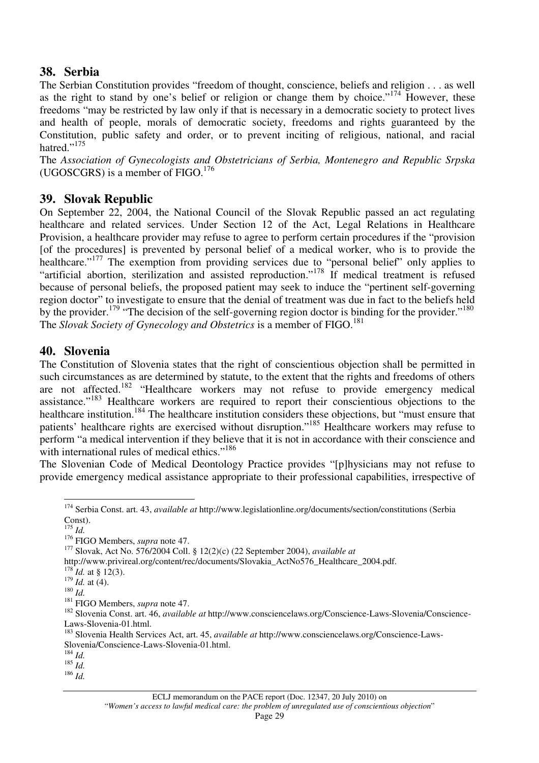## 38. Serbia

The Serbian Constitution provides "freedom of thought, conscience, beliefs and religion . . . as well as the right to stand by one's belief or religion or change them by choice."[174] However, these freedoms "may be restricted by law only if that is necessary in a democratic society to protect lives and health of people, morals of democratic society, freedoms and rights guaranteed by the Constitution, public safety and order, or to prevent inciting of religious, national, and racial hatred."[175]

The *Association of Gynecologists and Obstetricians of Serbia, Montenegro and Republic Srpska* (UGOSCGRS) is a member of FIGO.[176]

## 39. Slovak Republic

On September 22, 2004, the National Council of the Slovak Republic passed an act regulating healthcare and related services. Under Section 12 of the Act, Legal Relations in Healthcare Provision, a healthcare provider may refuse to agree to perform certain procedures if the "provision [of the procedures] is prevented by personal belief of a medical worker, who is to provide the healthcare."[177] The exemption from providing services due to "personal belief" only applies to "artificial abortion, sterilization and assisted reproduction."[178] If medical treatment is refused because of personal beliefs, the proposed patient may seek to induce the "pertinent self-governing region doctor" to investigate to ensure that the denial of treatment was due in fact to the beliefs held by the provider.[179] "The decision of the self-governing region doctor is binding for the provider."[180] The *Slovak Society of Gynecology and Obstetrics* is a member of FIGO.[181]

## 40. Slovenia

The Constitution of Slovenia states that the right of conscientious objection shall be permitted in such circumstances as are determined by statute, to the extent that the rights and freedoms of others are not affected.[182] "Healthcare workers may not refuse to provide emergency medical assistance."[183] Healthcare workers are required to report their conscientious objections to the healthcare institution.[184] The healthcare institution considers these objections, but "must ensure that patients' healthcare rights are exercised without disruption."[185] Healthcare workers may refuse to perform "a medical intervention if they believe that it is not in accordance with their conscience and with international rules of medical ethics."[186]

The Slovenian Code of Medical Deontology Practice provides "[p]hysicians may not refuse to provide emergency medical assistance appropriate to their professional capabilities, irrespective of

---

[174] Serbia Const. art. 43, *available at* http://www.legislationline.org/documents/section/constitutions (Serbia Const).

[175] *Id.*

[176] FIGO Members, *supra* note 47.

[177] Slovak, Act No. 576/2004 Coll. § 12(2)(c) (22 September 2004), *available at* http://www.privireal.org/content/rec/documents/Slovakia_ActNo576_Healthcare_2004.pdf.

[178] *Id.* at § 12(3).

[179] *Id.* at (4).

[180] *Id.*

[181] FIGO Members, *supra* note 47.

[182] Slovenia Const. art. 46, *available at* http://www.consciencelaws.org/Conscience-Laws-Slovenia/Conscience-Laws-Slovenia-01.html.

[183] Slovenia Health Services Act, art. 45, *available at* http://www.consciencelaws.org/Conscience-Laws-Slovenia/Conscience-Laws-Slovenia-01.html.

[184] *Id.*

[185] *Id.*

[186] *Id.*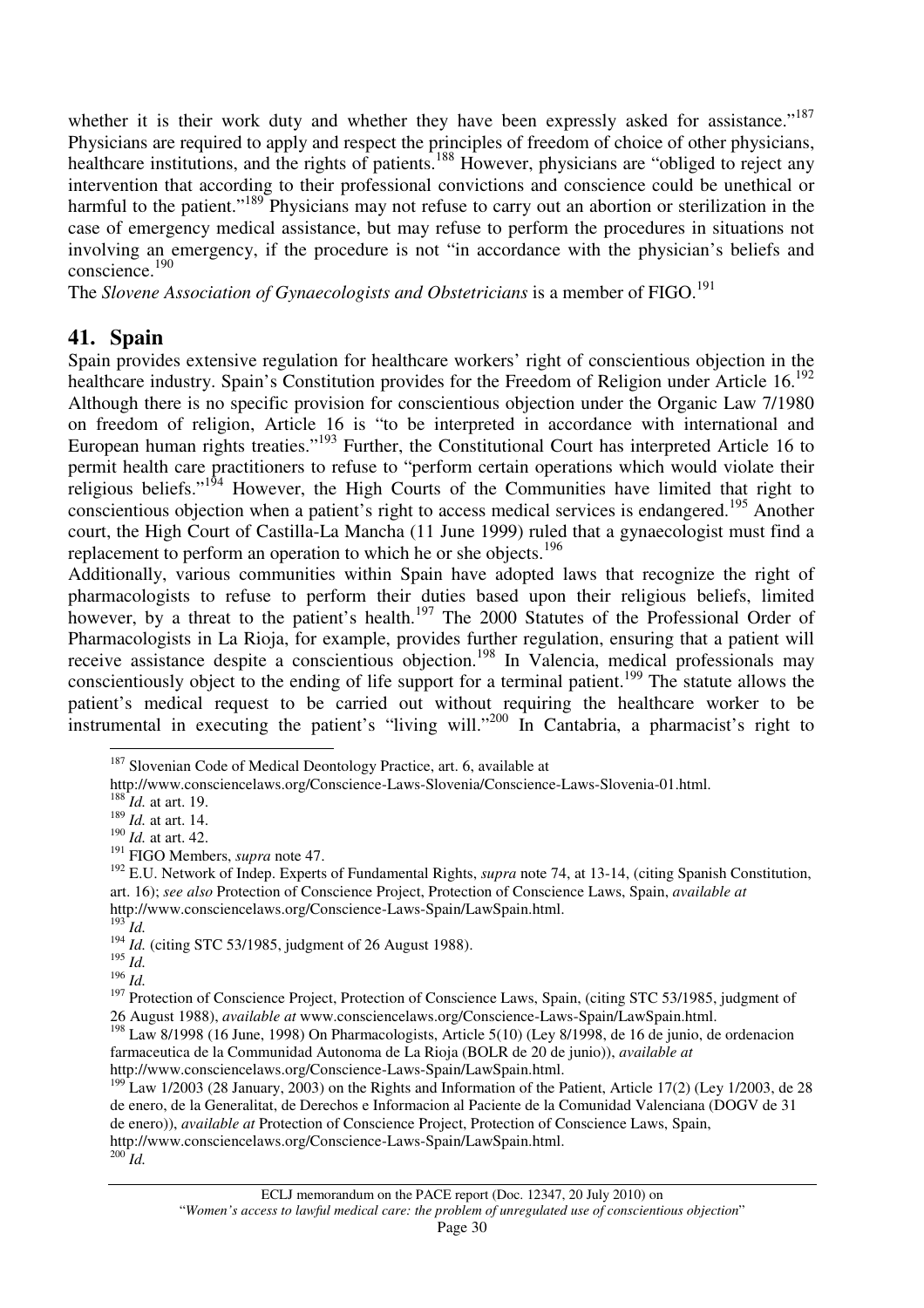whether it is their work duty and whether they have been expressly asked for assistance."[187] Physicians are required to apply and respect the principles of freedom of choice of other physicians, healthcare institutions, and the rights of patients.[188] However, physicians are "obliged to reject any intervention that according to their professional convictions and conscience could be unethical or harmful to the patient."[189] Physicians may not refuse to carry out an abortion or sterilization in the case of emergency medical assistance, but may refuse to perform the procedures in situations not involving an emergency, if the procedure is not "in accordance with the physician's beliefs and conscience.[190]

The *Slovene Association of Gynaecologists and Obstetricians* is a member of FIGO.[191]

## 41. Spain

Spain provides extensive regulation for healthcare workers' right of conscientious objection in the healthcare industry. Spain's Constitution provides for the Freedom of Religion under Article 16.[192] Although there is no specific provision for conscientious objection under the Organic Law 7/1980 on freedom of religion, Article 16 is "to be interpreted in accordance with international and European human rights treaties."[193] Further, the Constitutional Court has interpreted Article 16 to permit health care practitioners to refuse to "perform certain operations which would violate their religious beliefs."[194] However, the High Courts of the Communities have limited that right to conscientious objection when a patient's right to access medical services is endangered.[195] Another court, the High Court of Castilla-La Mancha (11 June 1999) ruled that a gynaecologist must find a replacement to perform an operation to which he or she objects.[196]

Additionally, various communities within Spain have adopted laws that recognize the right of pharmacologists to refuse to perform their duties based upon their religious beliefs, limited however, by a threat to the patient's health.[197] The 2000 Statutes of the Professional Order of Pharmacologists in La Rioja, for example, provides further regulation, ensuring that a patient will receive assistance despite a conscientious objection.[198] In Valencia, medical professionals may conscientiously object to the ending of life support for a terminal patient.[199] The statute allows the patient's medical request to be carried out without requiring the healthcare worker to be instrumental in executing the patient's "living will."[200] In Cantabria, a pharmacist's right to

---

[187] Slovenian Code of Medical Deontology Practice, art. 6, available at http://www.consciencelaws.org/Conscience-Laws-Slovenia/Conscience-Laws-Slovenia-01.html.

[188] *Id.* at art. 19.

[189] *Id.* at art. 14.

[190] *Id.* at art. 42.

[191] FIGO Members, *supra* note 47.

[192] E.U. Network of Indep. Experts of Fundamental Rights, *supra* note 74, at 13-14, (citing Spanish Constitution, art. 16); *see also* Protection of Conscience Project, Protection of Conscience Laws, Spain, *available at* http://www.consciencelaws.org/Conscience-Laws-Spain/LawSpain.html.

[193] *Id.*

[194] *Id.* (citing STC 53/1985, judgment of 26 August 1988).

[195] *Id.*

[196] *Id.*

[197] Protection of Conscience Project, Protection of Conscience Laws, Spain, (citing STC 53/1985, judgment of 26 August 1988), *available at* www.consciencelaws.org/Conscience-Laws-Spain/LawSpain.html.

[198] Law 8/1998 (16 June, 1998) On Pharmacologists, Article 5(10) (Ley 8/1998, de 16 de junio, de ordenacion farmaceutica de la Communidad Autonoma de La Rioja (BOLR de 20 de junio)), *available at* http://www.consciencelaws.org/Conscience-Laws-Spain/LawSpain.html.

[199] Law 1/2003 (28 January, 2003) on the Rights and Information of the Patient, Article 17(2) (Ley 1/2003, de 28 de enero, de la Generalitat, de Derechos e Informacion al Paciente de la Comunidad Valenciana (DOGV de 31 de enero)), *available at* Protection of Conscience Project, Protection of Conscience Laws, Spain, http://www.consciencelaws.org/Conscience-Laws-Spain/LawSpain.html.

[200] *Id.*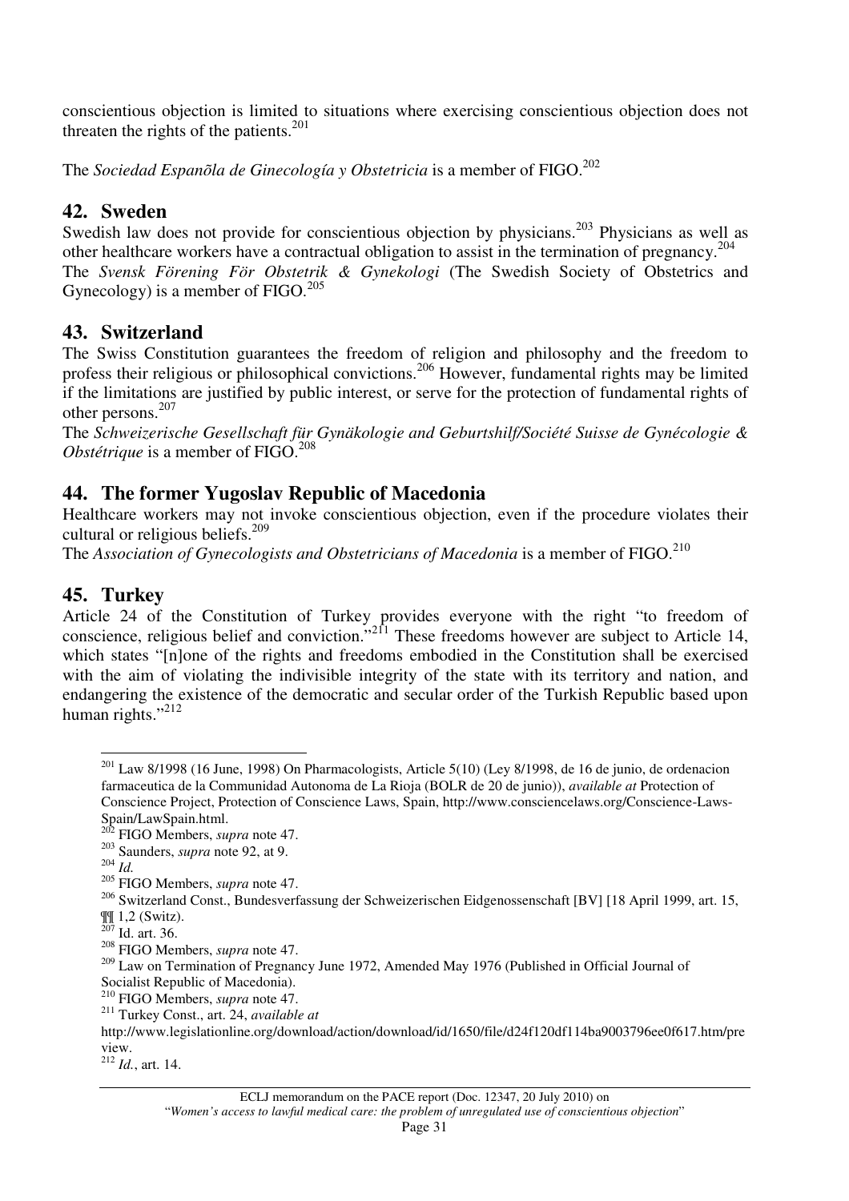conscientious objection is limited to situations where exercising conscientious objection does not threaten the rights of the patients.[201]

The *Sociedad Espanõla de Ginecología y Obstetricia* is a member of FIGO.[202]

## 42. Sweden

Swedish law does not provide for conscientious objection by physicians.[203] Physicians as well as other healthcare workers have a contractual obligation to assist in the termination of pregnancy.[204]
The *Svensk Förening För Obstetrik & Gynekologi* (The Swedish Society of Obstetrics and Gynecology) is a member of FIGO.[205]

## 43. Switzerland

The Swiss Constitution guarantees the freedom of religion and philosophy and the freedom to profess their religious or philosophical convictions.[206] However, fundamental rights may be limited if the limitations are justified by public interest, or serve for the protection of fundamental rights of other persons.[207]
The *Schweizerische Gesellschaft für Gynäkologie and Geburtshilf/Société Suisse de Gynécologie & Obstétrique* is a member of FIGO.[208]

## 44. The former Yugoslav Republic of Macedonia

Healthcare workers may not invoke conscientious objection, even if the procedure violates their cultural or religious beliefs.[209]
The *Association of Gynecologists and Obstetricians of Macedonia* is a member of FIGO.[210]

## 45. Turkey

Article 24 of the Constitution of Turkey provides everyone with the right "to freedom of conscience, religious belief and conviction."[211] These freedoms however are subject to Article 14, which states "[n]one of the rights and freedoms embodied in the Constitution shall be exercised with the aim of violating the indivisible integrity of the state with its territory and nation, and endangering the existence of the democratic and secular order of the Turkish Republic based upon human rights."[212]

---

[201] Law 8/1998 (16 June, 1998) On Pharmacologists, Article 5(10) (Ley 8/1998, de 16 de junio, de ordenacion farmaceutica de la Communidad Autonoma de La Rioja (BOLR de 20 de junio)), *available at* Protection of Conscience Project, Protection of Conscience Laws, Spain, http://www.consciencelaws.org/Conscience-Laws-Spain/LawSpain.html.
[202] FIGO Members, *supra* note 47.
[203] Saunders, *supra* note 92, at 9.
[204] *Id.*
[205] FIGO Members, *supra* note 47.
[206] Switzerland Const., Bundesverfassung der Schweizerischen Eidgenossenschaft [BV] [18 April 1999, art. 15, ¶¶ 1,2 (Switz).
[207] Id. art. 36.
[208] FIGO Members, *supra* note 47.
[209] Law on Termination of Pregnancy June 1972, Amended May 1976 (Published in Official Journal of Socialist Republic of Macedonia).
[210] FIGO Members, *supra* note 47.
[211] Turkey Const., art. 24, *available at* http://www.legislationline.org/download/action/download/id/1650/file/d24f120df114ba9003796ee0f617.htm/preview.
[212] *Id.*, art. 14.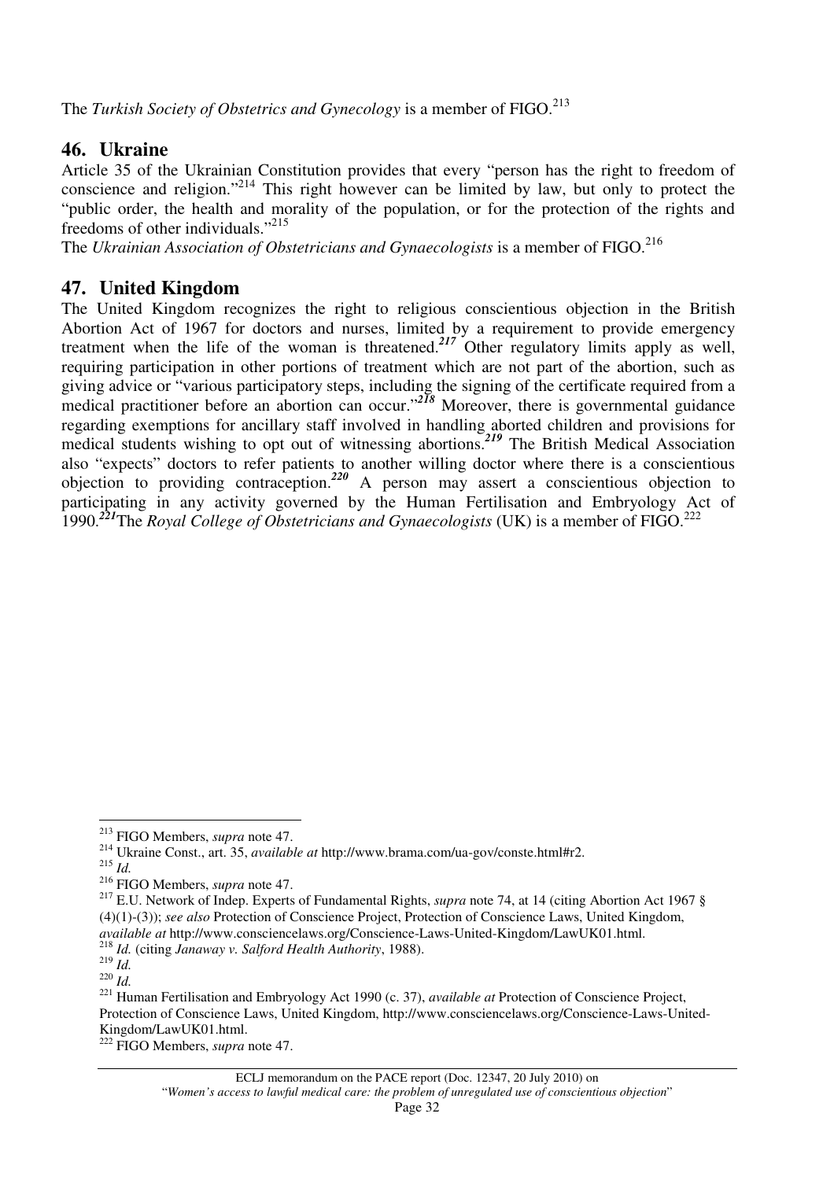The *Turkish Society of Obstetrics and Gynecology* is a member of FIGO.[213]

## 46. Ukraine

Article 35 of the Ukrainian Constitution provides that every "person has the right to freedom of conscience and religion."[214] This right however can be limited by law, but only to protect the "public order, the health and morality of the population, or for the protection of the rights and freedoms of other individuals."[215]

The *Ukrainian Association of Obstetricians and Gynaecologists* is a member of FIGO.[216]

## 47. United Kingdom

The United Kingdom recognizes the right to religious conscientious objection in the British Abortion Act of 1967 for doctors and nurses, limited by a requirement to provide emergency treatment when the life of the woman is threatened.[217] Other regulatory limits apply as well, requiring participation in other portions of treatment which are not part of the abortion, such as giving advice or "various participatory steps, including the signing of the certificate required from a medical practitioner before an abortion can occur."[218] Moreover, there is governmental guidance regarding exemptions for ancillary staff involved in handling aborted children and provisions for medical students wishing to opt out of witnessing abortions.[219] The British Medical Association also "expects" doctors to refer patients to another willing doctor where there is a conscientious objection to providing contraception.[220] A person may assert a conscientious objection to participating in any activity governed by the Human Fertilisation and Embryology Act of 1990.[221]The *Royal College of Obstetricians and Gynaecologists* (UK) is a member of FIGO.[222]

---

[213] FIGO Members, *supra* note 47.

[214] Ukraine Const., art. 35, *available at* http://www.brama.com/ua-gov/conste.html#r2.

[215] *Id.*

[216] FIGO Members, *supra* note 47.

[217] E.U. Network of Indep. Experts of Fundamental Rights, *supra* note 74, at 14 (citing Abortion Act 1967 § (4)(1)-(3)); *see also* Protection of Conscience Project, Protection of Conscience Laws, United Kingdom, *available at* http://www.consciencelaws.org/Conscience-Laws-United-Kingdom/LawUK01.html.

[218] *Id.* (citing *Janaway v. Salford Health Authority*, 1988).

[219] *Id.*

[220] *Id.*

[221] Human Fertilisation and Embryology Act 1990 (c. 37), *available at* Protection of Conscience Project, Protection of Conscience Laws, United Kingdom, http://www.consciencelaws.org/Conscience-Laws-United-Kingdom/LawUK01.html.

[222] FIGO Members, *supra* note 47.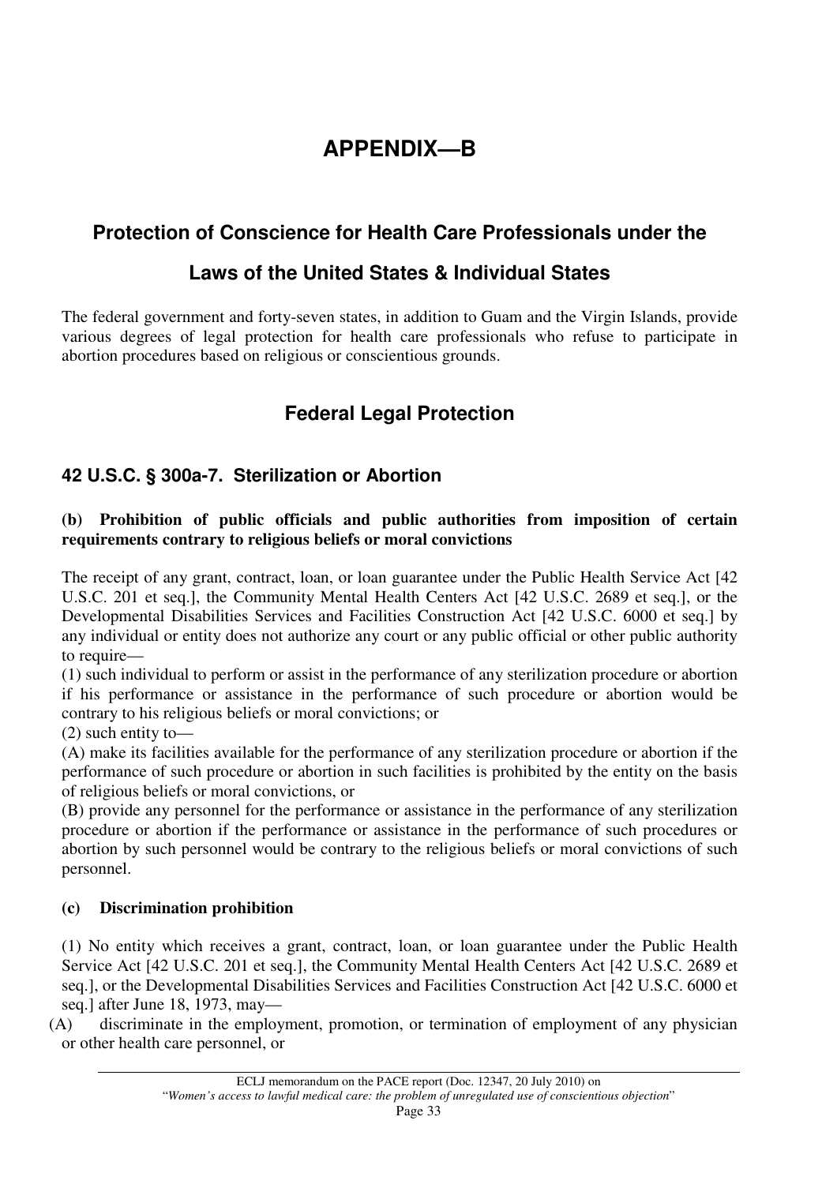# APPENDIX—B

## Protection of Conscience for Health Care Professionals under the Laws of the United States & Individual States

The federal government and forty-seven states, in addition to Guam and the Virgin Islands, provide various degrees of legal protection for health care professionals who refuse to participate in abortion procedures based on religious or conscientious grounds.

## Federal Legal Protection

### 42 U.S.C. § 300a-7. Sterilization or Abortion

**(b) Prohibition of public officials and public authorities from imposition of certain requirements contrary to religious beliefs or moral convictions**

The receipt of any grant, contract, loan, or loan guarantee under the Public Health Service Act [42 U.S.C. 201 et seq.], the Community Mental Health Centers Act [42 U.S.C. 2689 et seq.], or the Developmental Disabilities Services and Facilities Construction Act [42 U.S.C. 6000 et seq.] by any individual or entity does not authorize any court or any public official or other public authority to require—

(1) such individual to perform or assist in the performance of any sterilization procedure or abortion if his performance or assistance in the performance of such procedure or abortion would be contrary to his religious beliefs or moral convictions; or

(2) such entity to—

(A) make its facilities available for the performance of any sterilization procedure or abortion if the performance of such procedure or abortion in such facilities is prohibited by the entity on the basis of religious beliefs or moral convictions, or

(B) provide any personnel for the performance or assistance in the performance of any sterilization procedure or abortion if the performance or assistance in the performance of such procedures or abortion by such personnel would be contrary to the religious beliefs or moral convictions of such personnel.

**(c) Discrimination prohibition**

(1) No entity which receives a grant, contract, loan, or loan guarantee under the Public Health Service Act [42 U.S.C. 201 et seq.], the Community Mental Health Centers Act [42 U.S.C. 2689 et seq.], or the Developmental Disabilities Services and Facilities Construction Act [42 U.S.C. 6000 et seq.] after June 18, 1973, may—

(A) discriminate in the employment, promotion, or termination of employment of any physician or other health care personnel, or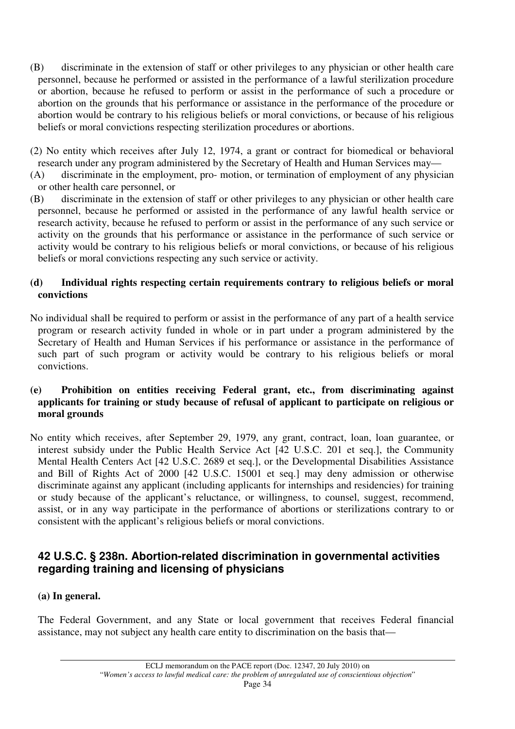(B) discriminate in the extension of staff or other privileges to any physician or other health care personnel, because he performed or assisted in the performance of a lawful sterilization procedure or abortion, because he refused to perform or assist in the performance of such a procedure or abortion on the grounds that his performance or assistance in the performance of the procedure or abortion would be contrary to his religious beliefs or moral convictions, or because of his religious beliefs or moral convictions respecting sterilization procedures or abortions.

(2) No entity which receives after July 12, 1974, a grant or contract for biomedical or behavioral research under any program administered by the Secretary of Health and Human Services may—

(A) discriminate in the employment, pro- motion, or termination of employment of any physician or other health care personnel, or

(B) discriminate in the extension of staff or other privileges to any physician or other health care personnel, because he performed or assisted in the performance of any lawful health service or research activity, because he refused to perform or assist in the performance of any such service or activity on the grounds that his performance or assistance in the performance of such service or activity would be contrary to his religious beliefs or moral convictions, or because of his religious beliefs or moral convictions respecting any such service or activity.

**(d) Individual rights respecting certain requirements contrary to religious beliefs or moral convictions**

No individual shall be required to perform or assist in the performance of any part of a health service program or research activity funded in whole or in part under a program administered by the Secretary of Health and Human Services if his performance or assistance in the performance of such part of such program or activity would be contrary to his religious beliefs or moral convictions.

**(e) Prohibition on entities receiving Federal grant, etc., from discriminating against applicants for training or study because of refusal of applicant to participate on religious or moral grounds**

No entity which receives, after September 29, 1979, any grant, contract, loan, loan guarantee, or interest subsidy under the Public Health Service Act [42 U.S.C. 201 et seq.], the Community Mental Health Centers Act [42 U.S.C. 2689 et seq.], or the Developmental Disabilities Assistance and Bill of Rights Act of 2000 [42 U.S.C. 15001 et seq.] may deny admission or otherwise discriminate against any applicant (including applicants for internships and residencies) for training or study because of the applicant's reluctance, or willingness, to counsel, suggest, recommend, assist, or in any way participate in the performance of abortions or sterilizations contrary to or consistent with the applicant's religious beliefs or moral convictions.

## 42 U.S.C. § 238n. Abortion-related discrimination in governmental activities regarding training and licensing of physicians

**(a) In general.**

The Federal Government, and any State or local government that receives Federal financial assistance, may not subject any health care entity to discrimination on the basis that—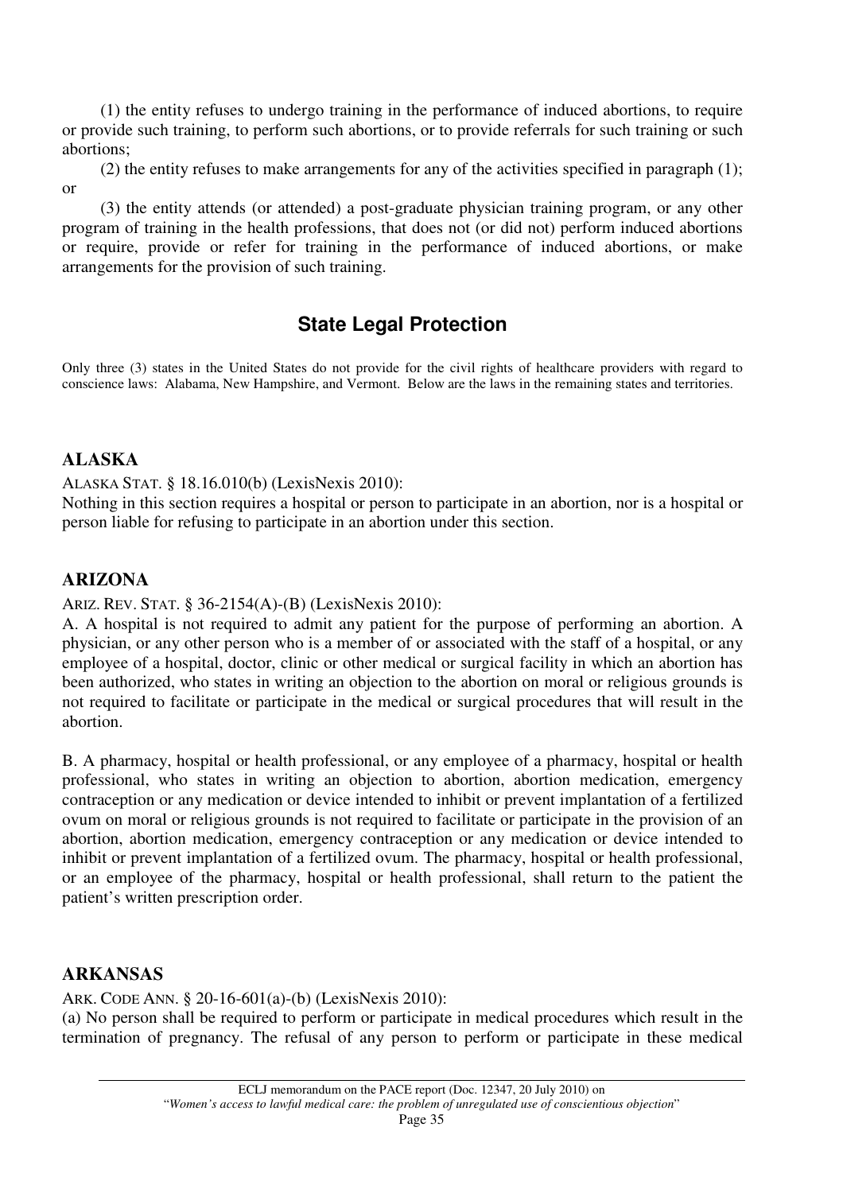(1) the entity refuses to undergo training in the performance of induced abortions, to require or provide such training, to perform such abortions, or to provide referrals for such training or such abortions;

(2) the entity refuses to make arrangements for any of the activities specified in paragraph (1); or

(3) the entity attends (or attended) a post-graduate physician training program, or any other program of training in the health professions, that does not (or did not) perform induced abortions or require, provide or refer for training in the performance of induced abortions, or make arrangements for the provision of such training.

## State Legal Protection

Only three (3) states in the United States do not provide for the civil rights of healthcare providers with regard to conscience laws: Alabama, New Hampshire, and Vermont. Below are the laws in the remaining states and territories.

### ALASKA

ALASKA STAT. § 18.16.010(b) (LexisNexis 2010):

Nothing in this section requires a hospital or person to participate in an abortion, nor is a hospital or person liable for refusing to participate in an abortion under this section.

### ARIZONA

ARIZ. REV. STAT. § 36-2154(A)-(B) (LexisNexis 2010):

A. A hospital is not required to admit any patient for the purpose of performing an abortion. A physician, or any other person who is a member of or associated with the staff of a hospital, or any employee of a hospital, doctor, clinic or other medical or surgical facility in which an abortion has been authorized, who states in writing an objection to the abortion on moral or religious grounds is not required to facilitate or participate in the medical or surgical procedures that will result in the abortion.

B. A pharmacy, hospital or health professional, or any employee of a pharmacy, hospital or health professional, who states in writing an objection to abortion, abortion medication, emergency contraception or any medication or device intended to inhibit or prevent implantation of a fertilized ovum on moral or religious grounds is not required to facilitate or participate in the provision of an abortion, abortion medication, emergency contraception or any medication or device intended to inhibit or prevent implantation of a fertilized ovum. The pharmacy, hospital or health professional, or an employee of the pharmacy, hospital or health professional, shall return to the patient the patient's written prescription order.

### ARKANSAS

ARK. CODE ANN. § 20-16-601(a)-(b) (LexisNexis 2010):

(a) No person shall be required to perform or participate in medical procedures which result in the termination of pregnancy. The refusal of any person to perform or participate in these medical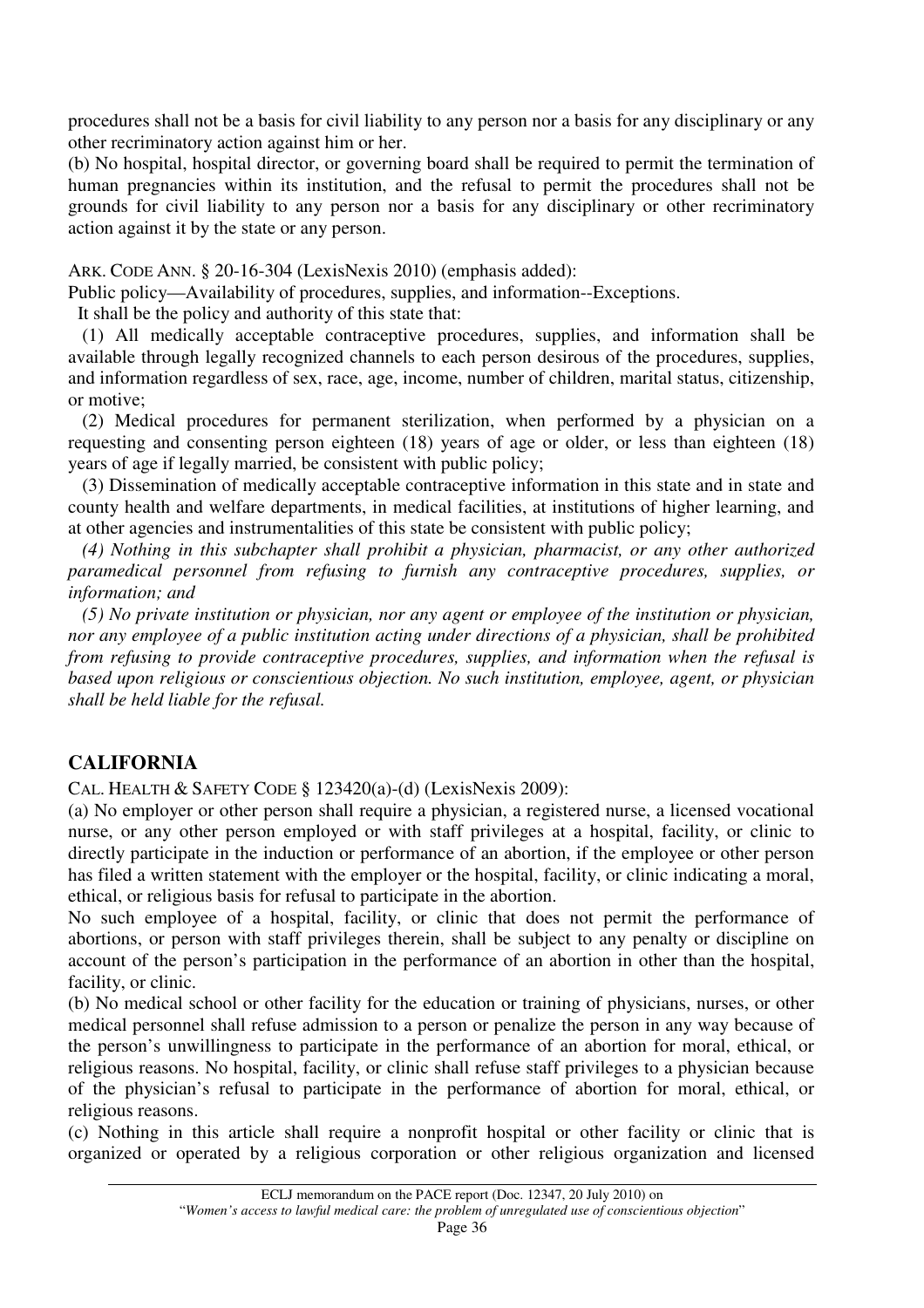procedures shall not be a basis for civil liability to any person nor a basis for any disciplinary or any other recriminatory action against him or her.

(b) No hospital, hospital director, or governing board shall be required to permit the termination of human pregnancies within its institution, and the refusal to permit the procedures shall not be grounds for civil liability to any person nor a basis for any disciplinary or other recriminatory action against it by the state or any person.

ARK. CODE ANN. § 20-16-304 (LexisNexis 2010) (emphasis added):

Public policy—Availability of procedures, supplies, and information--Exceptions.

It shall be the policy and authority of this state that:

(1) All medically acceptable contraceptive procedures, supplies, and information shall be available through legally recognized channels to each person desirous of the procedures, supplies, and information regardless of sex, race, age, income, number of children, marital status, citizenship, or motive;

(2) Medical procedures for permanent sterilization, when performed by a physician on a requesting and consenting person eighteen (18) years of age or older, or less than eighteen (18) years of age if legally married, be consistent with public policy;

(3) Dissemination of medically acceptable contraceptive information in this state and in state and county health and welfare departments, in medical facilities, at institutions of higher learning, and at other agencies and instrumentalities of this state be consistent with public policy;

*(4) Nothing in this subchapter shall prohibit a physician, pharmacist, or any other authorized paramedical personnel from refusing to furnish any contraceptive procedures, supplies, or information; and*

*(5) No private institution or physician, nor any agent or employee of the institution or physician, nor any employee of a public institution acting under directions of a physician, shall be prohibited from refusing to provide contraceptive procedures, supplies, and information when the refusal is based upon religious or conscientious objection. No such institution, employee, agent, or physician shall be held liable for the refusal.*

## CALIFORNIA

CAL. HEALTH & SAFETY CODE § 123420(a)-(d) (LexisNexis 2009):

(a) No employer or other person shall require a physician, a registered nurse, a licensed vocational nurse, or any other person employed or with staff privileges at a hospital, facility, or clinic to directly participate in the induction or performance of an abortion, if the employee or other person has filed a written statement with the employer or the hospital, facility, or clinic indicating a moral, ethical, or religious basis for refusal to participate in the abortion.

No such employee of a hospital, facility, or clinic that does not permit the performance of abortions, or person with staff privileges therein, shall be subject to any penalty or discipline on account of the person's participation in the performance of an abortion in other than the hospital, facility, or clinic.

(b) No medical school or other facility for the education or training of physicians, nurses, or other medical personnel shall refuse admission to a person or penalize the person in any way because of the person's unwillingness to participate in the performance of an abortion for moral, ethical, or religious reasons. No hospital, facility, or clinic shall refuse staff privileges to a physician because of the physician's refusal to participate in the performance of abortion for moral, ethical, or religious reasons.

(c) Nothing in this article shall require a nonprofit hospital or other facility or clinic that is organized or operated by a religious corporation or other religious organization and licensed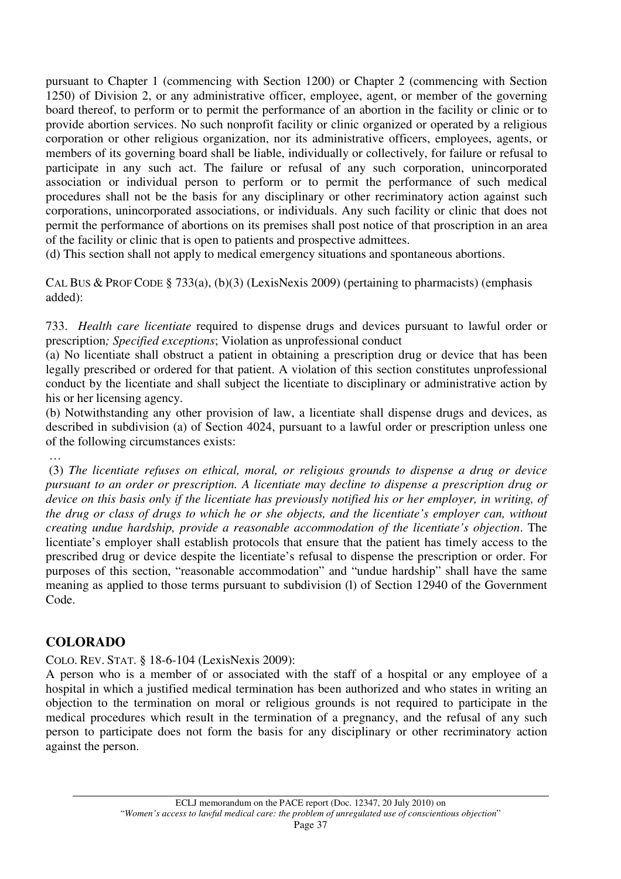pursuant to Chapter 1 (commencing with Section 1200) or Chapter 2 (commencing with Section 1250) of Division 2, or any administrative officer, employee, agent, or member of the governing board thereof, to perform or to permit the performance of an abortion in the facility or clinic or to provide abortion services. No such nonprofit facility or clinic organized or operated by a religious corporation or other religious organization, nor its administrative officers, employees, agents, or members of its governing board shall be liable, individually or collectively, for failure or refusal to participate in any such act. The failure or refusal of any such corporation, unincorporated association or individual person to perform or to permit the performance of such medical procedures shall not be the basis for any disciplinary or other recriminatory action against such corporations, unincorporated associations, or individuals. Any such facility or clinic that does not permit the performance of abortions on its premises shall post notice of that proscription in an area of the facility or clinic that is open to patients and prospective admittees.

(d) This section shall not apply to medical emergency situations and spontaneous abortions.

CAL BUS & PROF CODE § 733(a), (b)(3) (LexisNexis 2009) (pertaining to pharmacists) (emphasis added):

733. *Health care licentiate* required to dispense drugs and devices pursuant to lawful order or prescription*; Specified exceptions*; Violation as unprofessional conduct

(a) No licentiate shall obstruct a patient in obtaining a prescription drug or device that has been legally prescribed or ordered for that patient. A violation of this section constitutes unprofessional conduct by the licentiate and shall subject the licentiate to disciplinary or administrative action by his or her licensing agency.

(b) Notwithstanding any other provision of law, a licentiate shall dispense drugs and devices, as described in subdivision (a) of Section 4024, pursuant to a lawful order or prescription unless one of the following circumstances exists:

…

(3) *The licentiate refuses on ethical, moral, or religious grounds to dispense a drug or device pursuant to an order or prescription. A licentiate may decline to dispense a prescription drug or device on this basis only if the licentiate has previously notified his or her employer, in writing, of the drug or class of drugs to which he or she objects, and the licentiate's employer can, without creating undue hardship, provide a reasonable accommodation of the licentiate's objection*. The licentiate's employer shall establish protocols that ensure that the patient has timely access to the prescribed drug or device despite the licentiate's refusal to dispense the prescription or order. For purposes of this section, "reasonable accommodation" and "undue hardship" shall have the same meaning as applied to those terms pursuant to subdivision (l) of Section 12940 of the Government Code.

## COLORADO

COLO. REV. STAT. § 18-6-104 (LexisNexis 2009):

A person who is a member of or associated with the staff of a hospital or any employee of a hospital in which a justified medical termination has been authorized and who states in writing an objection to the termination on moral or religious grounds is not required to participate in the medical procedures which result in the termination of a pregnancy, and the refusal of any such person to participate does not form the basis for any disciplinary or other recriminatory action against the person.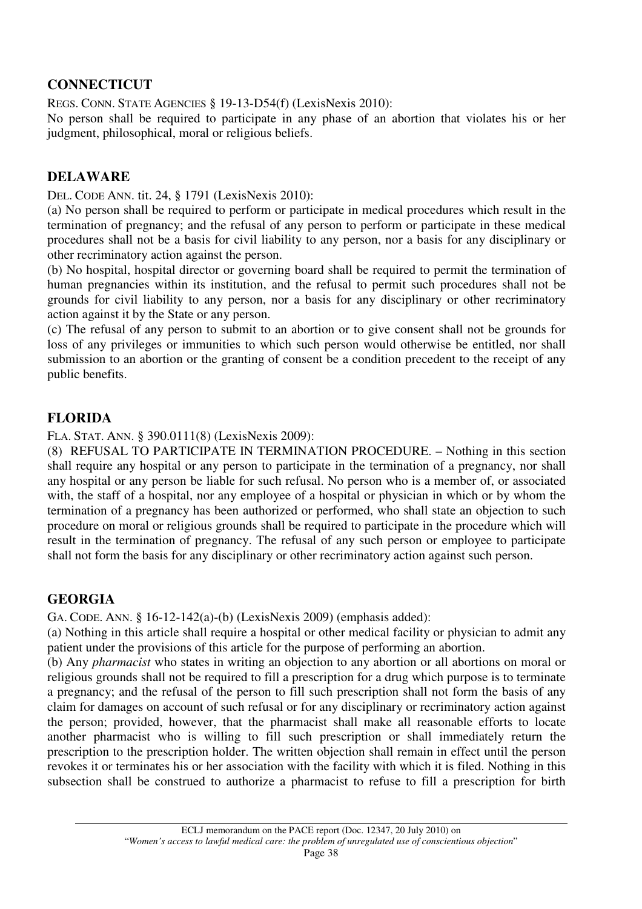## CONNECTICUT

REGS. CONN. STATE AGENCIES § 19-13-D54(f) (LexisNexis 2010):

No person shall be required to participate in any phase of an abortion that violates his or her judgment, philosophical, moral or religious beliefs.

## DELAWARE

DEL. CODE ANN. tit. 24, § 1791 (LexisNexis 2010):

(a) No person shall be required to perform or participate in medical procedures which result in the termination of pregnancy; and the refusal of any person to perform or participate in these medical procedures shall not be a basis for civil liability to any person, nor a basis for any disciplinary or other recriminatory action against the person.

(b) No hospital, hospital director or governing board shall be required to permit the termination of human pregnancies within its institution, and the refusal to permit such procedures shall not be grounds for civil liability to any person, nor a basis for any disciplinary or other recriminatory action against it by the State or any person.

(c) The refusal of any person to submit to an abortion or to give consent shall not be grounds for loss of any privileges or immunities to which such person would otherwise be entitled, nor shall submission to an abortion or the granting of consent be a condition precedent to the receipt of any public benefits.

## FLORIDA

FLA. STAT. ANN. § 390.0111(8) (LexisNexis 2009):

(8) REFUSAL TO PARTICIPATE IN TERMINATION PROCEDURE. – Nothing in this section shall require any hospital or any person to participate in the termination of a pregnancy, nor shall any hospital or any person be liable for such refusal. No person who is a member of, or associated with, the staff of a hospital, nor any employee of a hospital or physician in which or by whom the termination of a pregnancy has been authorized or performed, who shall state an objection to such procedure on moral or religious grounds shall be required to participate in the procedure which will result in the termination of pregnancy. The refusal of any such person or employee to participate shall not form the basis for any disciplinary or other recriminatory action against such person.

## GEORGIA

GA. CODE. ANN. § 16-12-142(a)-(b) (LexisNexis 2009) (emphasis added):

(a) Nothing in this article shall require a hospital or other medical facility or physician to admit any patient under the provisions of this article for the purpose of performing an abortion.

(b) Any *pharmacist* who states in writing an objection to any abortion or all abortions on moral or religious grounds shall not be required to fill a prescription for a drug which purpose is to terminate a pregnancy; and the refusal of the person to fill such prescription shall not form the basis of any claim for damages on account of such refusal or for any disciplinary or recriminatory action against the person; provided, however, that the pharmacist shall make all reasonable efforts to locate another pharmacist who is willing to fill such prescription or shall immediately return the prescription to the prescription holder. The written objection shall remain in effect until the person revokes it or terminates his or her association with the facility with which it is filed. Nothing in this subsection shall be construed to authorize a pharmacist to refuse to fill a prescription for birth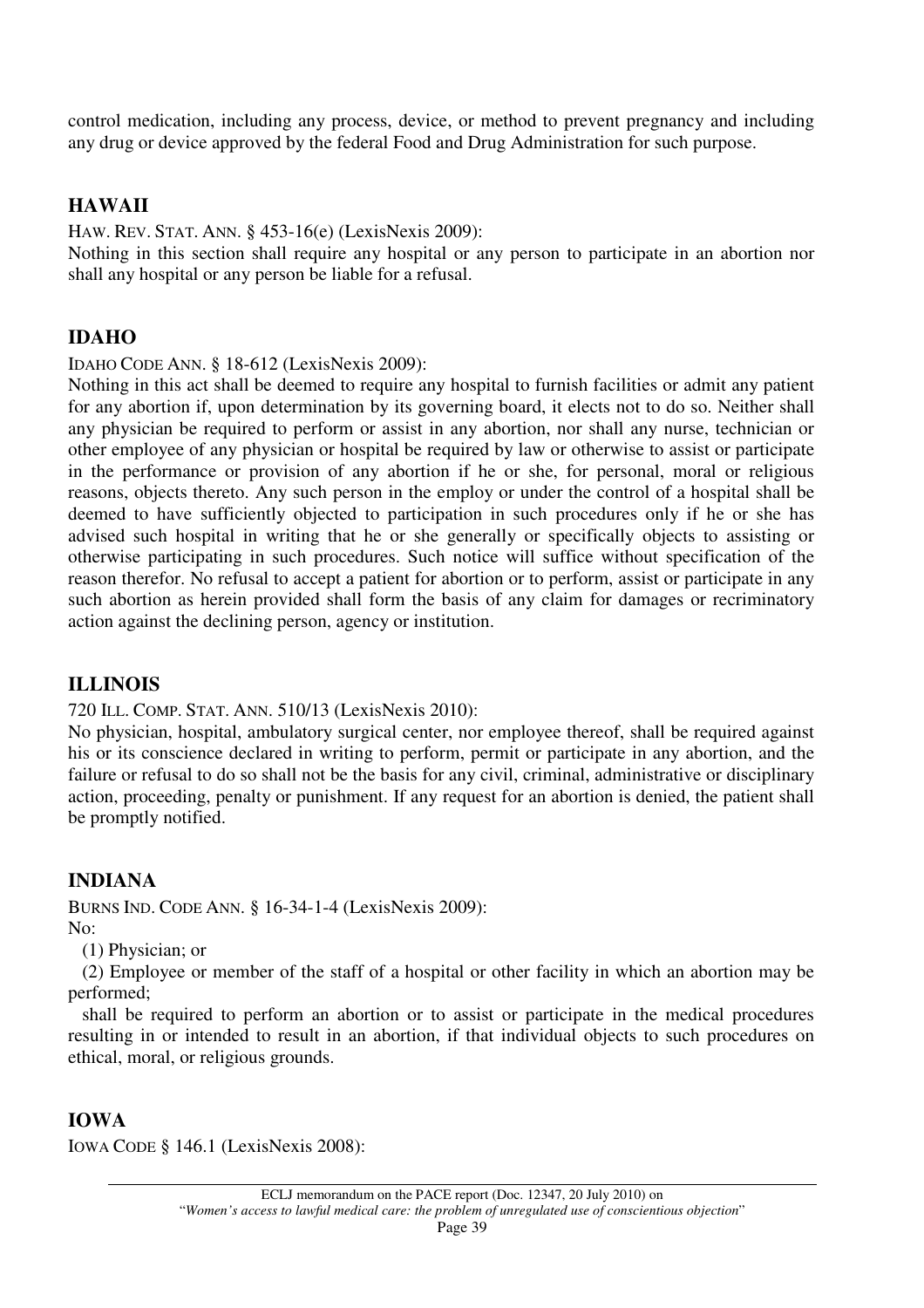control medication, including any process, device, or method to prevent pregnancy and including any drug or device approved by the federal Food and Drug Administration for such purpose.

## HAWAII

HAW. REV. STAT. ANN. § 453-16(e) (LexisNexis 2009):

Nothing in this section shall require any hospital or any person to participate in an abortion nor shall any hospital or any person be liable for a refusal.

## IDAHO

IDAHO CODE ANN. § 18-612 (LexisNexis 2009):

Nothing in this act shall be deemed to require any hospital to furnish facilities or admit any patient for any abortion if, upon determination by its governing board, it elects not to do so. Neither shall any physician be required to perform or assist in any abortion, nor shall any nurse, technician or other employee of any physician or hospital be required by law or otherwise to assist or participate in the performance or provision of any abortion if he or she, for personal, moral or religious reasons, objects thereto. Any such person in the employ or under the control of a hospital shall be deemed to have sufficiently objected to participation in such procedures only if he or she has advised such hospital in writing that he or she generally or specifically objects to assisting or otherwise participating in such procedures. Such notice will suffice without specification of the reason therefor. No refusal to accept a patient for abortion or to perform, assist or participate in any such abortion as herein provided shall form the basis of any claim for damages or recriminatory action against the declining person, agency or institution.

## ILLINOIS

720 ILL. COMP. STAT. ANN. 510/13 (LexisNexis 2010):

No physician, hospital, ambulatory surgical center, nor employee thereof, shall be required against his or its conscience declared in writing to perform, permit or participate in any abortion, and the failure or refusal to do so shall not be the basis for any civil, criminal, administrative or disciplinary action, proceeding, penalty or punishment. If any request for an abortion is denied, the patient shall be promptly notified.

## INDIANA

BURNS IND. CODE ANN. § 16-34-1-4 (LexisNexis 2009):

No:

(1) Physician; or

(2) Employee or member of the staff of a hospital or other facility in which an abortion may be performed;

shall be required to perform an abortion or to assist or participate in the medical procedures resulting in or intended to result in an abortion, if that individual objects to such procedures on ethical, moral, or religious grounds.

## IOWA

IOWA CODE § 146.1 (LexisNexis 2008):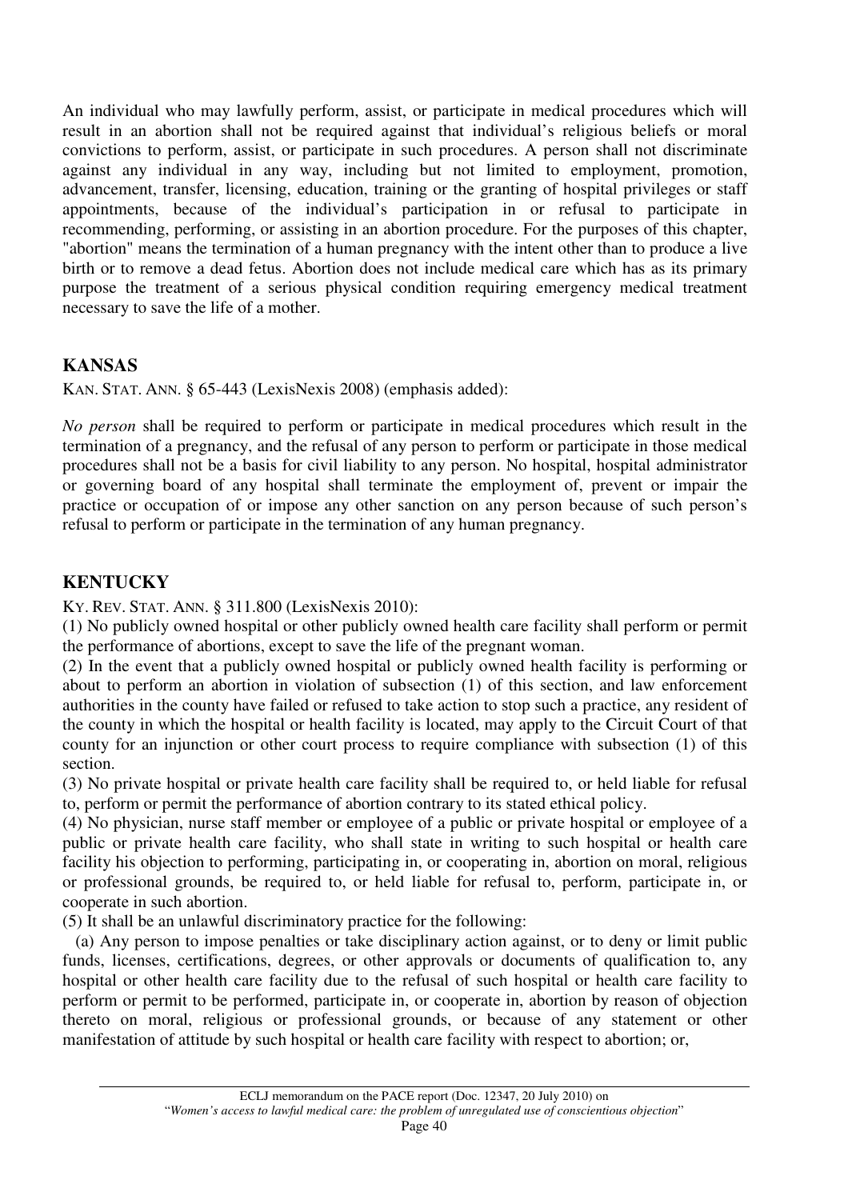An individual who may lawfully perform, assist, or participate in medical procedures which will result in an abortion shall not be required against that individual's religious beliefs or moral convictions to perform, assist, or participate in such procedures. A person shall not discriminate against any individual in any way, including but not limited to employment, promotion, advancement, transfer, licensing, education, training or the granting of hospital privileges or staff appointments, because of the individual's participation in or refusal to participate in recommending, performing, or assisting in an abortion procedure. For the purposes of this chapter, "abortion" means the termination of a human pregnancy with the intent other than to produce a live birth or to remove a dead fetus. Abortion does not include medical care which has as its primary purpose the treatment of a serious physical condition requiring emergency medical treatment necessary to save the life of a mother.

## KANSAS

KAN. STAT. ANN. § 65-443 (LexisNexis 2008) (emphasis added):

*No person* shall be required to perform or participate in medical procedures which result in the termination of a pregnancy, and the refusal of any person to perform or participate in those medical procedures shall not be a basis for civil liability to any person. No hospital, hospital administrator or governing board of any hospital shall terminate the employment of, prevent or impair the practice or occupation of or impose any other sanction on any person because of such person's refusal to perform or participate in the termination of any human pregnancy.

## KENTUCKY

KY. REV. STAT. ANN. § 311.800 (LexisNexis 2010):

(1) No publicly owned hospital or other publicly owned health care facility shall perform or permit the performance of abortions, except to save the life of the pregnant woman.

(2) In the event that a publicly owned hospital or publicly owned health facility is performing or about to perform an abortion in violation of subsection (1) of this section, and law enforcement authorities in the county have failed or refused to take action to stop such a practice, any resident of the county in which the hospital or health facility is located, may apply to the Circuit Court of that county for an injunction or other court process to require compliance with subsection (1) of this section.

(3) No private hospital or private health care facility shall be required to, or held liable for refusal to, perform or permit the performance of abortion contrary to its stated ethical policy.

(4) No physician, nurse staff member or employee of a public or private hospital or employee of a public or private health care facility, who shall state in writing to such hospital or health care facility his objection to performing, participating in, or cooperating in, abortion on moral, religious or professional grounds, be required to, or held liable for refusal to, perform, participate in, or cooperate in such abortion.

(5) It shall be an unlawful discriminatory practice for the following:

(a) Any person to impose penalties or take disciplinary action against, or to deny or limit public funds, licenses, certifications, degrees, or other approvals or documents of qualification to, any hospital or other health care facility due to the refusal of such hospital or health care facility to perform or permit to be performed, participate in, or cooperate in, abortion by reason of objection thereto on moral, religious or professional grounds, or because of any statement or other manifestation of attitude by such hospital or health care facility with respect to abortion; or,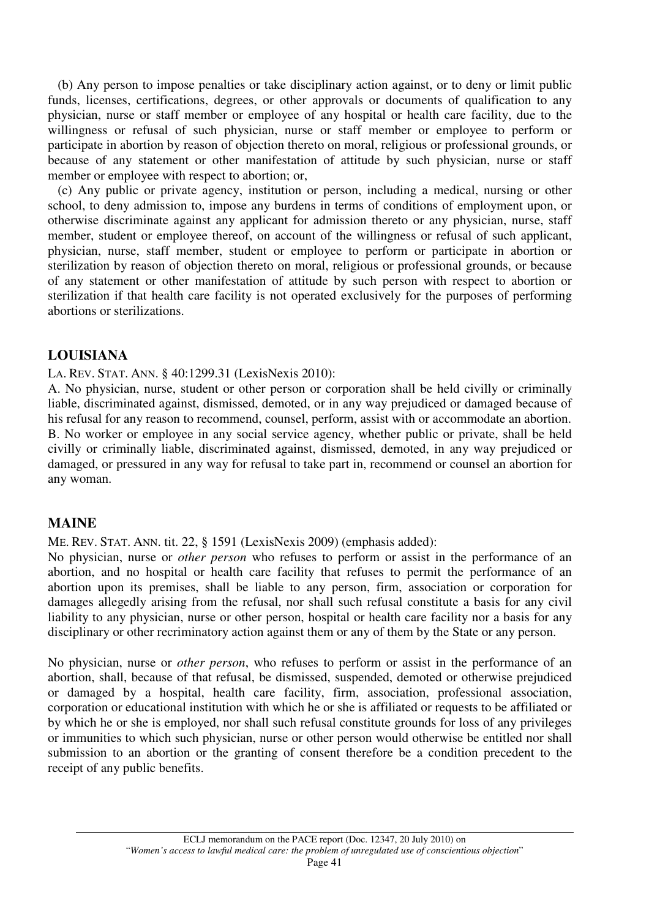(b) Any person to impose penalties or take disciplinary action against, or to deny or limit public funds, licenses, certifications, degrees, or other approvals or documents of qualification to any physician, nurse or staff member or employee of any hospital or health care facility, due to the willingness or refusal of such physician, nurse or staff member or employee to perform or participate in abortion by reason of objection thereto on moral, religious or professional grounds, or because of any statement or other manifestation of attitude by such physician, nurse or staff member or employee with respect to abortion; or,

(c) Any public or private agency, institution or person, including a medical, nursing or other school, to deny admission to, impose any burdens in terms of conditions of employment upon, or otherwise discriminate against any applicant for admission thereto or any physician, nurse, staff member, student or employee thereof, on account of the willingness or refusal of such applicant, physician, nurse, staff member, student or employee to perform or participate in abortion or sterilization by reason of objection thereto on moral, religious or professional grounds, or because of any statement or other manifestation of attitude by such person with respect to abortion or sterilization if that health care facility is not operated exclusively for the purposes of performing abortions or sterilizations.

## LOUISIANA

LA. REV. STAT. ANN. § 40:1299.31 (LexisNexis 2010):

A. No physician, nurse, student or other person or corporation shall be held civilly or criminally liable, discriminated against, dismissed, demoted, or in any way prejudiced or damaged because of his refusal for any reason to recommend, counsel, perform, assist with or accommodate an abortion.
B. No worker or employee in any social service agency, whether public or private, shall be held civilly or criminally liable, discriminated against, dismissed, demoted, in any way prejudiced or damaged, or pressured in any way for refusal to take part in, recommend or counsel an abortion for any woman.

## MAINE

ME. REV. STAT. ANN. tit. 22, § 1591 (LexisNexis 2009) (emphasis added):

No physician, nurse or *other person* who refuses to perform or assist in the performance of an abortion, and no hospital or health care facility that refuses to permit the performance of an abortion upon its premises, shall be liable to any person, firm, association or corporation for damages allegedly arising from the refusal, nor shall such refusal constitute a basis for any civil liability to any physician, nurse or other person, hospital or health care facility nor a basis for any disciplinary or other recriminatory action against them or any of them by the State or any person.

No physician, nurse or *other person*, who refuses to perform or assist in the performance of an abortion, shall, because of that refusal, be dismissed, suspended, demoted or otherwise prejudiced or damaged by a hospital, health care facility, firm, association, professional association, corporation or educational institution with which he or she is affiliated or requests to be affiliated or by which he or she is employed, nor shall such refusal constitute grounds for loss of any privileges or immunities to which such physician, nurse or other person would otherwise be entitled nor shall submission to an abortion or the granting of consent therefore be a condition precedent to the receipt of any public benefits.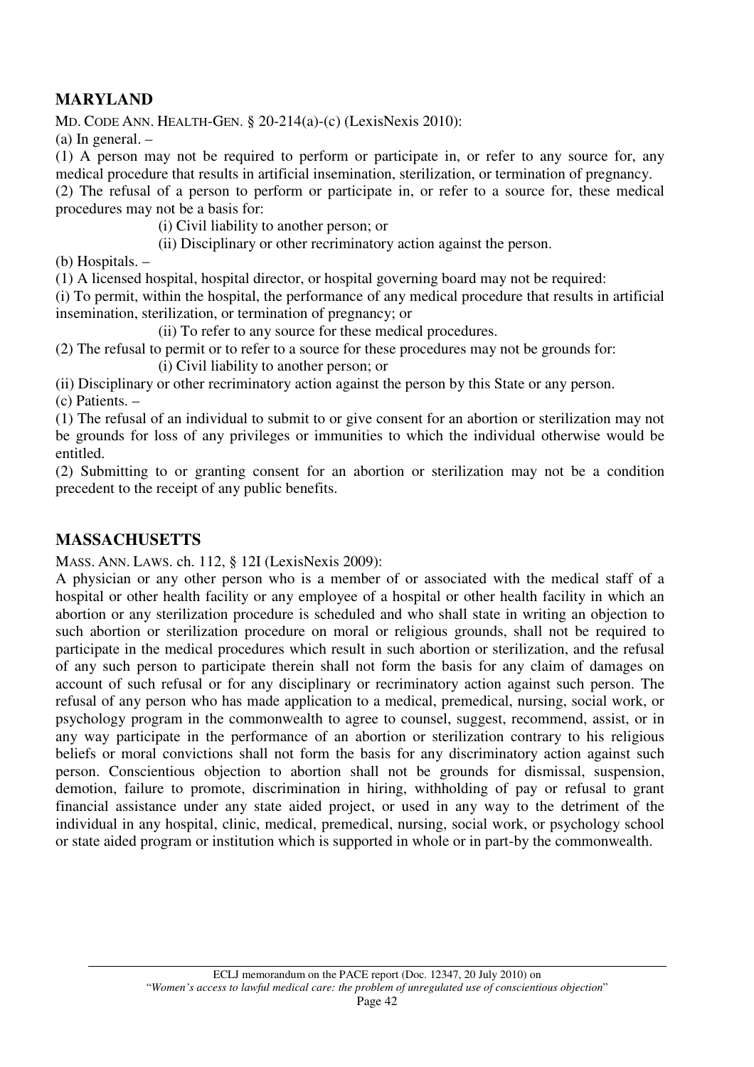## MARYLAND

MD. CODE ANN. HEALTH-GEN. § 20-214(a)-(c) (LexisNexis 2010):

(a) In general. –

(1) A person may not be required to perform or participate in, or refer to any source for, any medical procedure that results in artificial insemination, sterilization, or termination of pregnancy.

(2) The refusal of a person to perform or participate in, or refer to a source for, these medical procedures may not be a basis for:

(i) Civil liability to another person; or

(ii) Disciplinary or other recriminatory action against the person.

(b) Hospitals. –

(1) A licensed hospital, hospital director, or hospital governing board may not be required:

(i) To permit, within the hospital, the performance of any medical procedure that results in artificial insemination, sterilization, or termination of pregnancy; or

(ii) To refer to any source for these medical procedures.

(2) The refusal to permit or to refer to a source for these procedures may not be grounds for:

(i) Civil liability to another person; or

(ii) Disciplinary or other recriminatory action against the person by this State or any person.

(c) Patients. –

(1) The refusal of an individual to submit to or give consent for an abortion or sterilization may not be grounds for loss of any privileges or immunities to which the individual otherwise would be entitled.

(2) Submitting to or granting consent for an abortion or sterilization may not be a condition precedent to the receipt of any public benefits.

## MASSACHUSETTS

MASS. ANN. LAWS. ch. 112, § 12I (LexisNexis 2009):

A physician or any other person who is a member of or associated with the medical staff of a hospital or other health facility or any employee of a hospital or other health facility in which an abortion or any sterilization procedure is scheduled and who shall state in writing an objection to such abortion or sterilization procedure on moral or religious grounds, shall not be required to participate in the medical procedures which result in such abortion or sterilization, and the refusal of any such person to participate therein shall not form the basis for any claim of damages on account of such refusal or for any disciplinary or recriminatory action against such person. The refusal of any person who has made application to a medical, premedical, nursing, social work, or psychology program in the commonwealth to agree to counsel, suggest, recommend, assist, or in any way participate in the performance of an abortion or sterilization contrary to his religious beliefs or moral convictions shall not form the basis for any discriminatory action against such person. Conscientious objection to abortion shall not be grounds for dismissal, suspension, demotion, failure to promote, discrimination in hiring, withholding of pay or refusal to grant financial assistance under any state aided project, or used in any way to the detriment of the individual in any hospital, clinic, medical, premedical, nursing, social work, or psychology school or state aided program or institution which is supported in whole or in part-by the commonwealth.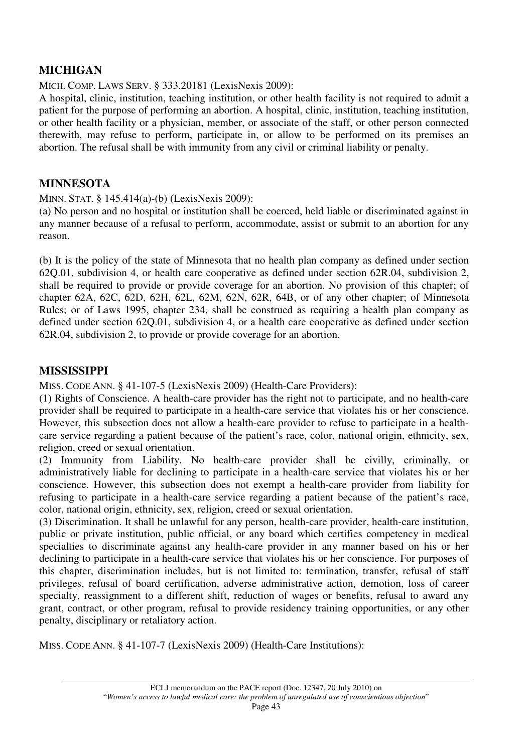## MICHIGAN

MICH. COMP. LAWS SERV. § 333.20181 (LexisNexis 2009):

A hospital, clinic, institution, teaching institution, or other health facility is not required to admit a patient for the purpose of performing an abortion. A hospital, clinic, institution, teaching institution, or other health facility or a physician, member, or associate of the staff, or other person connected therewith, may refuse to perform, participate in, or allow to be performed on its premises an abortion. The refusal shall be with immunity from any civil or criminal liability or penalty.

## MINNESOTA

MINN. STAT. § 145.414(a)-(b) (LexisNexis 2009):

(a) No person and no hospital or institution shall be coerced, held liable or discriminated against in any manner because of a refusal to perform, accommodate, assist or submit to an abortion for any reason.

(b) It is the policy of the state of Minnesota that no health plan company as defined under section 62Q.01, subdivision 4, or health care cooperative as defined under section 62R.04, subdivision 2, shall be required to provide or provide coverage for an abortion. No provision of this chapter; of chapter 62A, 62C, 62D, 62H, 62L, 62M, 62N, 62R, 64B, or of any other chapter; of Minnesota Rules; or of Laws 1995, chapter 234, shall be construed as requiring a health plan company as defined under section 62Q.01, subdivision 4, or a health care cooperative as defined under section 62R.04, subdivision 2, to provide or provide coverage for an abortion.

## MISSISSIPPI

MISS. CODE ANN. § 41-107-5 (LexisNexis 2009) (Health-Care Providers):

(1) Rights of Conscience. A health-care provider has the right not to participate, and no health-care provider shall be required to participate in a health-care service that violates his or her conscience. However, this subsection does not allow a health-care provider to refuse to participate in a health-care service regarding a patient because of the patient's race, color, national origin, ethnicity, sex, religion, creed or sexual orientation.

(2) Immunity from Liability. No health-care provider shall be civilly, criminally, or administratively liable for declining to participate in a health-care service that violates his or her conscience. However, this subsection does not exempt a health-care provider from liability for refusing to participate in a health-care service regarding a patient because of the patient's race, color, national origin, ethnicity, sex, religion, creed or sexual orientation.

(3) Discrimination. It shall be unlawful for any person, health-care provider, health-care institution, public or private institution, public official, or any board which certifies competency in medical specialties to discriminate against any health-care provider in any manner based on his or her declining to participate in a health-care service that violates his or her conscience. For purposes of this chapter, discrimination includes, but is not limited to: termination, transfer, refusal of staff privileges, refusal of board certification, adverse administrative action, demotion, loss of career specialty, reassignment to a different shift, reduction of wages or benefits, refusal to award any grant, contract, or other program, refusal to provide residency training opportunities, or any other penalty, disciplinary or retaliatory action.

MISS. CODE ANN. § 41-107-7 (LexisNexis 2009) (Health-Care Institutions):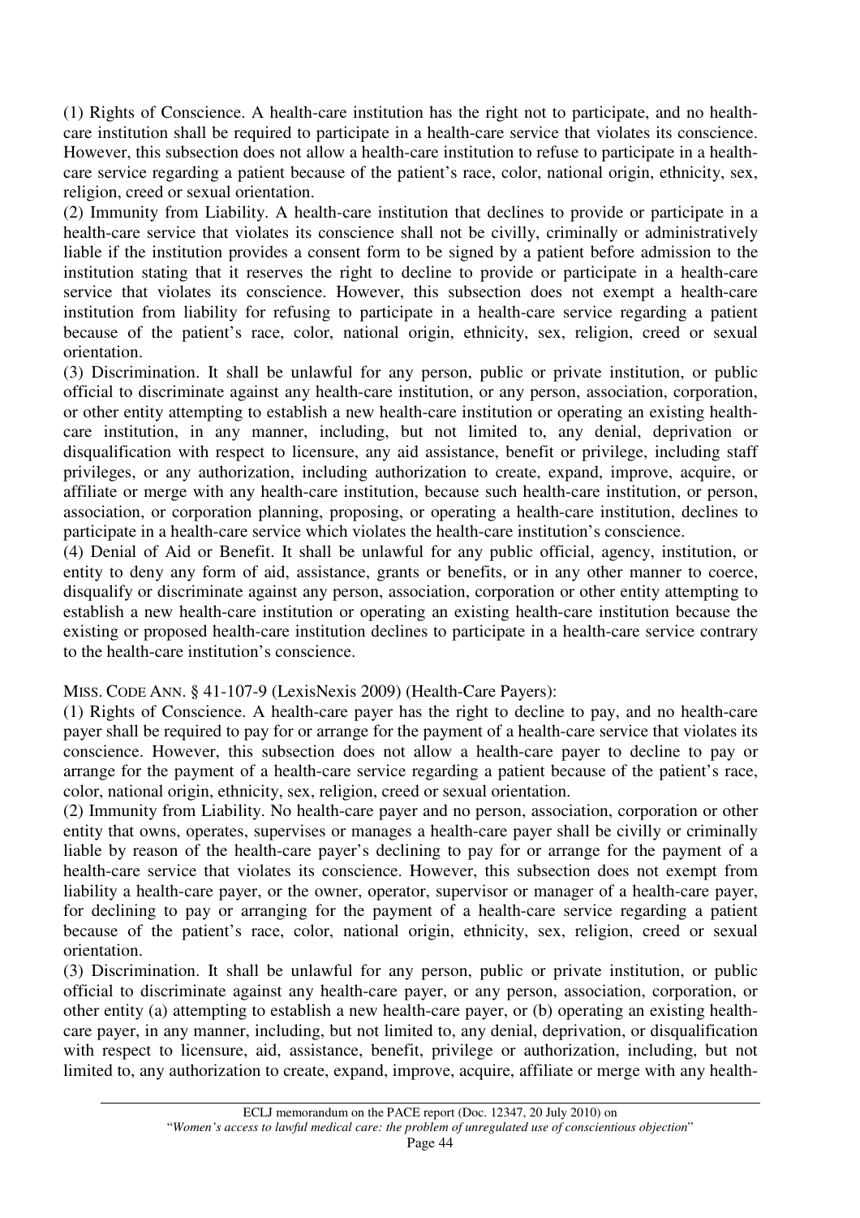(1) Rights of Conscience. A health-care institution has the right not to participate, and no health-care institution shall be required to participate in a health-care service that violates its conscience. However, this subsection does not allow a health-care institution to refuse to participate in a health-care service regarding a patient because of the patient's race, color, national origin, ethnicity, sex, religion, creed or sexual orientation.

(2) Immunity from Liability. A health-care institution that declines to provide or participate in a health-care service that violates its conscience shall not be civilly, criminally or administratively liable if the institution provides a consent form to be signed by a patient before admission to the institution stating that it reserves the right to decline to provide or participate in a health-care service that violates its conscience. However, this subsection does not exempt a health-care institution from liability for refusing to participate in a health-care service regarding a patient because of the patient's race, color, national origin, ethnicity, sex, religion, creed or sexual orientation.

(3) Discrimination. It shall be unlawful for any person, public or private institution, or public official to discriminate against any health-care institution, or any person, association, corporation, or other entity attempting to establish a new health-care institution or operating an existing health-care institution, in any manner, including, but not limited to, any denial, deprivation or disqualification with respect to licensure, any aid assistance, benefit or privilege, including staff privileges, or any authorization, including authorization to create, expand, improve, acquire, or affiliate or merge with any health-care institution, because such health-care institution, or person, association, or corporation planning, proposing, or operating a health-care institution, declines to participate in a health-care service which violates the health-care institution's conscience.

(4) Denial of Aid or Benefit. It shall be unlawful for any public official, agency, institution, or entity to deny any form of aid, assistance, grants or benefits, or in any other manner to coerce, disqualify or discriminate against any person, association, corporation or other entity attempting to establish a new health-care institution or operating an existing health-care institution because the existing or proposed health-care institution declines to participate in a health-care service contrary to the health-care institution's conscience.

MISS. CODE ANN. § 41-107-9 (LexisNexis 2009) (Health-Care Payers):

(1) Rights of Conscience. A health-care payer has the right to decline to pay, and no health-care payer shall be required to pay for or arrange for the payment of a health-care service that violates its conscience. However, this subsection does not allow a health-care payer to decline to pay or arrange for the payment of a health-care service regarding a patient because of the patient's race, color, national origin, ethnicity, sex, religion, creed or sexual orientation.

(2) Immunity from Liability. No health-care payer and no person, association, corporation or other entity that owns, operates, supervises or manages a health-care payer shall be civilly or criminally liable by reason of the health-care payer's declining to pay for or arrange for the payment of a health-care service that violates its conscience. However, this subsection does not exempt from liability a health-care payer, or the owner, operator, supervisor or manager of a health-care payer, for declining to pay or arranging for the payment of a health-care service regarding a patient because of the patient's race, color, national origin, ethnicity, sex, religion, creed or sexual orientation.

(3) Discrimination. It shall be unlawful for any person, public or private institution, or public official to discriminate against any health-care payer, or any person, association, corporation, or other entity (a) attempting to establish a new health-care payer, or (b) operating an existing health-care payer, in any manner, including, but not limited to, any denial, deprivation, or disqualification with respect to licensure, aid, assistance, benefit, privilege or authorization, including, but not limited to, any authorization to create, expand, improve, acquire, affiliate or merge with any health-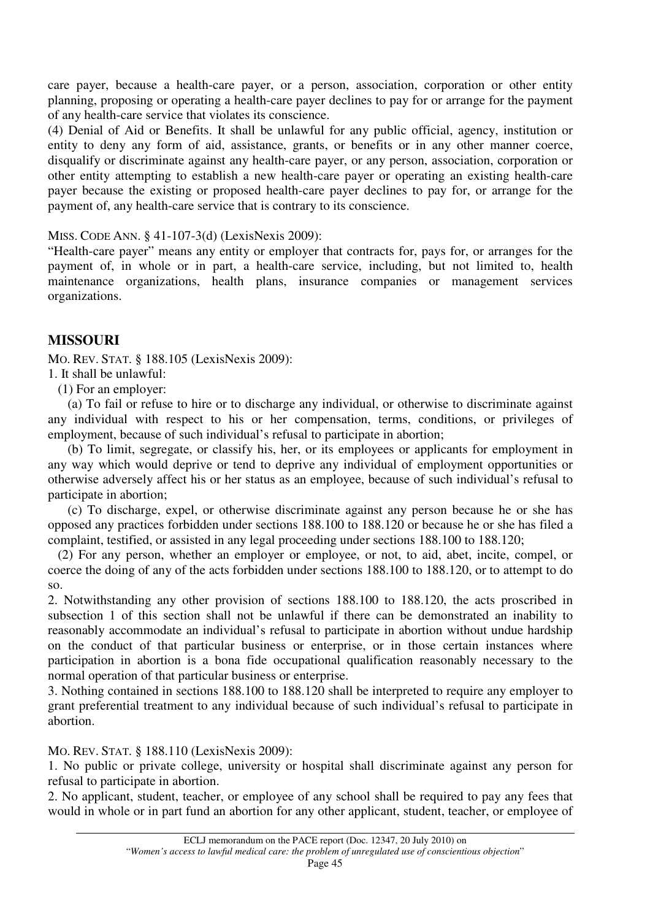care payer, because a health-care payer, or a person, association, corporation or other entity planning, proposing or operating a health-care payer declines to pay for or arrange for the payment of any health-care service that violates its conscience.

(4) Denial of Aid or Benefits. It shall be unlawful for any public official, agency, institution or entity to deny any form of aid, assistance, grants, or benefits or in any other manner coerce, disqualify or discriminate against any health-care payer, or any person, association, corporation or other entity attempting to establish a new health-care payer or operating an existing health-care payer because the existing or proposed health-care payer declines to pay for, or arrange for the payment of, any health-care service that is contrary to its conscience.

MISS. CODE ANN. § 41-107-3(d) (LexisNexis 2009):

"Health-care payer" means any entity or employer that contracts for, pays for, or arranges for the payment of, in whole or in part, a health-care service, including, but not limited to, health maintenance organizations, health plans, insurance companies or management services organizations.

## MISSOURI

MO. REV. STAT. § 188.105 (LexisNexis 2009):

1. It shall be unlawful:

(1) For an employer:

(a) To fail or refuse to hire or to discharge any individual, or otherwise to discriminate against any individual with respect to his or her compensation, terms, conditions, or privileges of employment, because of such individual's refusal to participate in abortion;

(b) To limit, segregate, or classify his, her, or its employees or applicants for employment in any way which would deprive or tend to deprive any individual of employment opportunities or otherwise adversely affect his or her status as an employee, because of such individual's refusal to participate in abortion;

(c) To discharge, expel, or otherwise discriminate against any person because he or she has opposed any practices forbidden under sections 188.100 to 188.120 or because he or she has filed a complaint, testified, or assisted in any legal proceeding under sections 188.100 to 188.120;

(2) For any person, whether an employer or employee, or not, to aid, abet, incite, compel, or coerce the doing of any of the acts forbidden under sections 188.100 to 188.120, or to attempt to do so.

2. Notwithstanding any other provision of sections 188.100 to 188.120, the acts proscribed in subsection 1 of this section shall not be unlawful if there can be demonstrated an inability to reasonably accommodate an individual's refusal to participate in abortion without undue hardship on the conduct of that particular business or enterprise, or in those certain instances where participation in abortion is a bona fide occupational qualification reasonably necessary to the normal operation of that particular business or enterprise.

3. Nothing contained in sections 188.100 to 188.120 shall be interpreted to require any employer to grant preferential treatment to any individual because of such individual's refusal to participate in abortion.

MO. REV. STAT. § 188.110 (LexisNexis 2009):

1. No public or private college, university or hospital shall discriminate against any person for refusal to participate in abortion.

2. No applicant, student, teacher, or employee of any school shall be required to pay any fees that would in whole or in part fund an abortion for any other applicant, student, teacher, or employee of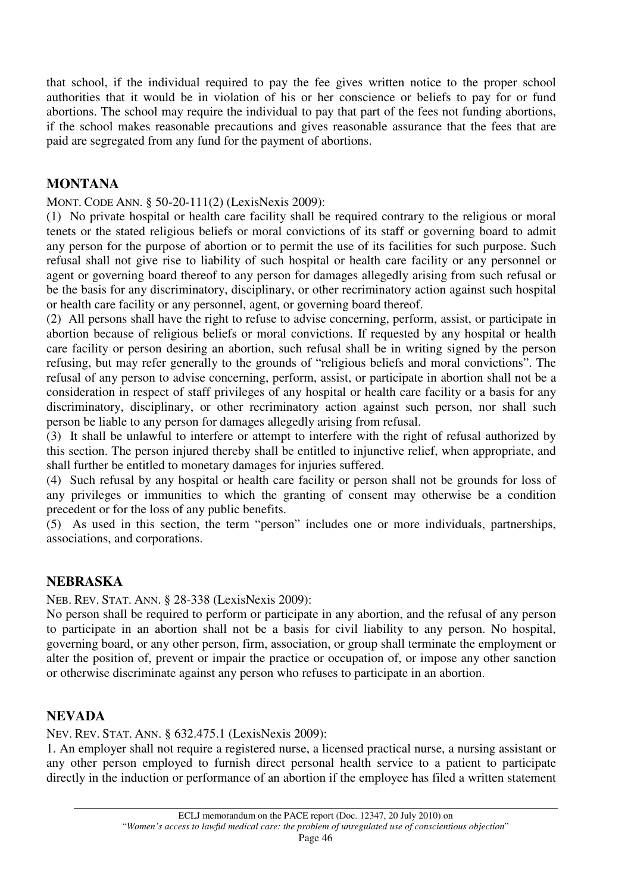that school, if the individual required to pay the fee gives written notice to the proper school authorities that it would be in violation of his or her conscience or beliefs to pay for or fund abortions. The school may require the individual to pay that part of the fees not funding abortions, if the school makes reasonable precautions and gives reasonable assurance that the fees that are paid are segregated from any fund for the payment of abortions.

## MONTANA

MONT. CODE ANN. § 50-20-111(2) (LexisNexis 2009):

(1) No private hospital or health care facility shall be required contrary to the religious or moral tenets or the stated religious beliefs or moral convictions of its staff or governing board to admit any person for the purpose of abortion or to permit the use of its facilities for such purpose. Such refusal shall not give rise to liability of such hospital or health care facility or any personnel or agent or governing board thereof to any person for damages allegedly arising from such refusal or be the basis for any discriminatory, disciplinary, or other recriminatory action against such hospital or health care facility or any personnel, agent, or governing board thereof.

(2) All persons shall have the right to refuse to advise concerning, perform, assist, or participate in abortion because of religious beliefs or moral convictions. If requested by any hospital or health care facility or person desiring an abortion, such refusal shall be in writing signed by the person refusing, but may refer generally to the grounds of "religious beliefs and moral convictions". The refusal of any person to advise concerning, perform, assist, or participate in abortion shall not be a consideration in respect of staff privileges of any hospital or health care facility or a basis for any discriminatory, disciplinary, or other recriminatory action against such person, nor shall such person be liable to any person for damages allegedly arising from refusal.

(3) It shall be unlawful to interfere or attempt to interfere with the right of refusal authorized by this section. The person injured thereby shall be entitled to injunctive relief, when appropriate, and shall further be entitled to monetary damages for injuries suffered.

(4) Such refusal by any hospital or health care facility or person shall not be grounds for loss of any privileges or immunities to which the granting of consent may otherwise be a condition precedent or for the loss of any public benefits.

(5) As used in this section, the term "person" includes one or more individuals, partnerships, associations, and corporations.

## NEBRASKA

NEB. REV. STAT. ANN. § 28-338 (LexisNexis 2009):

No person shall be required to perform or participate in any abortion, and the refusal of any person to participate in an abortion shall not be a basis for civil liability to any person. No hospital, governing board, or any other person, firm, association, or group shall terminate the employment or alter the position of, prevent or impair the practice or occupation of, or impose any other sanction or otherwise discriminate against any person who refuses to participate in an abortion.

## NEVADA

NEV. REV. STAT. ANN. § 632.475.1 (LexisNexis 2009):

1. An employer shall not require a registered nurse, a licensed practical nurse, a nursing assistant or any other person employed to furnish direct personal health service to a patient to participate directly in the induction or performance of an abortion if the employee has filed a written statement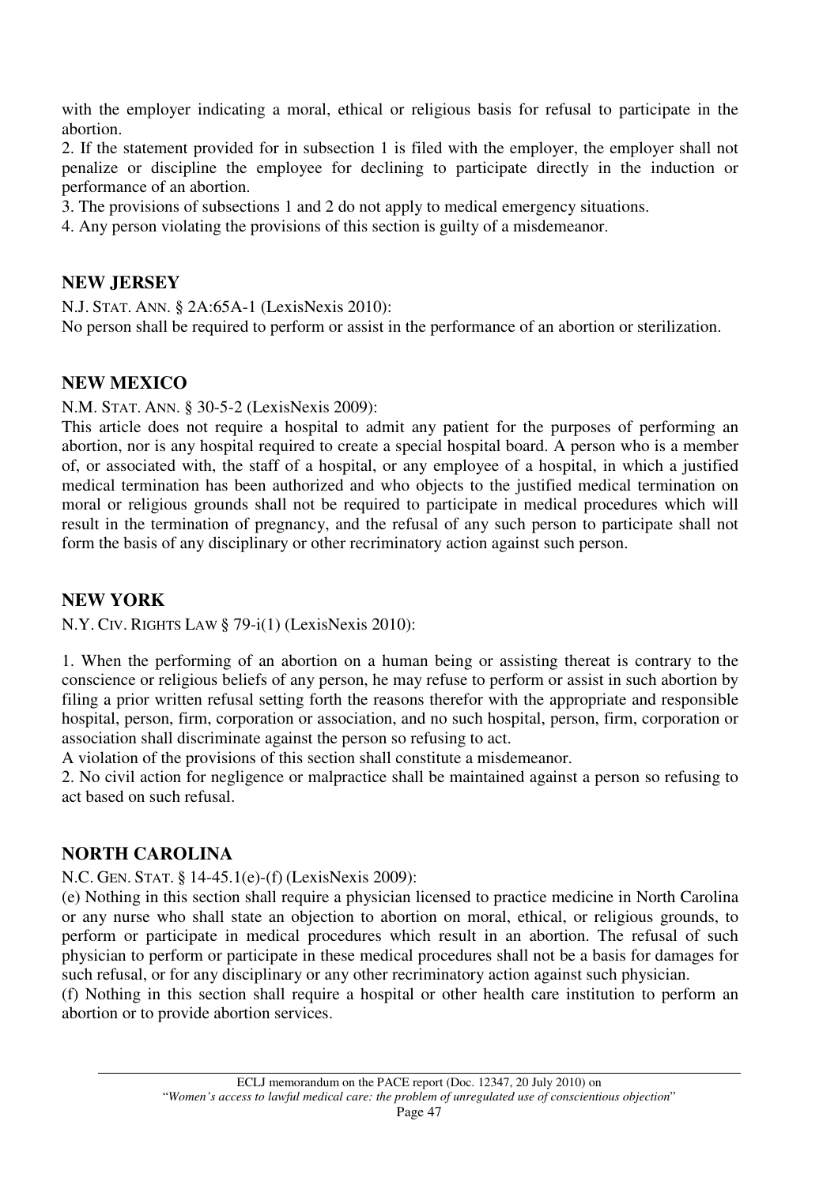with the employer indicating a moral, ethical or religious basis for refusal to participate in the abortion.

2. If the statement provided for in subsection 1 is filed with the employer, the employer shall not penalize or discipline the employee for declining to participate directly in the induction or performance of an abortion.

3. The provisions of subsections 1 and 2 do not apply to medical emergency situations.

4. Any person violating the provisions of this section is guilty of a misdemeanor.

## NEW JERSEY

N.J. STAT. ANN. § 2A:65A-1 (LexisNexis 2010):

No person shall be required to perform or assist in the performance of an abortion or sterilization.

## NEW MEXICO

N.M. STAT. ANN. § 30-5-2 (LexisNexis 2009):

This article does not require a hospital to admit any patient for the purposes of performing an abortion, nor is any hospital required to create a special hospital board. A person who is a member of, or associated with, the staff of a hospital, or any employee of a hospital, in which a justified medical termination has been authorized and who objects to the justified medical termination on moral or religious grounds shall not be required to participate in medical procedures which will result in the termination of pregnancy, and the refusal of any such person to participate shall not form the basis of any disciplinary or other recriminatory action against such person.

## NEW YORK

N.Y. CIV. RIGHTS LAW § 79-i(1) (LexisNexis 2010):

1. When the performing of an abortion on a human being or assisting thereat is contrary to the conscience or religious beliefs of any person, he may refuse to perform or assist in such abortion by filing a prior written refusal setting forth the reasons therefor with the appropriate and responsible hospital, person, firm, corporation or association, and no such hospital, person, firm, corporation or association shall discriminate against the person so refusing to act.

A violation of the provisions of this section shall constitute a misdemeanor.

2. No civil action for negligence or malpractice shall be maintained against a person so refusing to act based on such refusal.

## NORTH CAROLINA

N.C. GEN. STAT. § 14-45.1(e)-(f) (LexisNexis 2009):

(e) Nothing in this section shall require a physician licensed to practice medicine in North Carolina or any nurse who shall state an objection to abortion on moral, ethical, or religious grounds, to perform or participate in medical procedures which result in an abortion. The refusal of such physician to perform or participate in these medical procedures shall not be a basis for damages for such refusal, or for any disciplinary or any other recriminatory action against such physician.

(f) Nothing in this section shall require a hospital or other health care institution to perform an abortion or to provide abortion services.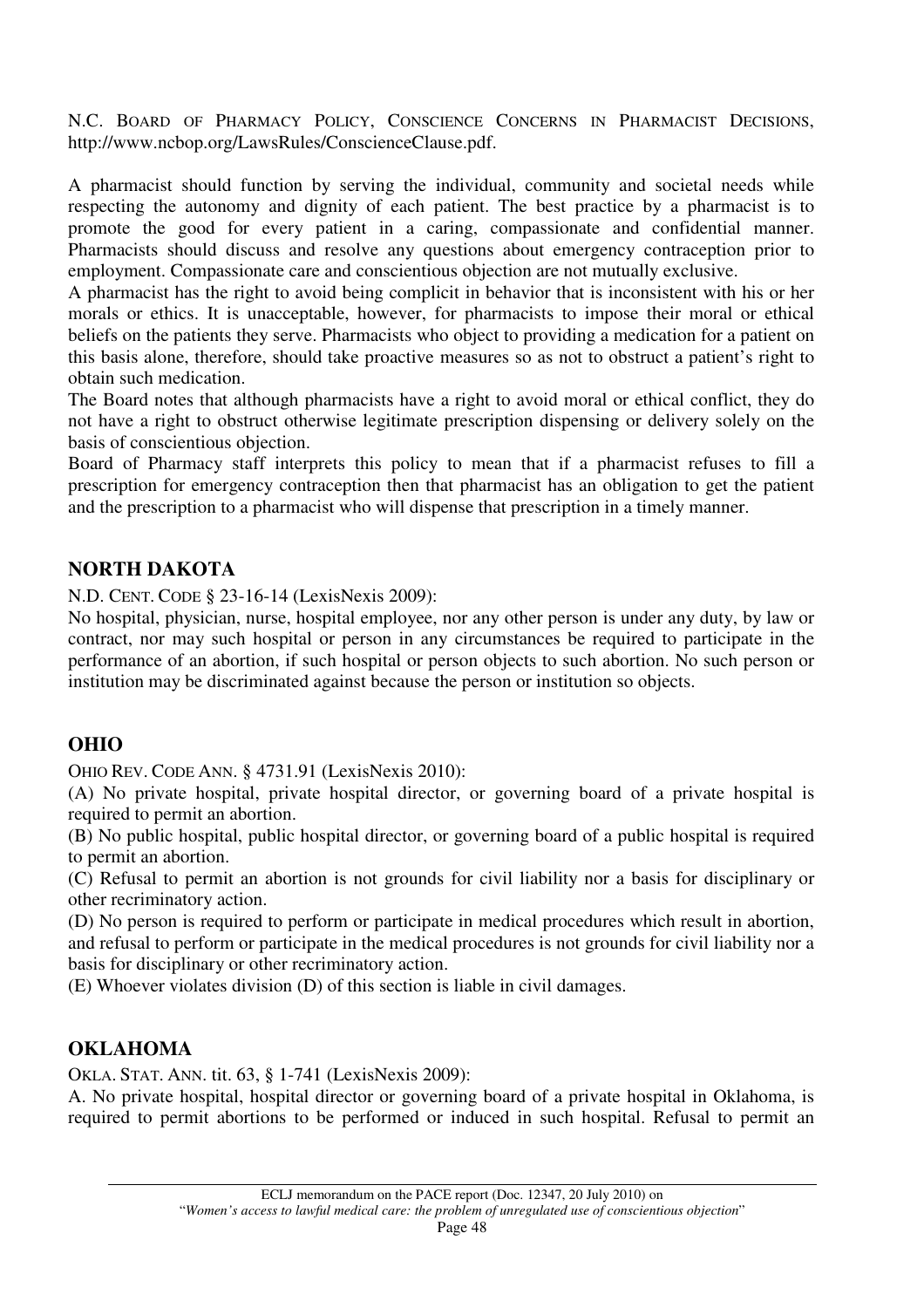N.C. BOARD OF PHARMACY POLICY, CONSCIENCE CONCERNS IN PHARMACIST DECISIONS, http://www.ncbop.org/LawsRules/ConscienceClause.pdf.

A pharmacist should function by serving the individual, community and societal needs while respecting the autonomy and dignity of each patient. The best practice by a pharmacist is to promote the good for every patient in a caring, compassionate and confidential manner. Pharmacists should discuss and resolve any questions about emergency contraception prior to employment. Compassionate care and conscientious objection are not mutually exclusive.

A pharmacist has the right to avoid being complicit in behavior that is inconsistent with his or her morals or ethics. It is unacceptable, however, for pharmacists to impose their moral or ethical beliefs on the patients they serve. Pharmacists who object to providing a medication for a patient on this basis alone, therefore, should take proactive measures so as not to obstruct a patient's right to obtain such medication.

The Board notes that although pharmacists have a right to avoid moral or ethical conflict, they do not have a right to obstruct otherwise legitimate prescription dispensing or delivery solely on the basis of conscientious objection.

Board of Pharmacy staff interprets this policy to mean that if a pharmacist refuses to fill a prescription for emergency contraception then that pharmacist has an obligation to get the patient and the prescription to a pharmacist who will dispense that prescription in a timely manner.

## NORTH DAKOTA

N.D. CENT. CODE § 23-16-14 (LexisNexis 2009):

No hospital, physician, nurse, hospital employee, nor any other person is under any duty, by law or contract, nor may such hospital or person in any circumstances be required to participate in the performance of an abortion, if such hospital or person objects to such abortion. No such person or institution may be discriminated against because the person or institution so objects.

## OHIO

OHIO REV. CODE ANN. § 4731.91 (LexisNexis 2010):

(A) No private hospital, private hospital director, or governing board of a private hospital is required to permit an abortion.

(B) No public hospital, public hospital director, or governing board of a public hospital is required to permit an abortion.

(C) Refusal to permit an abortion is not grounds for civil liability nor a basis for disciplinary or other recriminatory action.

(D) No person is required to perform or participate in medical procedures which result in abortion, and refusal to perform or participate in the medical procedures is not grounds for civil liability nor a basis for disciplinary or other recriminatory action.

(E) Whoever violates division (D) of this section is liable in civil damages.

## OKLAHOMA

OKLA. STAT. ANN. tit. 63, § 1-741 (LexisNexis 2009):

A. No private hospital, hospital director or governing board of a private hospital in Oklahoma, is required to permit abortions to be performed or induced in such hospital. Refusal to permit an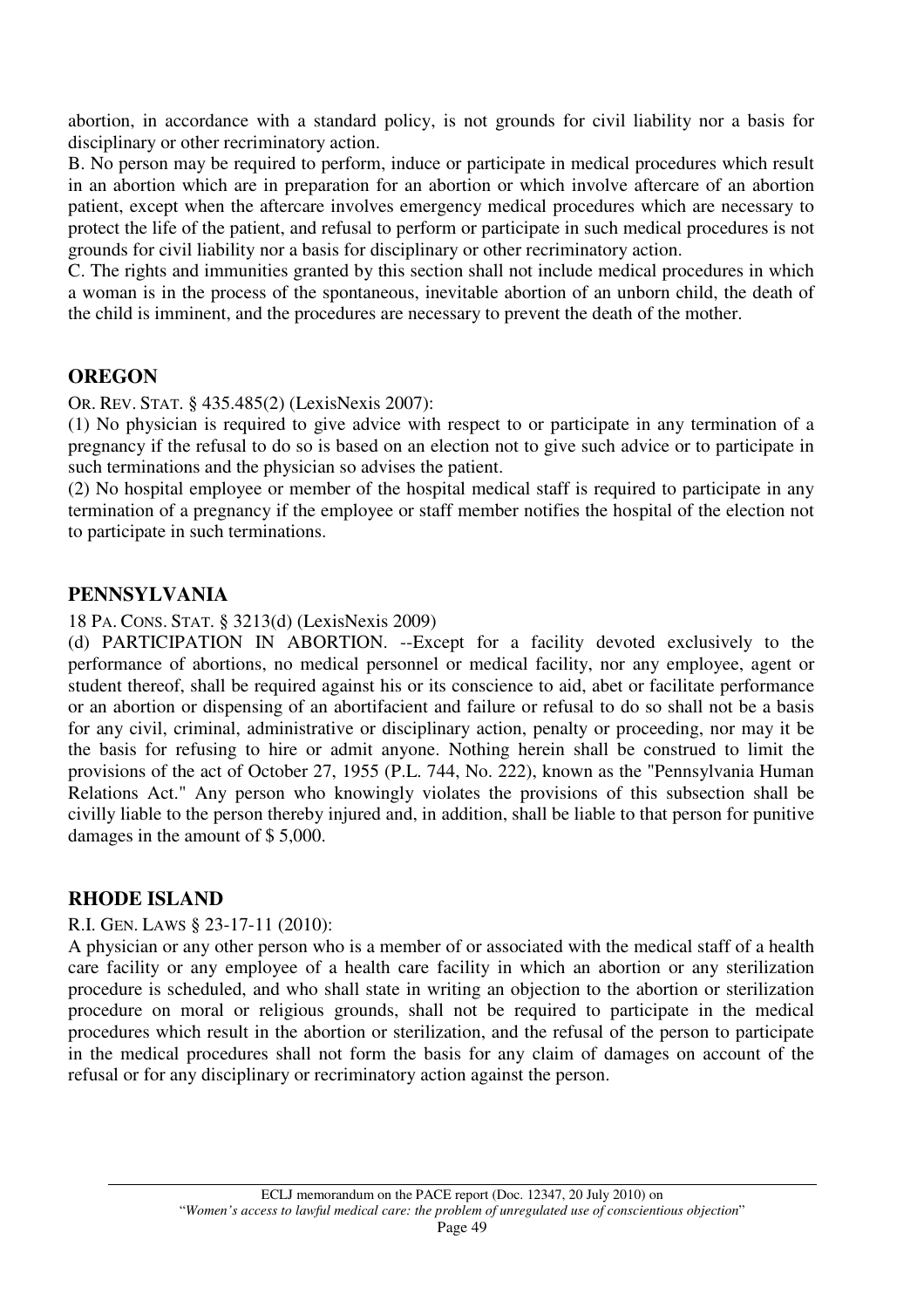abortion, in accordance with a standard policy, is not grounds for civil liability nor a basis for disciplinary or other recriminatory action.

B. No person may be required to perform, induce or participate in medical procedures which result in an abortion which are in preparation for an abortion or which involve aftercare of an abortion patient, except when the aftercare involves emergency medical procedures which are necessary to protect the life of the patient, and refusal to perform or participate in such medical procedures is not grounds for civil liability nor a basis for disciplinary or other recriminatory action.

C. The rights and immunities granted by this section shall not include medical procedures in which a woman is in the process of the spontaneous, inevitable abortion of an unborn child, the death of the child is imminent, and the procedures are necessary to prevent the death of the mother.

## OREGON

OR. REV. STAT. § 435.485(2) (LexisNexis 2007):

(1) No physician is required to give advice with respect to or participate in any termination of a pregnancy if the refusal to do so is based on an election not to give such advice or to participate in such terminations and the physician so advises the patient.

(2) No hospital employee or member of the hospital medical staff is required to participate in any termination of a pregnancy if the employee or staff member notifies the hospital of the election not to participate in such terminations.

## PENNSYLVANIA

18 PA. CONS. STAT. § 3213(d) (LexisNexis 2009)

(d) PARTICIPATION IN ABORTION. --Except for a facility devoted exclusively to the performance of abortions, no medical personnel or medical facility, nor any employee, agent or student thereof, shall be required against his or its conscience to aid, abet or facilitate performance or an abortion or dispensing of an abortifacient and failure or refusal to do so shall not be a basis for any civil, criminal, administrative or disciplinary action, penalty or proceeding, nor may it be the basis for refusing to hire or admit anyone. Nothing herein shall be construed to limit the provisions of the act of October 27, 1955 (P.L. 744, No. 222), known as the "Pennsylvania Human Relations Act." Any person who knowingly violates the provisions of this subsection shall be civilly liable to the person thereby injured and, in addition, shall be liable to that person for punitive damages in the amount of $ 5,000.

## RHODE ISLAND

R.I. GEN. LAWS § 23-17-11 (2010):

A physician or any other person who is a member of or associated with the medical staff of a health care facility or any employee of a health care facility in which an abortion or any sterilization procedure is scheduled, and who shall state in writing an objection to the abortion or sterilization procedure on moral or religious grounds, shall not be required to participate in the medical procedures which result in the abortion or sterilization, and the refusal of the person to participate in the medical procedures shall not form the basis for any claim of damages on account of the refusal or for any disciplinary or recriminatory action against the person.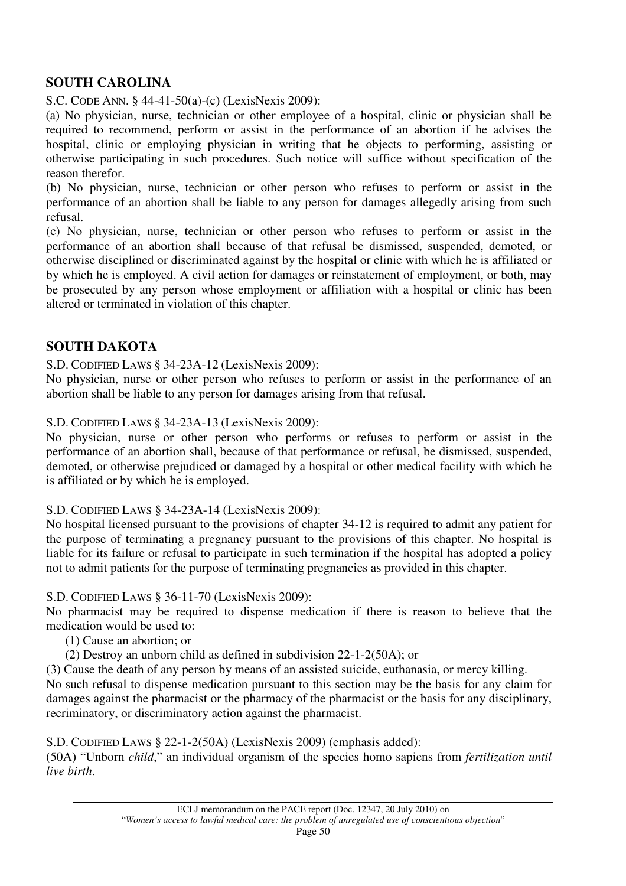## SOUTH CAROLINA

S.C. CODE ANN. § 44-41-50(a)-(c) (LexisNexis 2009):

(a) No physician, nurse, technician or other employee of a hospital, clinic or physician shall be required to recommend, perform or assist in the performance of an abortion if he advises the hospital, clinic or employing physician in writing that he objects to performing, assisting or otherwise participating in such procedures. Such notice will suffice without specification of the reason therefor.

(b) No physician, nurse, technician or other person who refuses to perform or assist in the performance of an abortion shall be liable to any person for damages allegedly arising from such refusal.

(c) No physician, nurse, technician or other person who refuses to perform or assist in the performance of an abortion shall because of that refusal be dismissed, suspended, demoted, or otherwise disciplined or discriminated against by the hospital or clinic with which he is affiliated or by which he is employed. A civil action for damages or reinstatement of employment, or both, may be prosecuted by any person whose employment or affiliation with a hospital or clinic has been altered or terminated in violation of this chapter.

## SOUTH DAKOTA

S.D. CODIFIED LAWS § 34-23A-12 (LexisNexis 2009):

No physician, nurse or other person who refuses to perform or assist in the performance of an abortion shall be liable to any person for damages arising from that refusal.

S.D. CODIFIED LAWS § 34-23A-13 (LexisNexis 2009):

No physician, nurse or other person who performs or refuses to perform or assist in the performance of an abortion shall, because of that performance or refusal, be dismissed, suspended, demoted, or otherwise prejudiced or damaged by a hospital or other medical facility with which he is affiliated or by which he is employed.

S.D. CODIFIED LAWS § 34-23A-14 (LexisNexis 2009):

No hospital licensed pursuant to the provisions of chapter 34-12 is required to admit any patient for the purpose of terminating a pregnancy pursuant to the provisions of this chapter. No hospital is liable for its failure or refusal to participate in such termination if the hospital has adopted a policy not to admit patients for the purpose of terminating pregnancies as provided in this chapter.

S.D. CODIFIED LAWS § 36-11-70 (LexisNexis 2009):

No pharmacist may be required to dispense medication if there is reason to believe that the medication would be used to:

(1) Cause an abortion; or

(2) Destroy an unborn child as defined in subdivision 22-1-2(50A); or

(3) Cause the death of any person by means of an assisted suicide, euthanasia, or mercy killing.

No such refusal to dispense medication pursuant to this section may be the basis for any claim for damages against the pharmacist or the pharmacy of the pharmacist or the basis for any disciplinary, recriminatory, or discriminatory action against the pharmacist.

S.D. CODIFIED LAWS § 22-1-2(50A) (LexisNexis 2009) (emphasis added):

(50A) "Unborn *child*," an individual organism of the species homo sapiens from *fertilization until live birth*.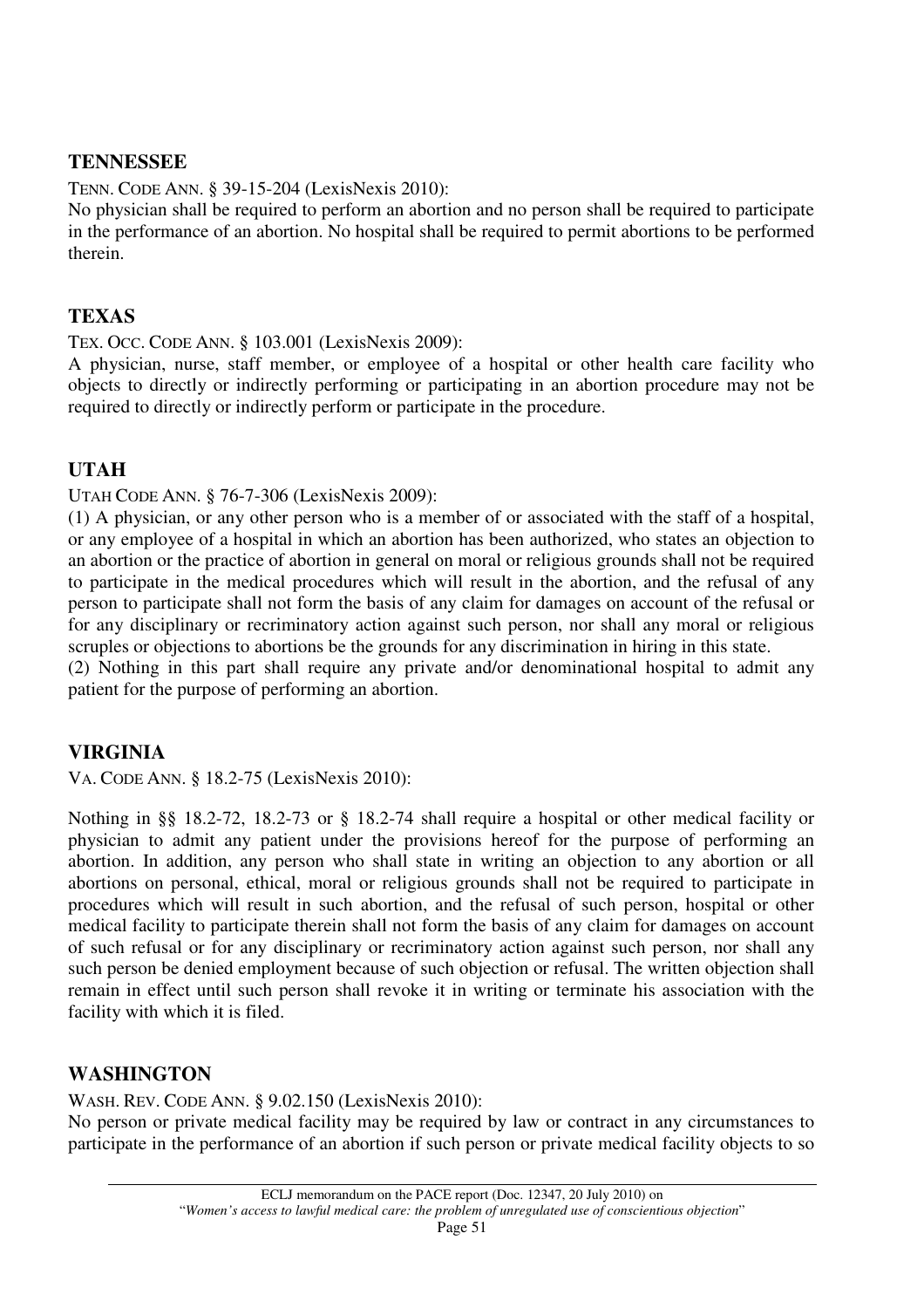## TENNESSEE

TENN. CODE ANN. § 39-15-204 (LexisNexis 2010):

No physician shall be required to perform an abortion and no person shall be required to participate in the performance of an abortion. No hospital shall be required to permit abortions to be performed therein.

## TEXAS

TEX. OCC. CODE ANN. § 103.001 (LexisNexis 2009):

A physician, nurse, staff member, or employee of a hospital or other health care facility who objects to directly or indirectly performing or participating in an abortion procedure may not be required to directly or indirectly perform or participate in the procedure.

## UTAH

UTAH CODE ANN. § 76-7-306 (LexisNexis 2009):

(1) A physician, or any other person who is a member of or associated with the staff of a hospital, or any employee of a hospital in which an abortion has been authorized, who states an objection to an abortion or the practice of abortion in general on moral or religious grounds shall not be required to participate in the medical procedures which will result in the abortion, and the refusal of any person to participate shall not form the basis of any claim for damages on account of the refusal or for any disciplinary or recriminatory action against such person, nor shall any moral or religious scruples or objections to abortions be the grounds for any discrimination in hiring in this state.

(2) Nothing in this part shall require any private and/or denominational hospital to admit any patient for the purpose of performing an abortion.

## VIRGINIA

VA. CODE ANN. § 18.2-75 (LexisNexis 2010):

Nothing in §§ 18.2-72, 18.2-73 or § 18.2-74 shall require a hospital or other medical facility or physician to admit any patient under the provisions hereof for the purpose of performing an abortion. In addition, any person who shall state in writing an objection to any abortion or all abortions on personal, ethical, moral or religious grounds shall not be required to participate in procedures which will result in such abortion, and the refusal of such person, hospital or other medical facility to participate therein shall not form the basis of any claim for damages on account of such refusal or for any disciplinary or recriminatory action against such person, nor shall any such person be denied employment because of such objection or refusal. The written objection shall remain in effect until such person shall revoke it in writing or terminate his association with the facility with which it is filed.

## WASHINGTON

WASH. REV. CODE ANN. § 9.02.150 (LexisNexis 2010):

No person or private medical facility may be required by law or contract in any circumstances to participate in the performance of an abortion if such person or private medical facility objects to so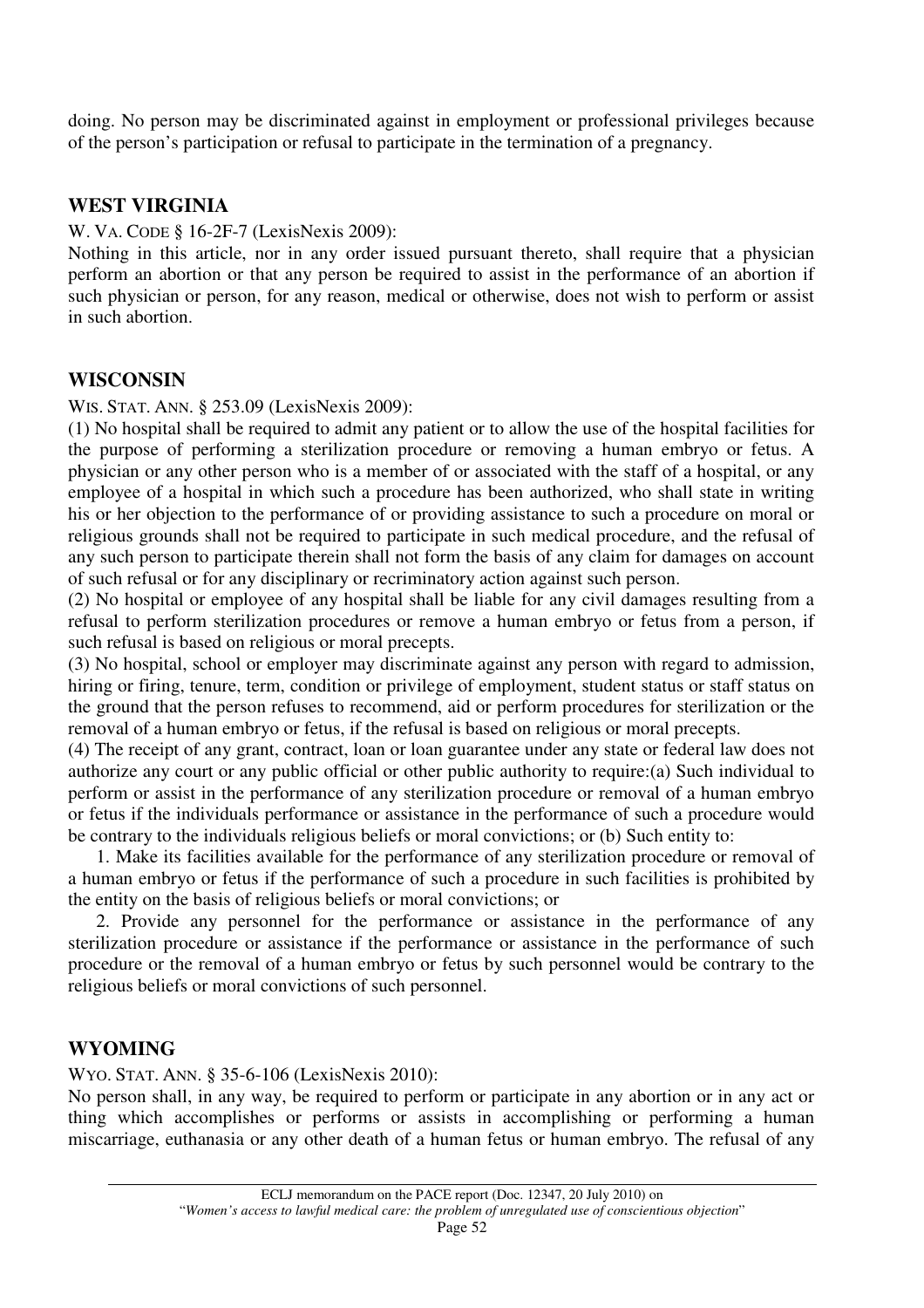doing. No person may be discriminated against in employment or professional privileges because of the person's participation or refusal to participate in the termination of a pregnancy.

## WEST VIRGINIA

W. VA. CODE § 16-2F-7 (LexisNexis 2009):

Nothing in this article, nor in any order issued pursuant thereto, shall require that a physician perform an abortion or that any person be required to assist in the performance of an abortion if such physician or person, for any reason, medical or otherwise, does not wish to perform or assist in such abortion.

## WISCONSIN

WIS. STAT. ANN. § 253.09 (LexisNexis 2009):

(1) No hospital shall be required to admit any patient or to allow the use of the hospital facilities for the purpose of performing a sterilization procedure or removing a human embryo or fetus. A physician or any other person who is a member of or associated with the staff of a hospital, or any employee of a hospital in which such a procedure has been authorized, who shall state in writing his or her objection to the performance of or providing assistance to such a procedure on moral or religious grounds shall not be required to participate in such medical procedure, and the refusal of any such person to participate therein shall not form the basis of any claim for damages on account of such refusal or for any disciplinary or recriminatory action against such person.

(2) No hospital or employee of any hospital shall be liable for any civil damages resulting from a refusal to perform sterilization procedures or remove a human embryo or fetus from a person, if such refusal is based on religious or moral precepts.

(3) No hospital, school or employer may discriminate against any person with regard to admission, hiring or firing, tenure, term, condition or privilege of employment, student status or staff status on the ground that the person refuses to recommend, aid or perform procedures for sterilization or the removal of a human embryo or fetus, if the refusal is based on religious or moral precepts.

(4) The receipt of any grant, contract, loan or loan guarantee under any state or federal law does not authorize any court or any public official or other public authority to require:(a) Such individual to perform or assist in the performance of any sterilization procedure or removal of a human embryo or fetus if the individuals performance or assistance in the performance of such a procedure would be contrary to the individuals religious beliefs or moral convictions; or (b) Such entity to:

1. Make its facilities available for the performance of any sterilization procedure or removal of a human embryo or fetus if the performance of such a procedure in such facilities is prohibited by the entity on the basis of religious beliefs or moral convictions; or

2. Provide any personnel for the performance or assistance in the performance of any sterilization procedure or assistance if the performance or assistance in the performance of such procedure or the removal of a human embryo or fetus by such personnel would be contrary to the religious beliefs or moral convictions of such personnel.

## WYOMING

WYO. STAT. ANN. § 35-6-106 (LexisNexis 2010):

No person shall, in any way, be required to perform or participate in any abortion or in any act or thing which accomplishes or performs or assists in accomplishing or performing a human miscarriage, euthanasia or any other death of a human fetus or human embryo. The refusal of any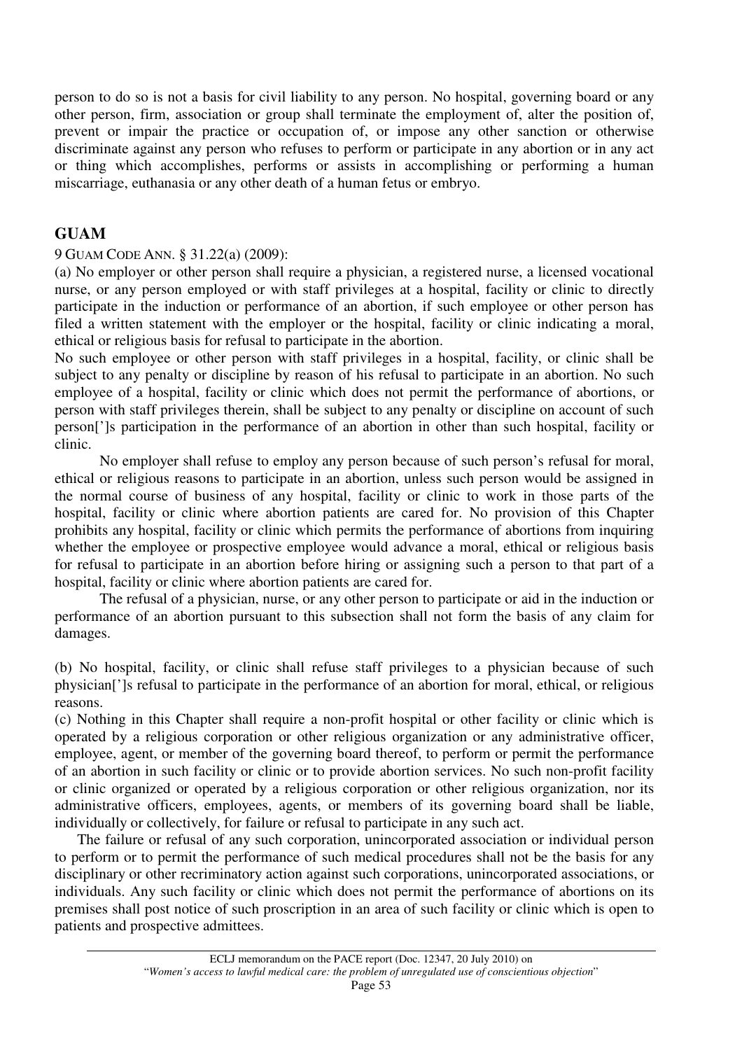person to do so is not a basis for civil liability to any person. No hospital, governing board or any other person, firm, association or group shall terminate the employment of, alter the position of, prevent or impair the practice or occupation of, or impose any other sanction or otherwise discriminate against any person who refuses to perform or participate in any abortion or in any act or thing which accomplishes, performs or assists in accomplishing or performing a human miscarriage, euthanasia or any other death of a human fetus or embryo.

## GUAM

9 GUAM CODE ANN. § 31.22(a) (2009):

(a) No employer or other person shall require a physician, a registered nurse, a licensed vocational nurse, or any person employed or with staff privileges at a hospital, facility or clinic to directly participate in the induction or performance of an abortion, if such employee or other person has filed a written statement with the employer or the hospital, facility or clinic indicating a moral, ethical or religious basis for refusal to participate in the abortion.

No such employee or other person with staff privileges in a hospital, facility, or clinic shall be subject to any penalty or discipline by reason of his refusal to participate in an abortion. No such employee of a hospital, facility or clinic which does not permit the performance of abortions, or person with staff privileges therein, shall be subject to any penalty or discipline on account of such person[']s participation in the performance of an abortion in other than such hospital, facility or clinic.

No employer shall refuse to employ any person because of such person's refusal for moral, ethical or religious reasons to participate in an abortion, unless such person would be assigned in the normal course of business of any hospital, facility or clinic to work in those parts of the hospital, facility or clinic where abortion patients are cared for. No provision of this Chapter prohibits any hospital, facility or clinic which permits the performance of abortions from inquiring whether the employee or prospective employee would advance a moral, ethical or religious basis for refusal to participate in an abortion before hiring or assigning such a person to that part of a hospital, facility or clinic where abortion patients are cared for.

The refusal of a physician, nurse, or any other person to participate or aid in the induction or performance of an abortion pursuant to this subsection shall not form the basis of any claim for damages.

(b) No hospital, facility, or clinic shall refuse staff privileges to a physician because of such physician[']s refusal to participate in the performance of an abortion for moral, ethical, or religious reasons.

(c) Nothing in this Chapter shall require a non-profit hospital or other facility or clinic which is operated by a religious corporation or other religious organization or any administrative officer, employee, agent, or member of the governing board thereof, to perform or permit the performance of an abortion in such facility or clinic or to provide abortion services. No such non-profit facility or clinic organized or operated by a religious corporation or other religious organization, nor its administrative officers, employees, agents, or members of its governing board shall be liable, individually or collectively, for failure or refusal to participate in any such act.

The failure or refusal of any such corporation, unincorporated association or individual person to perform or to permit the performance of such medical procedures shall not be the basis for any disciplinary or other recriminatory action against such corporations, unincorporated associations, or individuals. Any such facility or clinic which does not permit the performance of abortions on its premises shall post notice of such proscription in an area of such facility or clinic which is open to patients and prospective admittees.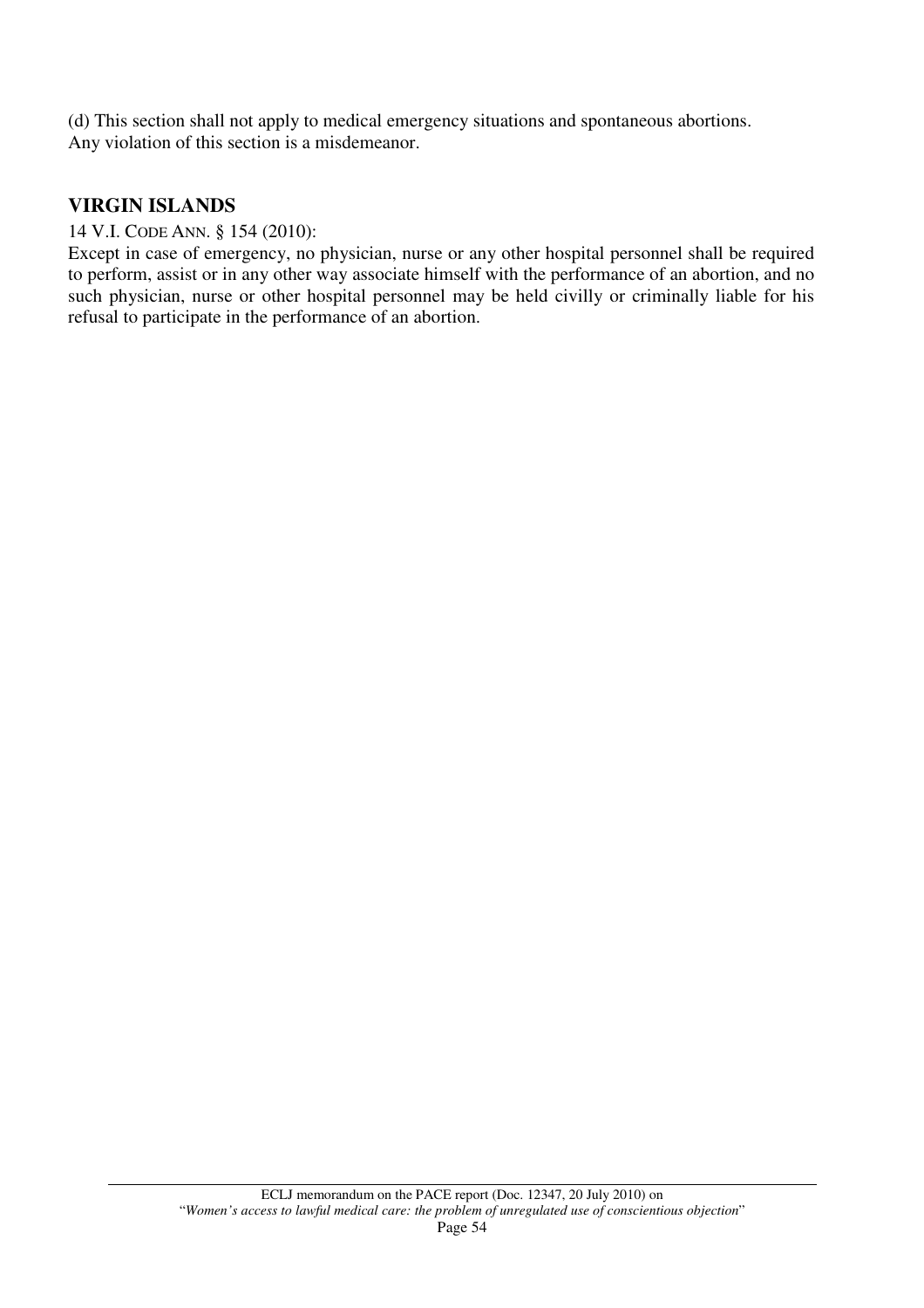(d) This section shall not apply to medical emergency situations and spontaneous abortions.
Any violation of this section is a misdemeanor.

## VIRGIN ISLANDS

14 V.I. CODE ANN. § 154 (2010):

Except in case of emergency, no physician, nurse or any other hospital personnel shall be required to perform, assist or in any other way associate himself with the performance of an abortion, and no such physician, nurse or other hospital personnel may be held civilly or criminally liable for his refusal to participate in the performance of an abortion.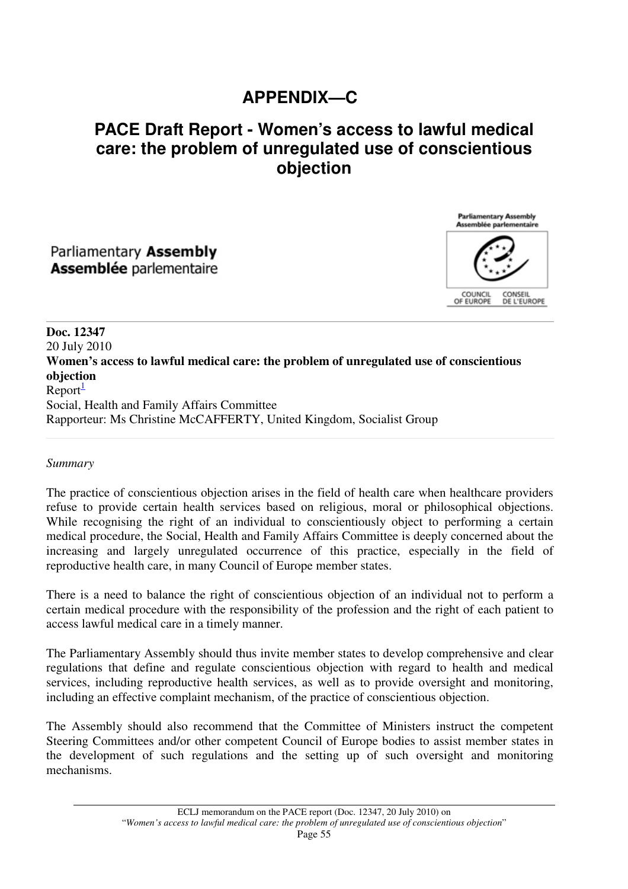# APPENDIX—C

## PACE Draft Report - Women's access to lawful medical care: the problem of unregulated use of conscientious objection

Parliamentary **Assembly**
**Assemblée** parlementaire

**Doc. 12347**
20 July 2010
**Women's access to lawful medical care: the problem of unregulated use of conscientious objection**
Report[1]
Social, Health and Family Affairs Committee
Rapporteur: Ms Christine McCAFFERTY, United Kingdom, Socialist Group

*Summary*

The practice of conscientious objection arises in the field of health care when healthcare providers refuse to provide certain health services based on religious, moral or philosophical objections. While recognising the right of an individual to conscientiously object to performing a certain medical procedure, the Social, Health and Family Affairs Committee is deeply concerned about the increasing and largely unregulated occurrence of this practice, especially in the field of reproductive health care, in many Council of Europe member states.

There is a need to balance the right of conscientious objection of an individual not to perform a certain medical procedure with the responsibility of the profession and the right of each patient to access lawful medical care in a timely manner.

The Parliamentary Assembly should thus invite member states to develop comprehensive and clear regulations that define and regulate conscientious objection with regard to health and medical services, including reproductive health services, as well as to provide oversight and monitoring, including an effective complaint mechanism, of the practice of conscientious objection.

The Assembly should also recommend that the Committee of Ministers instruct the competent Steering Committees and/or other competent Council of Europe bodies to assist member states in the development of such regulations and the setting up of such oversight and monitoring mechanisms.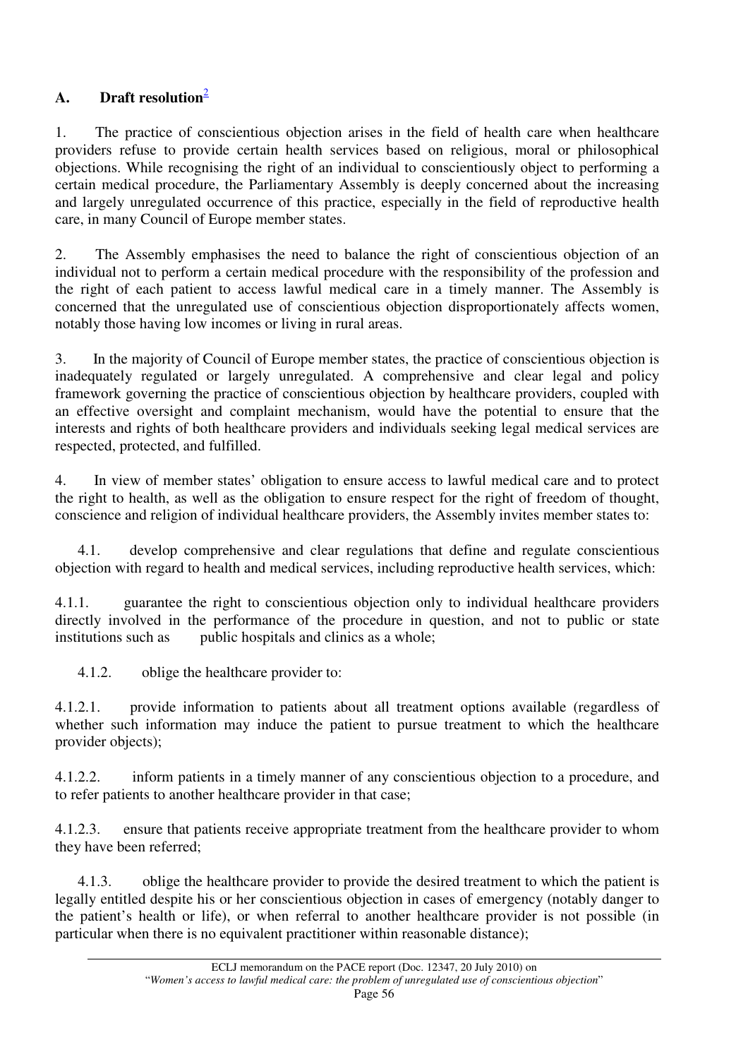## A. Draft resolution[2]

1. The practice of conscientious objection arises in the field of health care when healthcare providers refuse to provide certain health services based on religious, moral or philosophical objections. While recognising the right of an individual to conscientiously object to performing a certain medical procedure, the Parliamentary Assembly is deeply concerned about the increasing and largely unregulated occurrence of this practice, especially in the field of reproductive health care, in many Council of Europe member states.

2. The Assembly emphasises the need to balance the right of conscientious objection of an individual not to perform a certain medical procedure with the responsibility of the profession and the right of each patient to access lawful medical care in a timely manner. The Assembly is concerned that the unregulated use of conscientious objection disproportionately affects women, notably those having low incomes or living in rural areas.

3. In the majority of Council of Europe member states, the practice of conscientious objection is inadequately regulated or largely unregulated. A comprehensive and clear legal and policy framework governing the practice of conscientious objection by healthcare providers, coupled with an effective oversight and complaint mechanism, would have the potential to ensure that the interests and rights of both healthcare providers and individuals seeking legal medical services are respected, protected, and fulfilled.

4. In view of member states' obligation to ensure access to lawful medical care and to protect the right to health, as well as the obligation to ensure respect for the right of freedom of thought, conscience and religion of individual healthcare providers, the Assembly invites member states to:

4.1. develop comprehensive and clear regulations that define and regulate conscientious objection with regard to health and medical services, including reproductive health services, which:

4.1.1. guarantee the right to conscientious objection only to individual healthcare providers directly involved in the performance of the procedure in question, and not to public or state institutions such as public hospitals and clinics as a whole;

4.1.2. oblige the healthcare provider to:

4.1.2.1. provide information to patients about all treatment options available (regardless of whether such information may induce the patient to pursue treatment to which the healthcare provider objects);

4.1.2.2. inform patients in a timely manner of any conscientious objection to a procedure, and to refer patients to another healthcare provider in that case;

4.1.2.3. ensure that patients receive appropriate treatment from the healthcare provider to whom they have been referred;

4.1.3. oblige the healthcare provider to provide the desired treatment to which the patient is legally entitled despite his or her conscientious objection in cases of emergency (notably danger to the patient's health or life), or when referral to another healthcare provider is not possible (in particular when there is no equivalent practitioner within reasonable distance);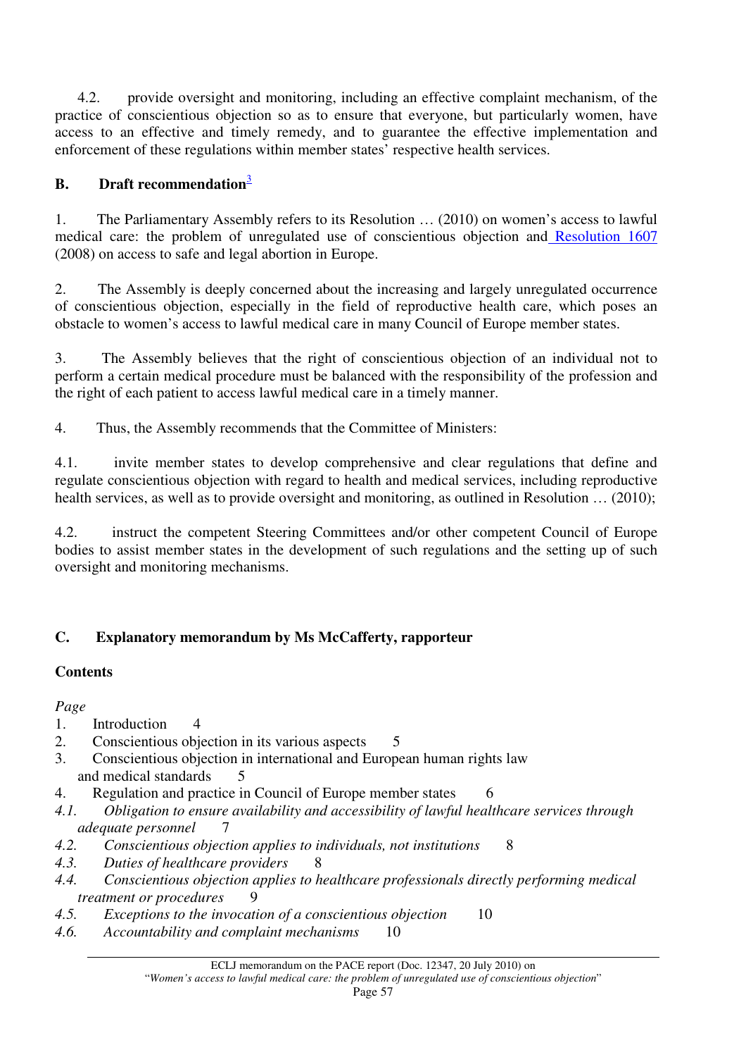4.2. provide oversight and monitoring, including an effective complaint mechanism, of the practice of conscientious objection so as to ensure that everyone, but particularly women, have access to an effective and timely remedy, and to guarantee the effective implementation and enforcement of these regulations within member states' respective health services.

## B. Draft recommendation[3]

1. The Parliamentary Assembly refers to its Resolution … (2010) on women's access to lawful medical care: the problem of unregulated use of conscientious objection and Resolution 1607 (2008) on access to safe and legal abortion in Europe.

2. The Assembly is deeply concerned about the increasing and largely unregulated occurrence of conscientious objection, especially in the field of reproductive health care, which poses an obstacle to women's access to lawful medical care in many Council of Europe member states.

3. The Assembly believes that the right of conscientious objection of an individual not to perform a certain medical procedure must be balanced with the responsibility of the profession and the right of each patient to access lawful medical care in a timely manner.

4. Thus, the Assembly recommends that the Committee of Ministers:

4.1. invite member states to develop comprehensive and clear regulations that define and regulate conscientious objection with regard to health and medical services, including reproductive health services, as well as to provide oversight and monitoring, as outlined in Resolution … (2010);

4.2. instruct the competent Steering Committees and/or other competent Council of Europe bodies to assist member states in the development of such regulations and the setting up of such oversight and monitoring mechanisms.

## C. Explanatory memorandum by Ms McCafferty, rapporteur

### Contents

*Page*

1. Introduction 4
2. Conscientious objection in its various aspects 5
3. Conscientious objection in international and European human rights law and medical standards 5
4. Regulation and practice in Council of Europe member states 6

*4.1. Obligation to ensure availability and accessibility of lawful healthcare services through adequate personnel* 7
*4.2. Conscientious objection applies to individuals, not institutions* 8
*4.3. Duties of healthcare providers* 8
*4.4. Conscientious objection applies to healthcare professionals directly performing medical treatment or procedures* 9
*4.5. Exceptions to the invocation of a conscientious objection* 10
*4.6. Accountability and complaint mechanisms* 10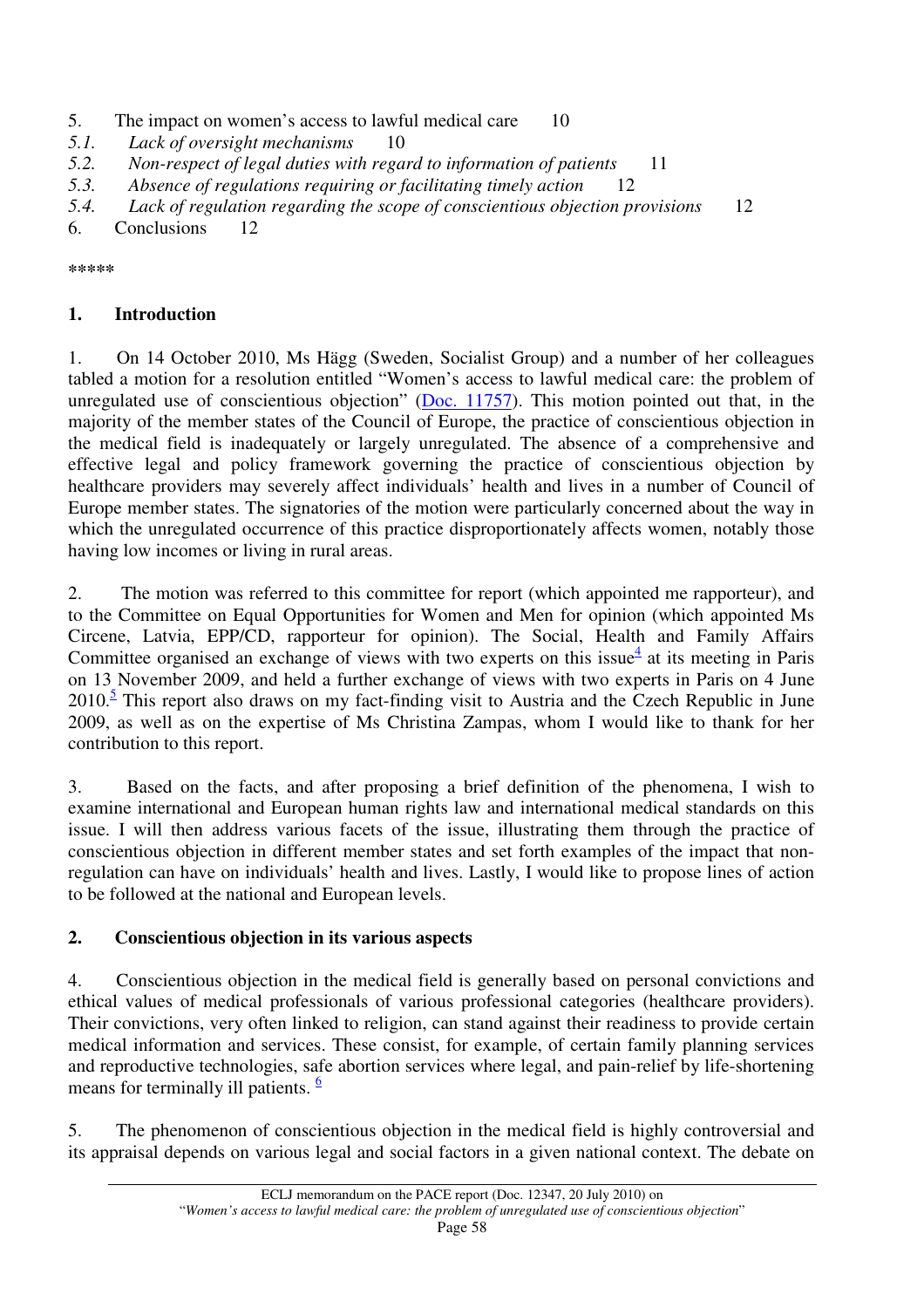5. The impact on women's access to lawful medical care 10

*5.1. Lack of oversight mechanisms* 10

*5.2. Non-respect of legal duties with regard to information of patients* 11

*5.3. Absence of regulations requiring or facilitating timely action* 12

*5.4. Lack of regulation regarding the scope of conscientious objection provisions* 12

6. Conclusions 12

\*\*\*\*\*

## 1. Introduction

1. On 14 October 2010, Ms Hägg (Sweden, Socialist Group) and a number of her colleagues tabled a motion for a resolution entitled "Women's access to lawful medical care: the problem of unregulated use of conscientious objection" (Doc. 11757). This motion pointed out that, in the majority of the member states of the Council of Europe, the practice of conscientious objection in the medical field is inadequately or largely unregulated. The absence of a comprehensive and effective legal and policy framework governing the practice of conscientious objection by healthcare providers may severely affect individuals' health and lives in a number of Council of Europe member states. The signatories of the motion were particularly concerned about the way in which the unregulated occurrence of this practice disproportionately affects women, notably those having low incomes or living in rural areas.

2. The motion was referred to this committee for report (which appointed me rapporteur), and to the Committee on Equal Opportunities for Women and Men for opinion (which appointed Ms Circene, Latvia, EPP/CD, rapporteur for opinion). The Social, Health and Family Affairs Committee organised an exchange of views with two experts on this issue[4] at its meeting in Paris on 13 November 2009, and held a further exchange of views with two experts in Paris on 4 June 2010.[5] This report also draws on my fact-finding visit to Austria and the Czech Republic in June 2009, as well as on the expertise of Ms Christina Zampas, whom I would like to thank for her contribution to this report.

3. Based on the facts, and after proposing a brief definition of the phenomena, I wish to examine international and European human rights law and international medical standards on this issue. I will then address various facets of the issue, illustrating them through the practice of conscientious objection in different member states and set forth examples of the impact that non-regulation can have on individuals' health and lives. Lastly, I would like to propose lines of action to be followed at the national and European levels.

## 2. Conscientious objection in its various aspects

4. Conscientious objection in the medical field is generally based on personal convictions and ethical values of medical professionals of various professional categories (healthcare providers). Their convictions, very often linked to religion, can stand against their readiness to provide certain medical information and services. These consist, for example, of certain family planning services and reproductive technologies, safe abortion services where legal, and pain-relief by life-shortening means for terminally ill patients. [6]

5. The phenomenon of conscientious objection in the medical field is highly controversial and its appraisal depends on various legal and social factors in a given national context. The debate on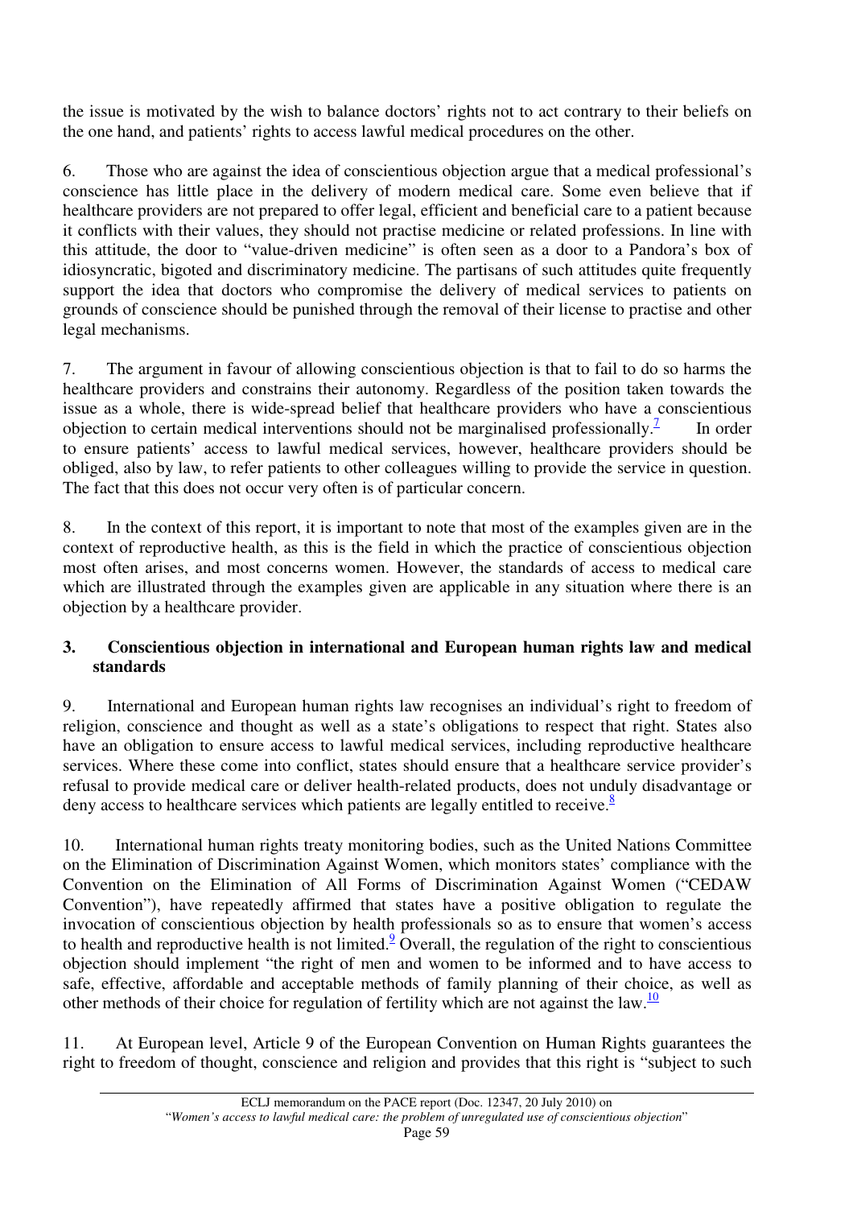the issue is motivated by the wish to balance doctors' rights not to act contrary to their beliefs on the one hand, and patients' rights to access lawful medical procedures on the other.

6. Those who are against the idea of conscientious objection argue that a medical professional's conscience has little place in the delivery of modern medical care. Some even believe that if healthcare providers are not prepared to offer legal, efficient and beneficial care to a patient because it conflicts with their values, they should not practise medicine or related professions. In line with this attitude, the door to "value-driven medicine" is often seen as a door to a Pandora's box of idiosyncratic, bigoted and discriminatory medicine. The partisans of such attitudes quite frequently support the idea that doctors who compromise the delivery of medical services to patients on grounds of conscience should be punished through the removal of their license to practise and other legal mechanisms.

7. The argument in favour of allowing conscientious objection is that to fail to do so harms the healthcare providers and constrains their autonomy. Regardless of the position taken towards the issue as a whole, there is wide-spread belief that healthcare providers who have a conscientious objection to certain medical interventions should not be marginalised professionally.[7] In order to ensure patients' access to lawful medical services, however, healthcare providers should be obliged, also by law, to refer patients to other colleagues willing to provide the service in question. The fact that this does not occur very often is of particular concern.

8. In the context of this report, it is important to note that most of the examples given are in the context of reproductive health, as this is the field in which the practice of conscientious objection most often arises, and most concerns women. However, the standards of access to medical care which are illustrated through the examples given are applicable in any situation where there is an objection by a healthcare provider.

### 3. Conscientious objection in international and European human rights law and medical standards

9. International and European human rights law recognises an individual's right to freedom of religion, conscience and thought as well as a state's obligations to respect that right. States also have an obligation to ensure access to lawful medical services, including reproductive healthcare services. Where these come into conflict, states should ensure that a healthcare service provider's refusal to provide medical care or deliver health-related products, does not unduly disadvantage or deny access to healthcare services which patients are legally entitled to receive.[8]

10. International human rights treaty monitoring bodies, such as the United Nations Committee on the Elimination of Discrimination Against Women, which monitors states' compliance with the Convention on the Elimination of All Forms of Discrimination Against Women ("CEDAW Convention"), have repeatedly affirmed that states have a positive obligation to regulate the invocation of conscientious objection by health professionals so as to ensure that women's access to health and reproductive health is not limited.[9] Overall, the regulation of the right to conscientious objection should implement "the right of men and women to be informed and to have access to safe, effective, affordable and acceptable methods of family planning of their choice, as well as other methods of their choice for regulation of fertility which are not against the law.[10]

11. At European level, Article 9 of the European Convention on Human Rights guarantees the right to freedom of thought, conscience and religion and provides that this right is "subject to such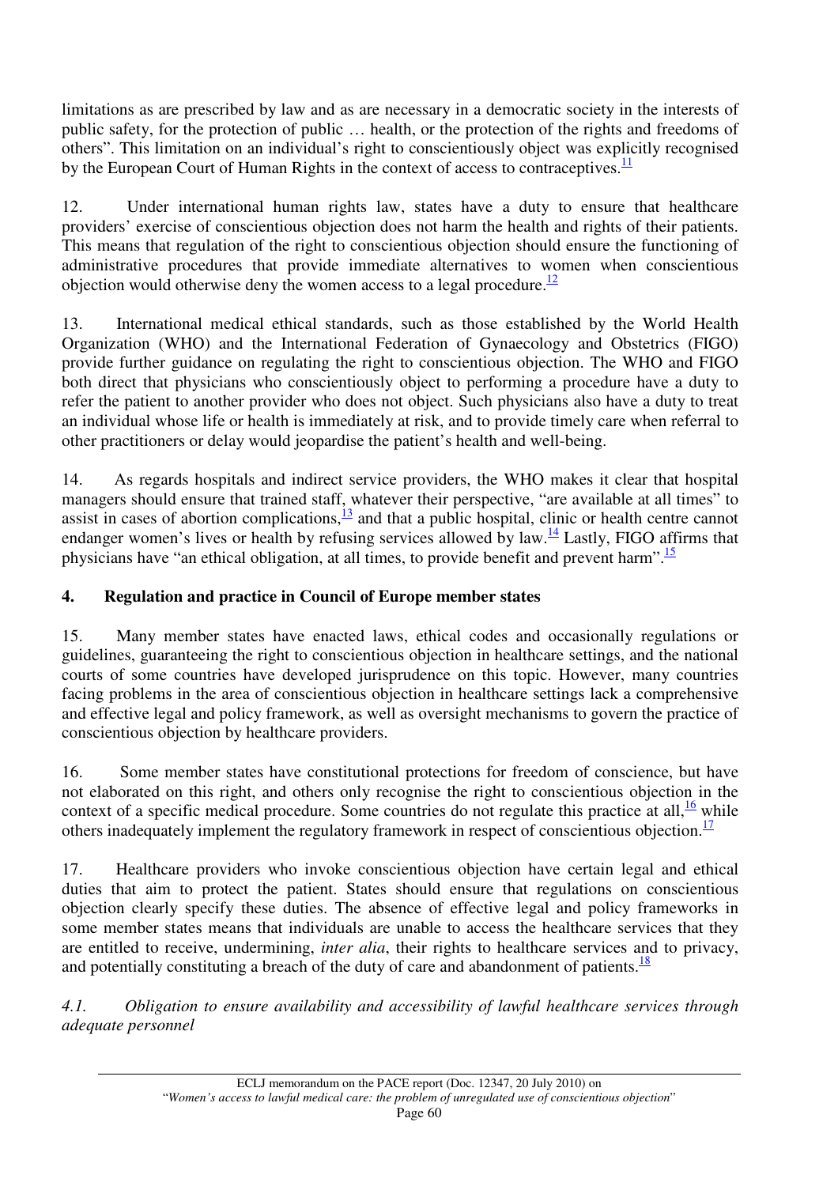limitations as are prescribed by law and as are necessary in a democratic society in the interests of public safety, for the protection of public … health, or the protection of the rights and freedoms of others". This limitation on an individual's right to conscientiously object was explicitly recognised by the European Court of Human Rights in the context of access to contraceptives.[11]

12. Under international human rights law, states have a duty to ensure that healthcare providers' exercise of conscientious objection does not harm the health and rights of their patients. This means that regulation of the right to conscientious objection should ensure the functioning of administrative procedures that provide immediate alternatives to women when conscientious objection would otherwise deny the women access to a legal procedure.[12]

13. International medical ethical standards, such as those established by the World Health Organization (WHO) and the International Federation of Gynaecology and Obstetrics (FIGO) provide further guidance on regulating the right to conscientious objection. The WHO and FIGO both direct that physicians who conscientiously object to performing a procedure have a duty to refer the patient to another provider who does not object. Such physicians also have a duty to treat an individual whose life or health is immediately at risk, and to provide timely care when referral to other practitioners or delay would jeopardise the patient's health and well-being.

14. As regards hospitals and indirect service providers, the WHO makes it clear that hospital managers should ensure that trained staff, whatever their perspective, "are available at all times" to assist in cases of abortion complications,[13] and that a public hospital, clinic or health centre cannot endanger women's lives or health by refusing services allowed by law.[14] Lastly, FIGO affirms that physicians have "an ethical obligation, at all times, to provide benefit and prevent harm".[15]

## 4. Regulation and practice in Council of Europe member states

15. Many member states have enacted laws, ethical codes and occasionally regulations or guidelines, guaranteeing the right to conscientious objection in healthcare settings, and the national courts of some countries have developed jurisprudence on this topic. However, many countries facing problems in the area of conscientious objection in healthcare settings lack a comprehensive and effective legal and policy framework, as well as oversight mechanisms to govern the practice of conscientious objection by healthcare providers.

16. Some member states have constitutional protections for freedom of conscience, but have not elaborated on this right, and others only recognise the right to conscientious objection in the context of a specific medical procedure. Some countries do not regulate this practice at all,[16] while others inadequately implement the regulatory framework in respect of conscientious objection.[17]

17. Healthcare providers who invoke conscientious objection have certain legal and ethical duties that aim to protect the patient. States should ensure that regulations on conscientious objection clearly specify these duties. The absence of effective legal and policy frameworks in some member states means that individuals are unable to access the healthcare services that they are entitled to receive, undermining, *inter alia*, their rights to healthcare services and to privacy, and potentially constituting a breach of the duty of care and abandonment of patients.[18]

### *4.1. Obligation to ensure availability and accessibility of lawful healthcare services through adequate personnel*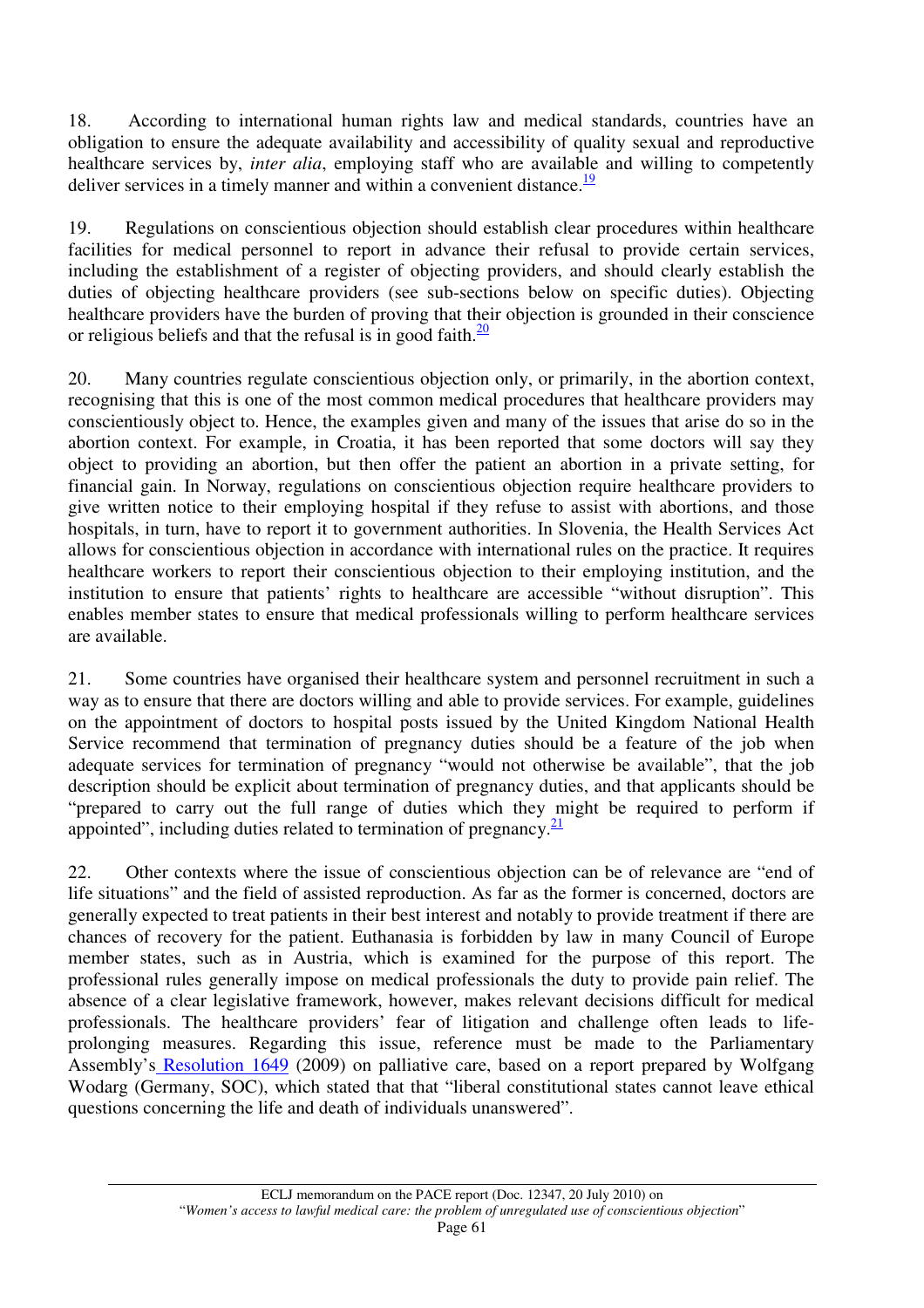18. According to international human rights law and medical standards, countries have an obligation to ensure the adequate availability and accessibility of quality sexual and reproductive healthcare services by, *inter alia*, employing staff who are available and willing to competently deliver services in a timely manner and within a convenient distance.[19]

19. Regulations on conscientious objection should establish clear procedures within healthcare facilities for medical personnel to report in advance their refusal to provide certain services, including the establishment of a register of objecting providers, and should clearly establish the duties of objecting healthcare providers (see sub-sections below on specific duties). Objecting healthcare providers have the burden of proving that their objection is grounded in their conscience or religious beliefs and that the refusal is in good faith.[20]

20. Many countries regulate conscientious objection only, or primarily, in the abortion context, recognising that this is one of the most common medical procedures that healthcare providers may conscientiously object to. Hence, the examples given and many of the issues that arise do so in the abortion context. For example, in Croatia, it has been reported that some doctors will say they object to providing an abortion, but then offer the patient an abortion in a private setting, for financial gain. In Norway, regulations on conscientious objection require healthcare providers to give written notice to their employing hospital if they refuse to assist with abortions, and those hospitals, in turn, have to report it to government authorities. In Slovenia, the Health Services Act allows for conscientious objection in accordance with international rules on the practice. It requires healthcare workers to report their conscientious objection to their employing institution, and the institution to ensure that patients' rights to healthcare are accessible "without disruption". This enables member states to ensure that medical professionals willing to perform healthcare services are available.

21. Some countries have organised their healthcare system and personnel recruitment in such a way as to ensure that there are doctors willing and able to provide services. For example, guidelines on the appointment of doctors to hospital posts issued by the United Kingdom National Health Service recommend that termination of pregnancy duties should be a feature of the job when adequate services for termination of pregnancy "would not otherwise be available", that the job description should be explicit about termination of pregnancy duties, and that applicants should be "prepared to carry out the full range of duties which they might be required to perform if appointed", including duties related to termination of pregnancy.[21]

22. Other contexts where the issue of conscientious objection can be of relevance are "end of life situations" and the field of assisted reproduction. As far as the former is concerned, doctors are generally expected to treat patients in their best interest and notably to provide treatment if there are chances of recovery for the patient. Euthanasia is forbidden by law in many Council of Europe member states, such as in Austria, which is examined for the purpose of this report. The professional rules generally impose on medical professionals the duty to provide pain relief. The absence of a clear legislative framework, however, makes relevant decisions difficult for medical professionals. The healthcare providers' fear of litigation and challenge often leads to life-prolonging measures. Regarding this issue, reference must be made to the Parliamentary Assembly's Resolution 1649 (2009) on palliative care, based on a report prepared by Wolfgang Wodarg (Germany, SOC), which stated that that "liberal constitutional states cannot leave ethical questions concerning the life and death of individuals unanswered".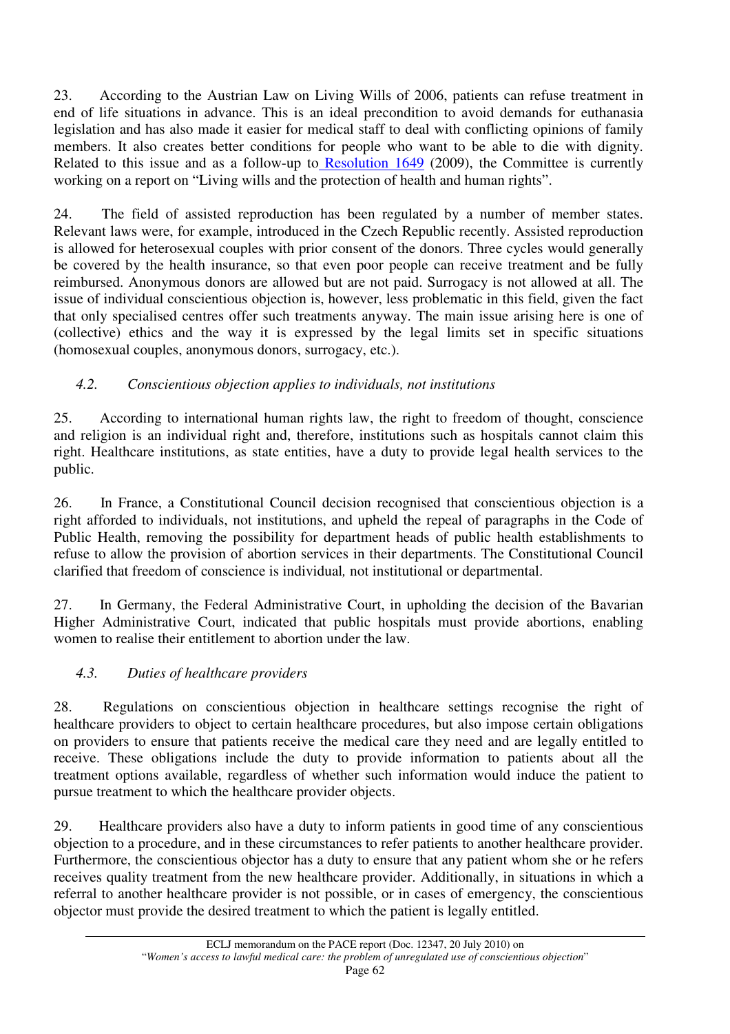23. According to the Austrian Law on Living Wills of 2006, patients can refuse treatment in end of life situations in advance. This is an ideal precondition to avoid demands for euthanasia legislation and has also made it easier for medical staff to deal with conflicting opinions of family members. It also creates better conditions for people who want to be able to die with dignity. Related to this issue and as a follow-up to Resolution 1649 (2009), the Committee is currently working on a report on "Living wills and the protection of health and human rights".

24. The field of assisted reproduction has been regulated by a number of member states. Relevant laws were, for example, introduced in the Czech Republic recently. Assisted reproduction is allowed for heterosexual couples with prior consent of the donors. Three cycles would generally be covered by the health insurance, so that even poor people can receive treatment and be fully reimbursed. Anonymous donors are allowed but are not paid. Surrogacy is not allowed at all. The issue of individual conscientious objection is, however, less problematic in this field, given the fact that only specialised centres offer such treatments anyway. The main issue arising here is one of (collective) ethics and the way it is expressed by the legal limits set in specific situations (homosexual couples, anonymous donors, surrogacy, etc.).

### *4.2. Conscientious objection applies to individuals, not institutions*

25. According to international human rights law, the right to freedom of thought, conscience and religion is an individual right and, therefore, institutions such as hospitals cannot claim this right. Healthcare institutions, as state entities, have a duty to provide legal health services to the public.

26. In France, a Constitutional Council decision recognised that conscientious objection is a right afforded to individuals, not institutions, and upheld the repeal of paragraphs in the Code of Public Health, removing the possibility for department heads of public health establishments to refuse to allow the provision of abortion services in their departments. The Constitutional Council clarified that freedom of conscience is individual*,* not institutional or departmental.

27. In Germany, the Federal Administrative Court, in upholding the decision of the Bavarian Higher Administrative Court, indicated that public hospitals must provide abortions, enabling women to realise their entitlement to abortion under the law.

### *4.3. Duties of healthcare providers*

28. Regulations on conscientious objection in healthcare settings recognise the right of healthcare providers to object to certain healthcare procedures, but also impose certain obligations on providers to ensure that patients receive the medical care they need and are legally entitled to receive. These obligations include the duty to provide information to patients about all the treatment options available, regardless of whether such information would induce the patient to pursue treatment to which the healthcare provider objects.

29. Healthcare providers also have a duty to inform patients in good time of any conscientious objection to a procedure, and in these circumstances to refer patients to another healthcare provider. Furthermore, the conscientious objector has a duty to ensure that any patient whom she or he refers receives quality treatment from the new healthcare provider. Additionally, in situations in which a referral to another healthcare provider is not possible, or in cases of emergency, the conscientious objector must provide the desired treatment to which the patient is legally entitled.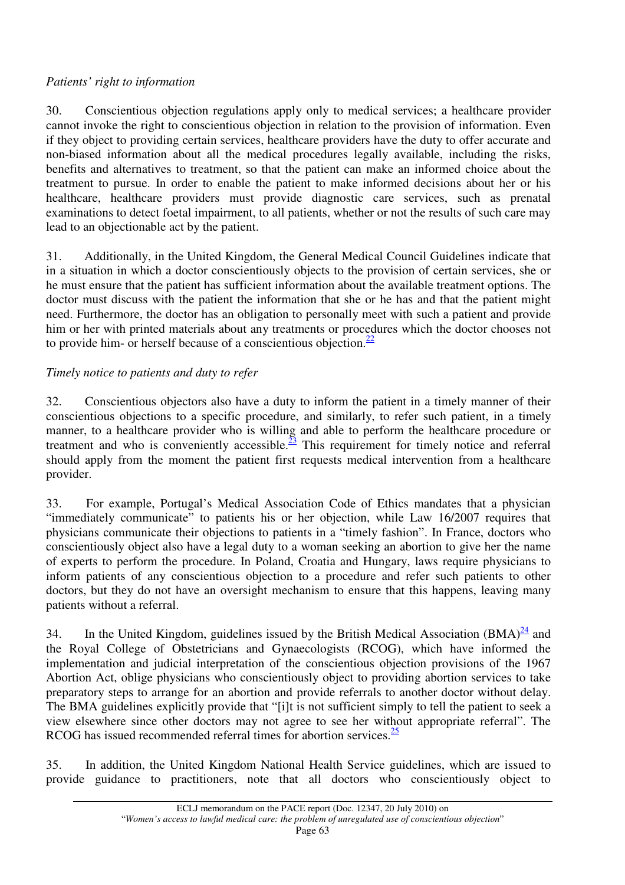*Patients' right to information*

30. Conscientious objection regulations apply only to medical services; a healthcare provider cannot invoke the right to conscientious objection in relation to the provision of information. Even if they object to providing certain services, healthcare providers have the duty to offer accurate and non-biased information about all the medical procedures legally available, including the risks, benefits and alternatives to treatment, so that the patient can make an informed choice about the treatment to pursue. In order to enable the patient to make informed decisions about her or his healthcare, healthcare providers must provide diagnostic care services, such as prenatal examinations to detect foetal impairment, to all patients, whether or not the results of such care may lead to an objectionable act by the patient.

31. Additionally, in the United Kingdom, the General Medical Council Guidelines indicate that in a situation in which a doctor conscientiously objects to the provision of certain services, she or he must ensure that the patient has sufficient information about the available treatment options. The doctor must discuss with the patient the information that she or he has and that the patient might need. Furthermore, the doctor has an obligation to personally meet with such a patient and provide him or her with printed materials about any treatments or procedures which the doctor chooses not to provide him- or herself because of a conscientious objection.[22]

*Timely notice to patients and duty to refer*

32. Conscientious objectors also have a duty to inform the patient in a timely manner of their conscientious objections to a specific procedure, and similarly, to refer such patient, in a timely manner, to a healthcare provider who is willing and able to perform the healthcare procedure or treatment and who is conveniently accessible.[23] This requirement for timely notice and referral should apply from the moment the patient first requests medical intervention from a healthcare provider.

33. For example, Portugal's Medical Association Code of Ethics mandates that a physician "immediately communicate" to patients his or her objection, while Law 16/2007 requires that physicians communicate their objections to patients in a "timely fashion". In France, doctors who conscientiously object also have a legal duty to a woman seeking an abortion to give her the name of experts to perform the procedure. In Poland, Croatia and Hungary, laws require physicians to inform patients of any conscientious objection to a procedure and refer such patients to other doctors, but they do not have an oversight mechanism to ensure that this happens, leaving many patients without a referral.

34. In the United Kingdom, guidelines issued by the British Medical Association (BMA)[24] and the Royal College of Obstetricians and Gynaecologists (RCOG), which have informed the implementation and judicial interpretation of the conscientious objection provisions of the 1967 Abortion Act, oblige physicians who conscientiously object to providing abortion services to take preparatory steps to arrange for an abortion and provide referrals to another doctor without delay. The BMA guidelines explicitly provide that "[i]t is not sufficient simply to tell the patient to seek a view elsewhere since other doctors may not agree to see her without appropriate referral". The RCOG has issued recommended referral times for abortion services.[25]

35. In addition, the United Kingdom National Health Service guidelines, which are issued to provide guidance to practitioners, note that all doctors who conscientiously object to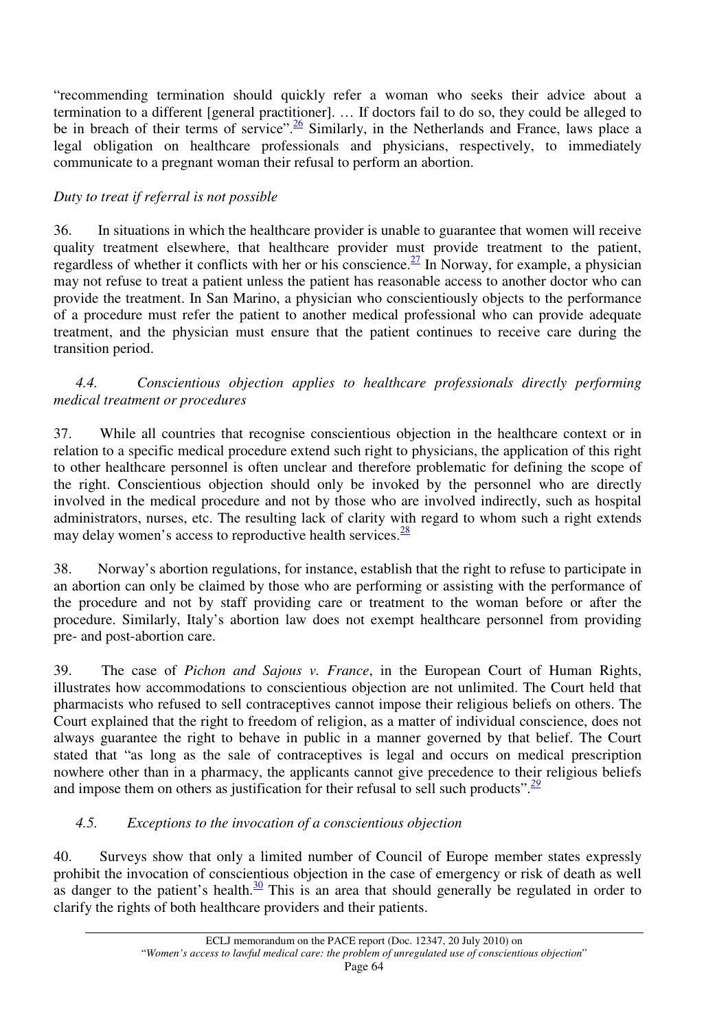"recommending termination should quickly refer a woman who seeks their advice about a termination to a different [general practitioner]. … If doctors fail to do so, they could be alleged to be in breach of their terms of service".[26] Similarly, in the Netherlands and France, laws place a legal obligation on healthcare professionals and physicians, respectively, to immediately communicate to a pregnant woman their refusal to perform an abortion.

*Duty to treat if referral is not possible*

36. In situations in which the healthcare provider is unable to guarantee that women will receive quality treatment elsewhere, that healthcare provider must provide treatment to the patient, regardless of whether it conflicts with her or his conscience.[27] In Norway, for example, a physician may not refuse to treat a patient unless the patient has reasonable access to another doctor who can provide the treatment. In San Marino, a physician who conscientiously objects to the performance of a procedure must refer the patient to another medical professional who can provide adequate treatment, and the physician must ensure that the patient continues to receive care during the transition period.

*4.4. Conscientious objection applies to healthcare professionals directly performing medical treatment or procedures*

37. While all countries that recognise conscientious objection in the healthcare context or in relation to a specific medical procedure extend such right to physicians, the application of this right to other healthcare personnel is often unclear and therefore problematic for defining the scope of the right. Conscientious objection should only be invoked by the personnel who are directly involved in the medical procedure and not by those who are involved indirectly, such as hospital administrators, nurses, etc. The resulting lack of clarity with regard to whom such a right extends may delay women's access to reproductive health services.[28]

38. Norway's abortion regulations, for instance, establish that the right to refuse to participate in an abortion can only be claimed by those who are performing or assisting with the performance of the procedure and not by staff providing care or treatment to the woman before or after the procedure. Similarly, Italy's abortion law does not exempt healthcare personnel from providing pre- and post-abortion care.

39. The case of *Pichon and Sajous v. France*, in the European Court of Human Rights, illustrates how accommodations to conscientious objection are not unlimited. The Court held that pharmacists who refused to sell contraceptives cannot impose their religious beliefs on others. The Court explained that the right to freedom of religion, as a matter of individual conscience, does not always guarantee the right to behave in public in a manner governed by that belief. The Court stated that "as long as the sale of contraceptives is legal and occurs on medical prescription nowhere other than in a pharmacy, the applicants cannot give precedence to their religious beliefs and impose them on others as justification for their refusal to sell such products".[29]

*4.5. Exceptions to the invocation of a conscientious objection*

40. Surveys show that only a limited number of Council of Europe member states expressly prohibit the invocation of conscientious objection in the case of emergency or risk of death as well as danger to the patient's health.[30] This is an area that should generally be regulated in order to clarify the rights of both healthcare providers and their patients.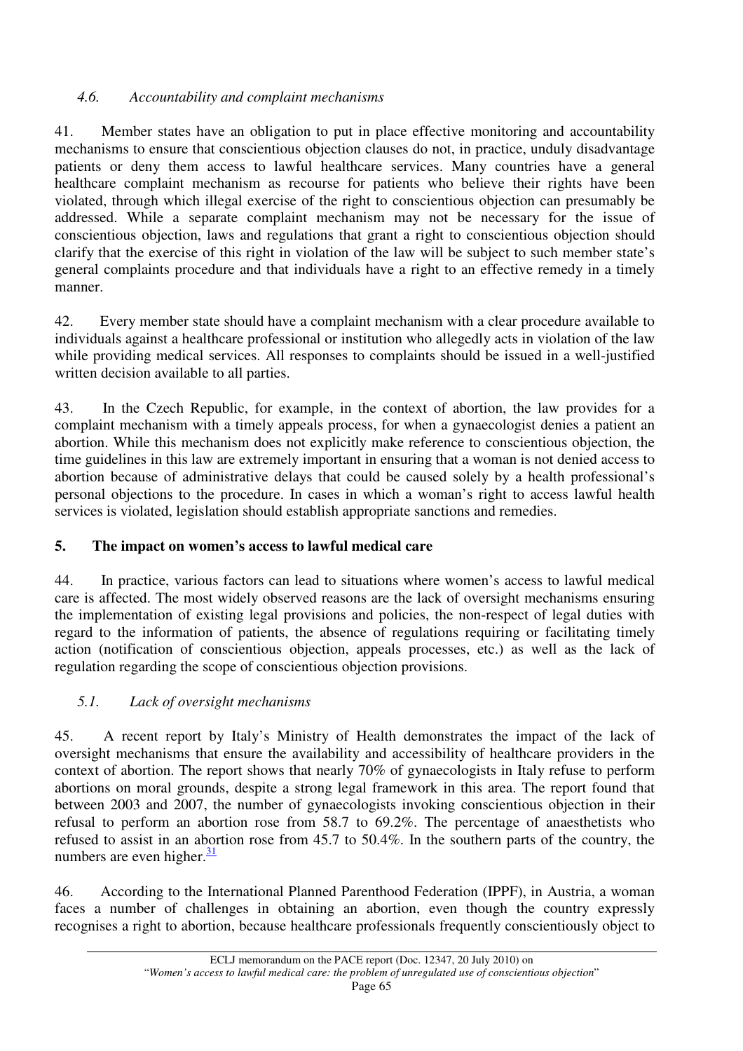### *4.6. Accountability and complaint mechanisms*

41. Member states have an obligation to put in place effective monitoring and accountability mechanisms to ensure that conscientious objection clauses do not, in practice, unduly disadvantage patients or deny them access to lawful healthcare services. Many countries have a general healthcare complaint mechanism as recourse for patients who believe their rights have been violated, through which illegal exercise of the right to conscientious objection can presumably be addressed. While a separate complaint mechanism may not be necessary for the issue of conscientious objection, laws and regulations that grant a right to conscientious objection should clarify that the exercise of this right in violation of the law will be subject to such member state's general complaints procedure and that individuals have a right to an effective remedy in a timely manner.

42. Every member state should have a complaint mechanism with a clear procedure available to individuals against a healthcare professional or institution who allegedly acts in violation of the law while providing medical services. All responses to complaints should be issued in a well-justified written decision available to all parties.

43. In the Czech Republic, for example, in the context of abortion, the law provides for a complaint mechanism with a timely appeals process, for when a gynaecologist denies a patient an abortion. While this mechanism does not explicitly make reference to conscientious objection, the time guidelines in this law are extremely important in ensuring that a woman is not denied access to abortion because of administrative delays that could be caused solely by a health professional's personal objections to the procedure. In cases in which a woman's right to access lawful health services is violated, legislation should establish appropriate sanctions and remedies.

## 5. The impact on women's access to lawful medical care

44. In practice, various factors can lead to situations where women's access to lawful medical care is affected. The most widely observed reasons are the lack of oversight mechanisms ensuring the implementation of existing legal provisions and policies, the non-respect of legal duties with regard to the information of patients, the absence of regulations requiring or facilitating timely action (notification of conscientious objection, appeals processes, etc.) as well as the lack of regulation regarding the scope of conscientious objection provisions.

### *5.1. Lack of oversight mechanisms*

45. A recent report by Italy's Ministry of Health demonstrates the impact of the lack of oversight mechanisms that ensure the availability and accessibility of healthcare providers in the context of abortion. The report shows that nearly 70% of gynaecologists in Italy refuse to perform abortions on moral grounds, despite a strong legal framework in this area. The report found that between 2003 and 2007, the number of gynaecologists invoking conscientious objection in their refusal to perform an abortion rose from 58.7 to 69.2%. The percentage of anaesthetists who refused to assist in an abortion rose from 45.7 to 50.4%. In the southern parts of the country, the numbers are even higher.[31]

46. According to the International Planned Parenthood Federation (IPPF), in Austria, a woman faces a number of challenges in obtaining an abortion, even though the country expressly recognises a right to abortion, because healthcare professionals frequently conscientiously object to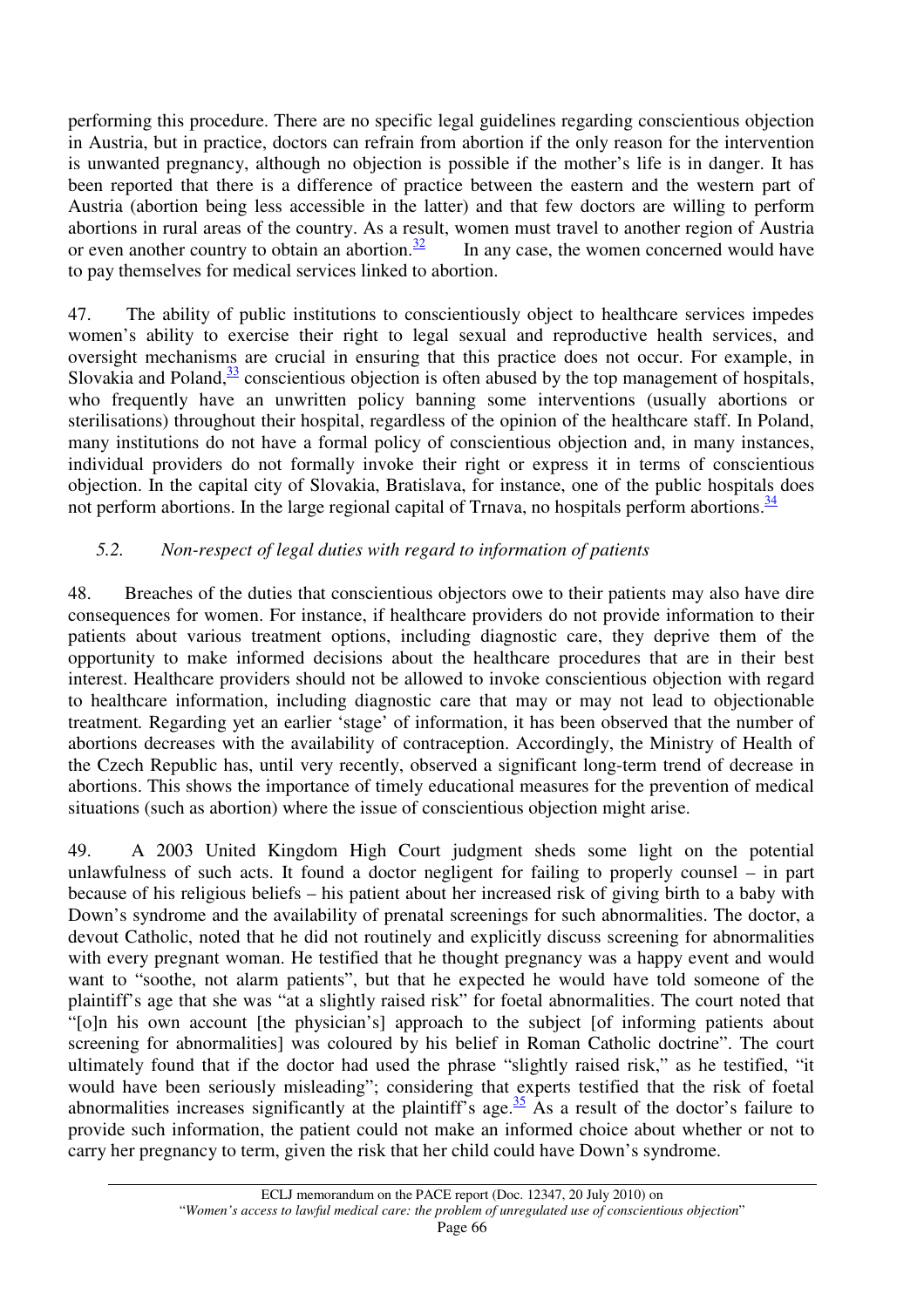performing this procedure. There are no specific legal guidelines regarding conscientious objection in Austria, but in practice, doctors can refrain from abortion if the only reason for the intervention is unwanted pregnancy, although no objection is possible if the mother's life is in danger. It has been reported that there is a difference of practice between the eastern and the western part of Austria (abortion being less accessible in the latter) and that few doctors are willing to perform abortions in rural areas of the country. As a result, women must travel to another region of Austria or even another country to obtain an abortion.[32] In any case, the women concerned would have to pay themselves for medical services linked to abortion.

47. The ability of public institutions to conscientiously object to healthcare services impedes women's ability to exercise their right to legal sexual and reproductive health services, and oversight mechanisms are crucial in ensuring that this practice does not occur. For example, in Slovakia and Poland,[33] conscientious objection is often abused by the top management of hospitals, who frequently have an unwritten policy banning some interventions (usually abortions or sterilisations) throughout their hospital, regardless of the opinion of the healthcare staff. In Poland, many institutions do not have a formal policy of conscientious objection and, in many instances, individual providers do not formally invoke their right or express it in terms of conscientious objection. In the capital city of Slovakia, Bratislava, for instance, one of the public hospitals does not perform abortions. In the large regional capital of Trnava, no hospitals perform abortions.[34]

### *5.2. Non-respect of legal duties with regard to information of patients*

48. Breaches of the duties that conscientious objectors owe to their patients may also have dire consequences for women. For instance, if healthcare providers do not provide information to their patients about various treatment options, including diagnostic care, they deprive them of the opportunity to make informed decisions about the healthcare procedures that are in their best interest. Healthcare providers should not be allowed to invoke conscientious objection with regard to healthcare information, including diagnostic care that may or may not lead to objectionable treatment. Regarding yet an earlier 'stage' of information, it has been observed that the number of abortions decreases with the availability of contraception. Accordingly, the Ministry of Health of the Czech Republic has, until very recently, observed a significant long-term trend of decrease in abortions. This shows the importance of timely educational measures for the prevention of medical situations (such as abortion) where the issue of conscientious objection might arise.

49. A 2003 United Kingdom High Court judgment sheds some light on the potential unlawfulness of such acts. It found a doctor negligent for failing to properly counsel – in part because of his religious beliefs – his patient about her increased risk of giving birth to a baby with Down's syndrome and the availability of prenatal screenings for such abnormalities. The doctor, a devout Catholic, noted that he did not routinely and explicitly discuss screening for abnormalities with every pregnant woman. He testified that he thought pregnancy was a happy event and would want to "soothe, not alarm patients", but that he expected he would have told someone of the plaintiff's age that she was "at a slightly raised risk" for foetal abnormalities. The court noted that "[o]n his own account [the physician's] approach to the subject [of informing patients about screening for abnormalities] was coloured by his belief in Roman Catholic doctrine". The court ultimately found that if the doctor had used the phrase "slightly raised risk," as he testified, "it would have been seriously misleading"; considering that experts testified that the risk of foetal abnormalities increases significantly at the plaintiff's age.[35] As a result of the doctor's failure to provide such information, the patient could not make an informed choice about whether or not to carry her pregnancy to term, given the risk that her child could have Down's syndrome.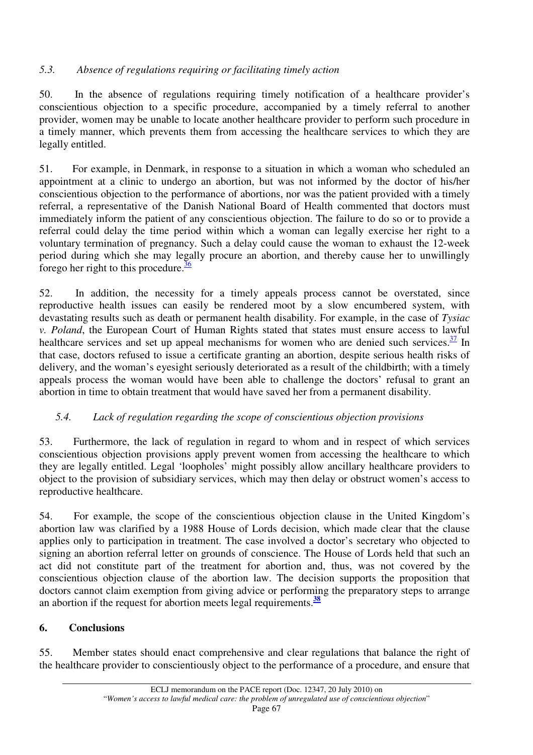### *5.3. Absence of regulations requiring or facilitating timely action*

50. In the absence of regulations requiring timely notification of a healthcare provider's conscientious objection to a specific procedure, accompanied by a timely referral to another provider, women may be unable to locate another healthcare provider to perform such procedure in a timely manner, which prevents them from accessing the healthcare services to which they are legally entitled.

51. For example, in Denmark, in response to a situation in which a woman who scheduled an appointment at a clinic to undergo an abortion, but was not informed by the doctor of his/her conscientious objection to the performance of abortions, nor was the patient provided with a timely referral, a representative of the Danish National Board of Health commented that doctors must immediately inform the patient of any conscientious objection. The failure to do so or to provide a referral could delay the time period within which a woman can legally exercise her right to a voluntary termination of pregnancy. Such a delay could cause the woman to exhaust the 12-week period during which she may legally procure an abortion, and thereby cause her to unwillingly forego her right to this procedure.[36]

52. In addition, the necessity for a timely appeals process cannot be overstated, since reproductive health issues can easily be rendered moot by a slow encumbered system, with devastating results such as death or permanent health disability. For example, in the case of *Tysiac v. Poland*, the European Court of Human Rights stated that states must ensure access to lawful healthcare services and set up appeal mechanisms for women who are denied such services.[37] In that case, doctors refused to issue a certificate granting an abortion, despite serious health risks of delivery, and the woman's eyesight seriously deteriorated as a result of the childbirth; with a timely appeals process the woman would have been able to challenge the doctors' refusal to grant an abortion in time to obtain treatment that would have saved her from a permanent disability.

### *5.4. Lack of regulation regarding the scope of conscientious objection provisions*

53. Furthermore, the lack of regulation in regard to whom and in respect of which services conscientious objection provisions apply prevent women from accessing the healthcare to which they are legally entitled. Legal 'loopholes' might possibly allow ancillary healthcare providers to object to the provision of subsidiary services, which may then delay or obstruct women's access to reproductive healthcare.

54. For example, the scope of the conscientious objection clause in the United Kingdom's abortion law was clarified by a 1988 House of Lords decision, which made clear that the clause applies only to participation in treatment. The case involved a doctor's secretary who objected to signing an abortion referral letter on grounds of conscience. The House of Lords held that such an act did not constitute part of the treatment for abortion and, thus, was not covered by the conscientious objection clause of the abortion law. The decision supports the proposition that doctors cannot claim exemption from giving advice or performing the preparatory steps to arrange an abortion if the request for abortion meets legal requirements.[38]

## 6. Conclusions

55. Member states should enact comprehensive and clear regulations that balance the right of the healthcare provider to conscientiously object to the performance of a procedure, and ensure that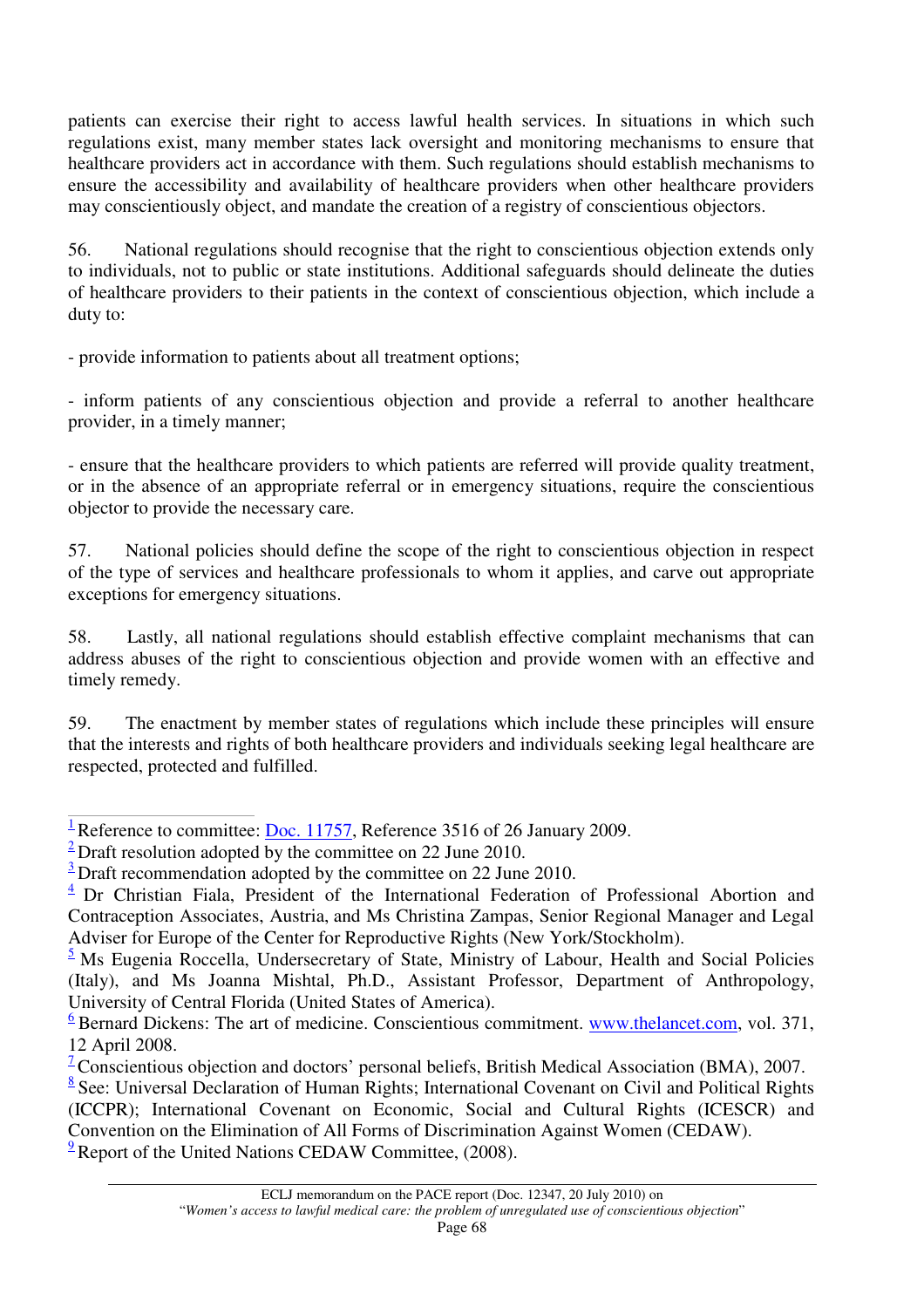patients can exercise their right to access lawful health services. In situations in which such regulations exist, many member states lack oversight and monitoring mechanisms to ensure that healthcare providers act in accordance with them. Such regulations should establish mechanisms to ensure the accessibility and availability of healthcare providers when other healthcare providers may conscientiously object, and mandate the creation of a registry of conscientious objectors.

56. National regulations should recognise that the right to conscientious objection extends only to individuals, not to public or state institutions. Additional safeguards should delineate the duties of healthcare providers to their patients in the context of conscientious objection, which include a duty to:

- provide information to patients about all treatment options;

- inform patients of any conscientious objection and provide a referral to another healthcare provider, in a timely manner;

- ensure that the healthcare providers to which patients are referred will provide quality treatment, or in the absence of an appropriate referral or in emergency situations, require the conscientious objector to provide the necessary care.

57. National policies should define the scope of the right to conscientious objection in respect of the type of services and healthcare professionals to whom it applies, and carve out appropriate exceptions for emergency situations.

58. Lastly, all national regulations should establish effective complaint mechanisms that can address abuses of the right to conscientious objection and provide women with an effective and timely remedy.

59. The enactment by member states of regulations which include these principles will ensure that the interests and rights of both healthcare providers and individuals seeking legal healthcare are respected, protected and fulfilled.

---

[1] Reference to committee: Doc. 11757, Reference 3516 of 26 January 2009.

[2] Draft resolution adopted by the committee on 22 June 2010.

[3] Draft recommendation adopted by the committee on 22 June 2010.

[4] Dr Christian Fiala, President of the International Federation of Professional Abortion and Contraception Associates, Austria, and Ms Christina Zampas, Senior Regional Manager and Legal Adviser for Europe of the Center for Reproductive Rights (New York/Stockholm).

[5] Ms Eugenia Roccella, Undersecretary of State, Ministry of Labour, Health and Social Policies (Italy), and Ms Joanna Mishtal, Ph.D., Assistant Professor, Department of Anthropology, University of Central Florida (United States of America).

[6] Bernard Dickens: The art of medicine. Conscientious commitment. www.thelancet.com, vol. 371, 12 April 2008.

[7] Conscientious objection and doctors' personal beliefs, British Medical Association (BMA), 2007.

[8] See: Universal Declaration of Human Rights; International Covenant on Civil and Political Rights (ICCPR); International Covenant on Economic, Social and Cultural Rights (ICESCR) and Convention on the Elimination of All Forms of Discrimination Against Women (CEDAW).

[9] Report of the United Nations CEDAW Committee, (2008).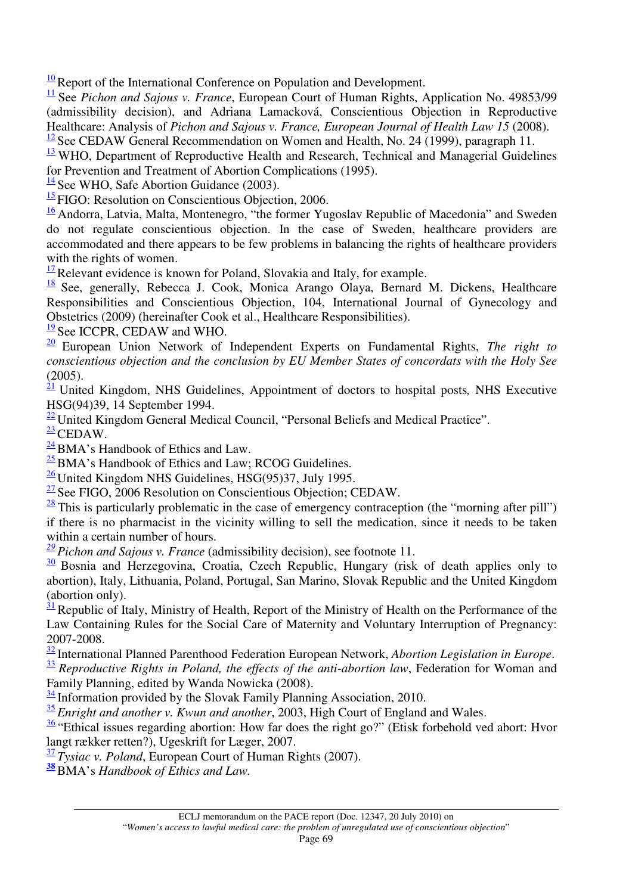[10] Report of the International Conference on Population and Development.

[11] See *Pichon and Sajous v. France*, European Court of Human Rights, Application No. 49853/99 (admissibility decision), and Adriana Lamacková, Conscientious Objection in Reproductive Healthcare: Analysis of *Pichon and Sajous v. France, European Journal of Health Law 15* (2008).

[12] See CEDAW General Recommendation on Women and Health, No. 24 (1999), paragraph 11.

[13] WHO, Department of Reproductive Health and Research, Technical and Managerial Guidelines for Prevention and Treatment of Abortion Complications (1995).

[14] See WHO, Safe Abortion Guidance (2003).

[15] FIGO: Resolution on Conscientious Objection, 2006.

[16] Andorra, Latvia, Malta, Montenegro, "the former Yugoslav Republic of Macedonia" and Sweden do not regulate conscientious objection. In the case of Sweden, healthcare providers are accommodated and there appears to be few problems in balancing the rights of healthcare providers with the rights of women.

[17] Relevant evidence is known for Poland, Slovakia and Italy, for example.

[18] See, generally, Rebecca J. Cook, Monica Arango Olaya, Bernard M. Dickens, Healthcare Responsibilities and Conscientious Objection, 104, International Journal of Gynecology and Obstetrics (2009) (hereinafter Cook et al., Healthcare Responsibilities).

[19] See ICCPR, CEDAW and WHO.

[20] European Union Network of Independent Experts on Fundamental Rights, *The right to conscientious objection and the conclusion by EU Member States of concordats with the Holy See* (2005).

[21] United Kingdom, NHS Guidelines, Appointment of doctors to hospital posts*,* NHS Executive HSG(94)39, 14 September 1994.

[22] United Kingdom General Medical Council, "Personal Beliefs and Medical Practice".

[23] CEDAW.

[24] BMA's Handbook of Ethics and Law.

[25] BMA's Handbook of Ethics and Law; RCOG Guidelines.

[26] United Kingdom NHS Guidelines, HSG(95)37, July 1995.

[27] See FIGO, 2006 Resolution on Conscientious Objection; CEDAW.

[28] This is particularly problematic in the case of emergency contraception (the "morning after pill") if there is no pharmacist in the vicinity willing to sell the medication, since it needs to be taken within a certain number of hours.

[29] *Pichon and Sajous v. France* (admissibility decision), see footnote 11.

[30] Bosnia and Herzegovina, Croatia, Czech Republic, Hungary (risk of death applies only to abortion), Italy, Lithuania, Poland, Portugal, San Marino, Slovak Republic and the United Kingdom (abortion only).

[31] Republic of Italy, Ministry of Health, Report of the Ministry of Health on the Performance of the Law Containing Rules for the Social Care of Maternity and Voluntary Interruption of Pregnancy: 2007-2008.

[32] International Planned Parenthood Federation European Network, *Abortion Legislation in Europe*.

[33] *Reproductive Rights in Poland, the effects of the anti-abortion law*, Federation for Woman and Family Planning, edited by Wanda Nowicka (2008).

[34] Information provided by the Slovak Family Planning Association, 2010.

[35] *Enright and another v. Kwun and another*, 2003, High Court of England and Wales.

[36] "Ethical issues regarding abortion: How far does the right go?" (Etisk forbehold ved abort: Hvor langt rækker retten?), Ugeskrift for Læger, 2007.

[37] *Tysiac v. Poland*, European Court of Human Rights (2007).

[38] BMA's *Handbook of Ethics and Law.*